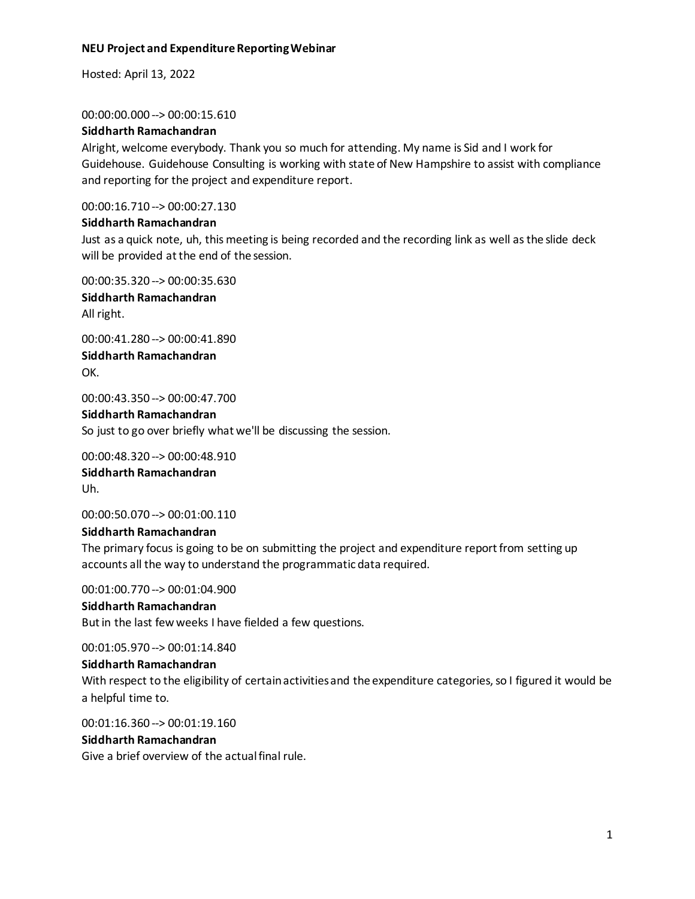**NEU Project and Expenditure Reporting Webinar**

Hosted: April 13, 2022

00:00:00.000 --> 00:00:15.610

**Siddharth Ramachandran**

Alright, welcome everybody. Thank you so much for attending. My name is Sid and I work for Guidehouse. Guidehouse Consulting is working with state of New Hampshire to assist with compliance and reporting for the project and expenditure report.

00:00:16.710 --> 00:00:27.130

**Siddharth Ramachandran**

Just as a quick note, uh, this meeting is being recorded and the recording link as well as the slide deck will be provided at the end of the session.

00:00:35.320 --> 00:00:35.630

**Siddharth Ramachandran**

All right.

00:00:41.280 --> 00:00:41.890

**Siddharth Ramachandran**

OK.

00:00:43.350 --> 00:00:47.700

**Siddharth Ramachandran**

So just to go over briefly what we'll be discussing the session.

00:00:48.320 --> 00:00:48.910

**Siddharth Ramachandran**

Uh.

00:00:50.070 --> 00:01:00.110

**Siddharth Ramachandran**

The primary focus is going to be on submitting the project and expenditure report from setting up accounts all the way to understand the programmatic data required.

00:01:00.770 --> 00:01:04.900

**Siddharth Ramachandran**

But in the last few weeks I have fielded a few questions.

00:01:05.970 --> 00:01:14.840

**Siddharth Ramachandran**

With respect to the eligibility of certain activities and the expenditure categories, so I figured it would be a helpful time to.

00:01:16.360 --> 00:01:19.160

**Siddharth Ramachandran**

Give a brief overview of the actual final rule.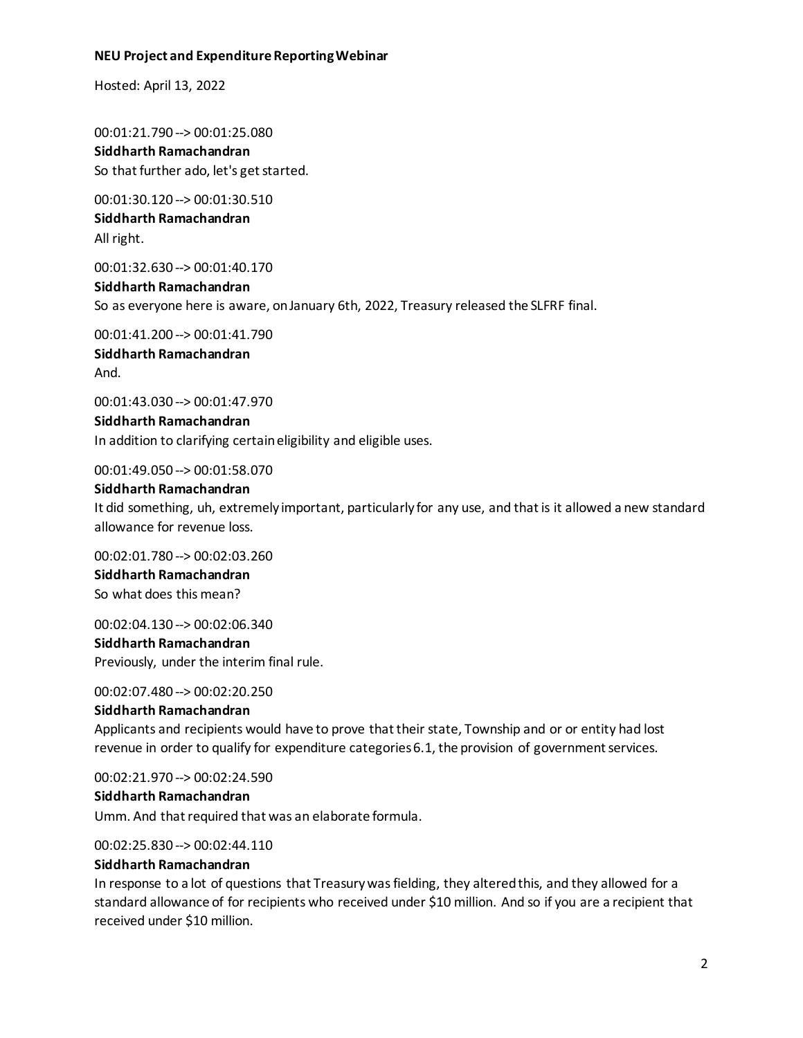**NEU Project and Expenditure Reporting Webinar**

Hosted: April 13, 2022

00:01:21.790 --> 00:01:25.080
**Siddharth Ramachandran**
So that further ado, let's get started.

00:01:30.120 --> 00:01:30.510
**Siddharth Ramachandran**
All right.

00:01:32.630 --> 00:01:40.170
**Siddharth Ramachandran**
So as everyone here is aware, on January 6th, 2022, Treasury released the SLFRF final.

00:01:41.200 --> 00:01:41.790
**Siddharth Ramachandran**
And.

00:01:43.030 --> 00:01:47.970
**Siddharth Ramachandran**
In addition to clarifying certain eligibility and eligible uses.

00:01:49.050 --> 00:01:58.070
**Siddharth Ramachandran**
It did something, uh, extremely important, particularly for any use, and that is it allowed a new standard allowance for revenue loss.

00:02:01.780 --> 00:02:03.260
**Siddharth Ramachandran**
So what does this mean?

00:02:04.130 --> 00:02:06.340
**Siddharth Ramachandran**
Previously, under the interim final rule.

00:02:07.480 --> 00:02:20.250
**Siddharth Ramachandran**
Applicants and recipients would have to prove that their state, Township and or or entity had lost revenue in order to qualify for expenditure categories 6.1, the provision of government services.

00:02:21.970 --> 00:02:24.590
**Siddharth Ramachandran**
Umm. And that required that was an elaborate formula.

00:02:25.830 --> 00:02:44.110
**Siddharth Ramachandran**
In response to a lot of questions that Treasury was fielding, they altered this, and they allowed for a standard allowance of for recipients who received under $10 million. And so if you are a recipient that received under $10 million.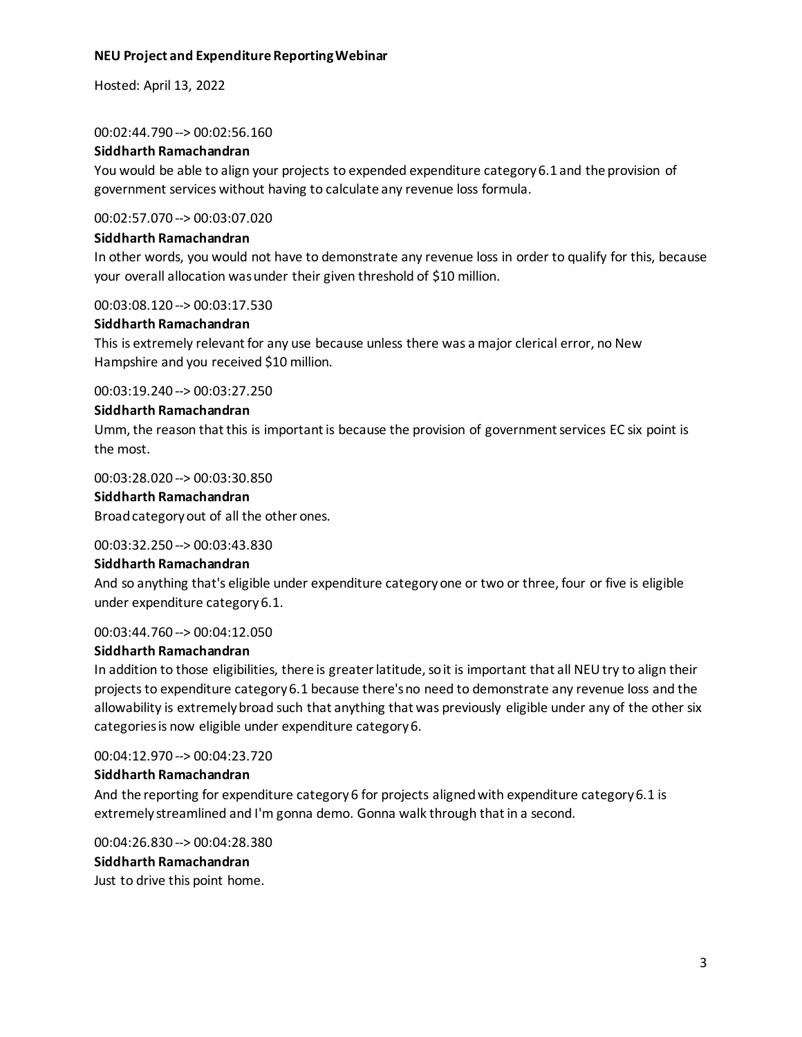00:02:44.790 --> 00:02:56.160

**Siddharth Ramachandran**

You would be able to align your projects to expended expenditure category 6.1 and the provision of government services without having to calculate any revenue loss formula.

00:02:57.070 --> 00:03:07.020

**Siddharth Ramachandran**

In other words, you would not have to demonstrate any revenue loss in order to qualify for this, because your overall allocation was under their given threshold of $10 million.

00:03:08.120 --> 00:03:17.530

**Siddharth Ramachandran**

This is extremely relevant for any use because unless there was a major clerical error, no New Hampshire and you received $10 million.

00:03:19.240 --> 00:03:27.250

**Siddharth Ramachandran**

Umm, the reason that this is important is because the provision of government services EC six point is the most.

00:03:28.020 --> 00:03:30.850

**Siddharth Ramachandran**

Broad category out of all the other ones.

00:03:32.250 --> 00:03:43.830

**Siddharth Ramachandran**

And so anything that's eligible under expenditure category one or two or three, four or five is eligible under expenditure category 6.1.

00:03:44.760 --> 00:04:12.050

**Siddharth Ramachandran**

In addition to those eligibilities, there is greater latitude, so it is important that all NEU try to align their projects to expenditure category 6.1 because there's no need to demonstrate any revenue loss and the allowability is extremely broad such that anything that was previously eligible under any of the other six categories is now eligible under expenditure category 6.

00:04:12.970 --> 00:04:23.720

**Siddharth Ramachandran**

And the reporting for expenditure category 6 for projects aligned with expenditure category 6.1 is extremely streamlined and I'm gonna demo. Gonna walk through that in a second.

00:04:26.830 --> 00:04:28.380

**Siddharth Ramachandran**

Just to drive this point home.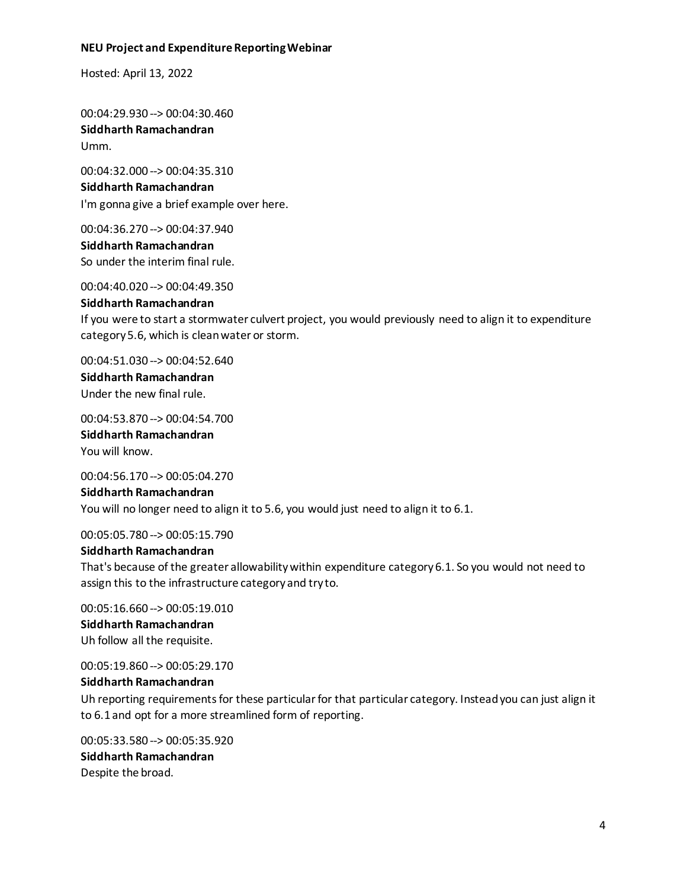00:04:29.930 --> 00:04:30.460
**Siddharth Ramachandran**
Umm.

00:04:32.000 --> 00:04:35.310
**Siddharth Ramachandran**
I'm gonna give a brief example over here.

00:04:36.270 --> 00:04:37.940
**Siddharth Ramachandran**
So under the interim final rule.

00:04:40.020 --> 00:04:49.350
**Siddharth Ramachandran**
If you were to start a stormwater culvert project, you would previously need to align it to expenditure category 5.6, which is clean water or storm.

00:04:51.030 --> 00:04:52.640
**Siddharth Ramachandran**
Under the new final rule.

00:04:53.870 --> 00:04:54.700
**Siddharth Ramachandran**
You will know.

00:04:56.170 --> 00:05:04.270
**Siddharth Ramachandran**
You will no longer need to align it to 5.6, you would just need to align it to 6.1.

00:05:05.780 --> 00:05:15.790
**Siddharth Ramachandran**
That's because of the greater allowability within expenditure category 6.1. So you would not need to assign this to the infrastructure category and try to.

00:05:16.660 --> 00:05:19.010
**Siddharth Ramachandran**
Uh follow all the requisite.

00:05:19.860 --> 00:05:29.170
**Siddharth Ramachandran**
Uh reporting requirements for these particular for that particular category. Instead you can just align it to 6.1 and opt for a more streamlined form of reporting.

00:05:33.580 --> 00:05:35.920
**Siddharth Ramachandran**
Despite the broad.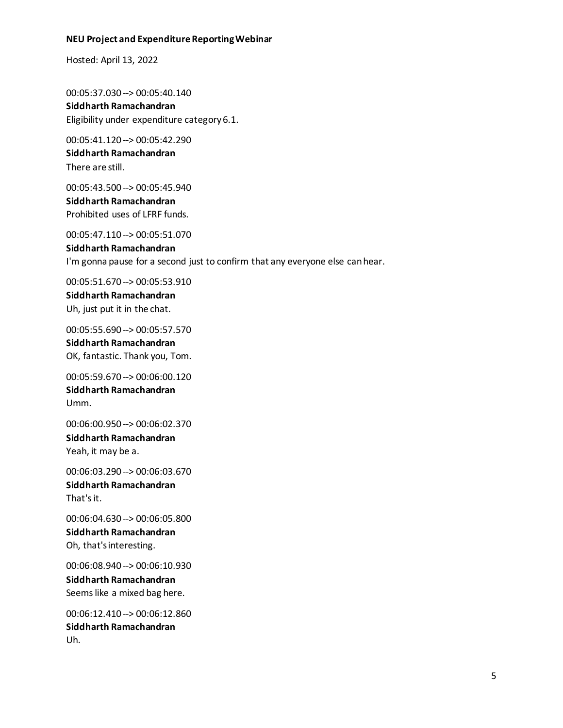00:05:37.030 --> 00:05:40.140
**Siddharth Ramachandran**
Eligibility under expenditure category 6.1.

00:05:41.120 --> 00:05:42.290
**Siddharth Ramachandran**
There are still.

00:05:43.500 --> 00:05:45.940
**Siddharth Ramachandran**
Prohibited uses of LFRF funds.

00:05:47.110 --> 00:05:51.070
**Siddharth Ramachandran**
I'm gonna pause for a second just to confirm that any everyone else can hear.

00:05:51.670 --> 00:05:53.910
**Siddharth Ramachandran**
Uh, just put it in the chat.

00:05:55.690 --> 00:05:57.570
**Siddharth Ramachandran**
OK, fantastic. Thank you, Tom.

00:05:59.670 --> 00:06:00.120
**Siddharth Ramachandran**
Umm.

00:06:00.950 --> 00:06:02.370
**Siddharth Ramachandran**
Yeah, it may be a.

00:06:03.290 --> 00:06:03.670
**Siddharth Ramachandran**
That's it.

00:06:04.630 --> 00:06:05.800
**Siddharth Ramachandran**
Oh, that's interesting.

00:06:08.940 --> 00:06:10.930
**Siddharth Ramachandran**
Seems like a mixed bag here.

00:06:12.410 --> 00:06:12.860
**Siddharth Ramachandran**
Uh.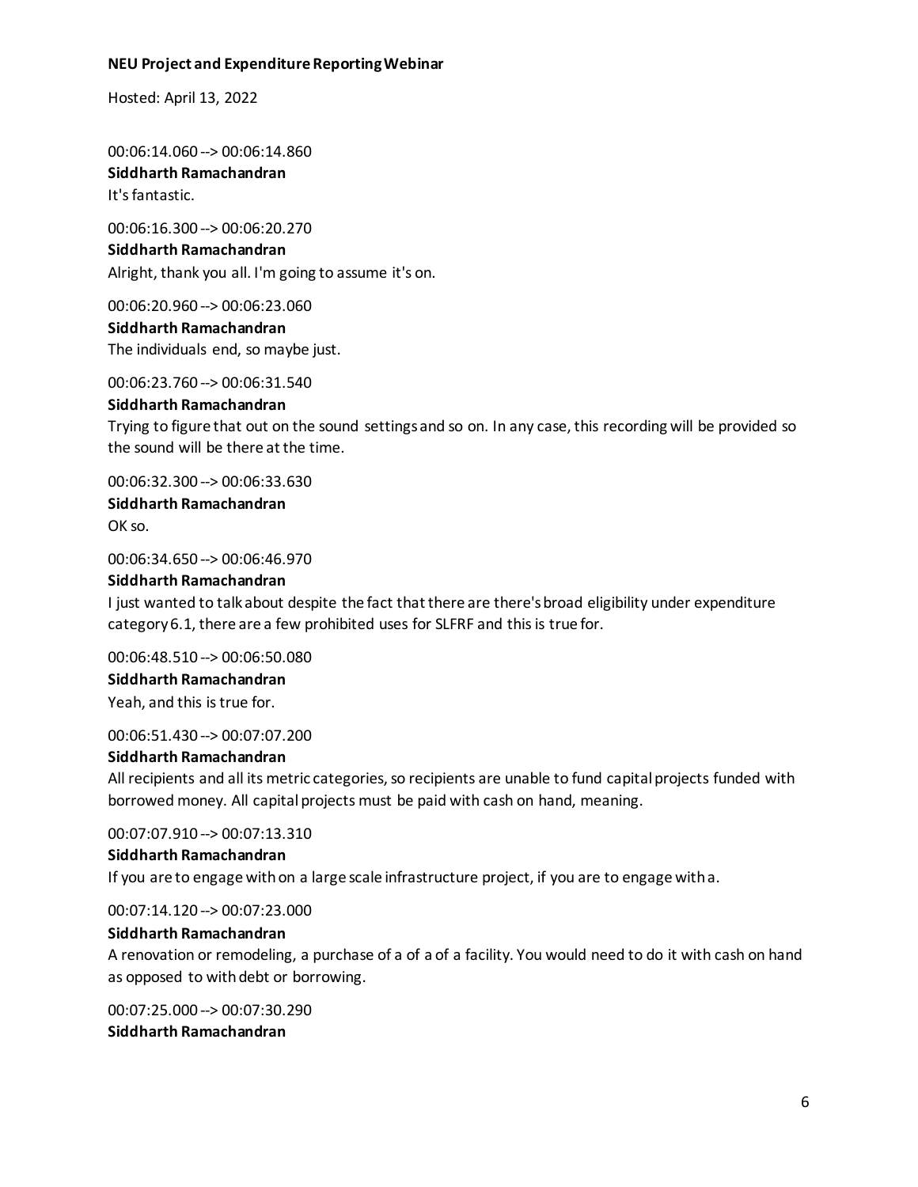00:06:14.060 --> 00:06:14.860
**Siddharth Ramachandran**
It's fantastic.

00:06:16.300 --> 00:06:20.270
**Siddharth Ramachandran**
Alright, thank you all. I'm going to assume it's on.

00:06:20.960 --> 00:06:23.060
**Siddharth Ramachandran**
The individuals end, so maybe just.

00:06:23.760 --> 00:06:31.540
**Siddharth Ramachandran**
Trying to figure that out on the sound settings and so on. In any case, this recording will be provided so the sound will be there at the time.

00:06:32.300 --> 00:06:33.630
**Siddharth Ramachandran**
OK so.

00:06:34.650 --> 00:06:46.970
**Siddharth Ramachandran**
I just wanted to talk about despite the fact that there are there's broad eligibility under expenditure category 6.1, there are a few prohibited uses for SLFRF and this is true for.

00:06:48.510 --> 00:06:50.080
**Siddharth Ramachandran**
Yeah, and this is true for.

00:06:51.430 --> 00:07:07.200
**Siddharth Ramachandran**
All recipients and all its metric categories, so recipients are unable to fund capital projects funded with borrowed money. All capital projects must be paid with cash on hand, meaning.

00:07:07.910 --> 00:07:13.310
**Siddharth Ramachandran**
If you are to engage with on a large scale infrastructure project, if you are to engage with a.

00:07:14.120 --> 00:07:23.000
**Siddharth Ramachandran**
A renovation or remodeling, a purchase of a of a of a facility. You would need to do it with cash on hand as opposed to with debt or borrowing.

00:07:25.000 --> 00:07:30.290
**Siddharth Ramachandran**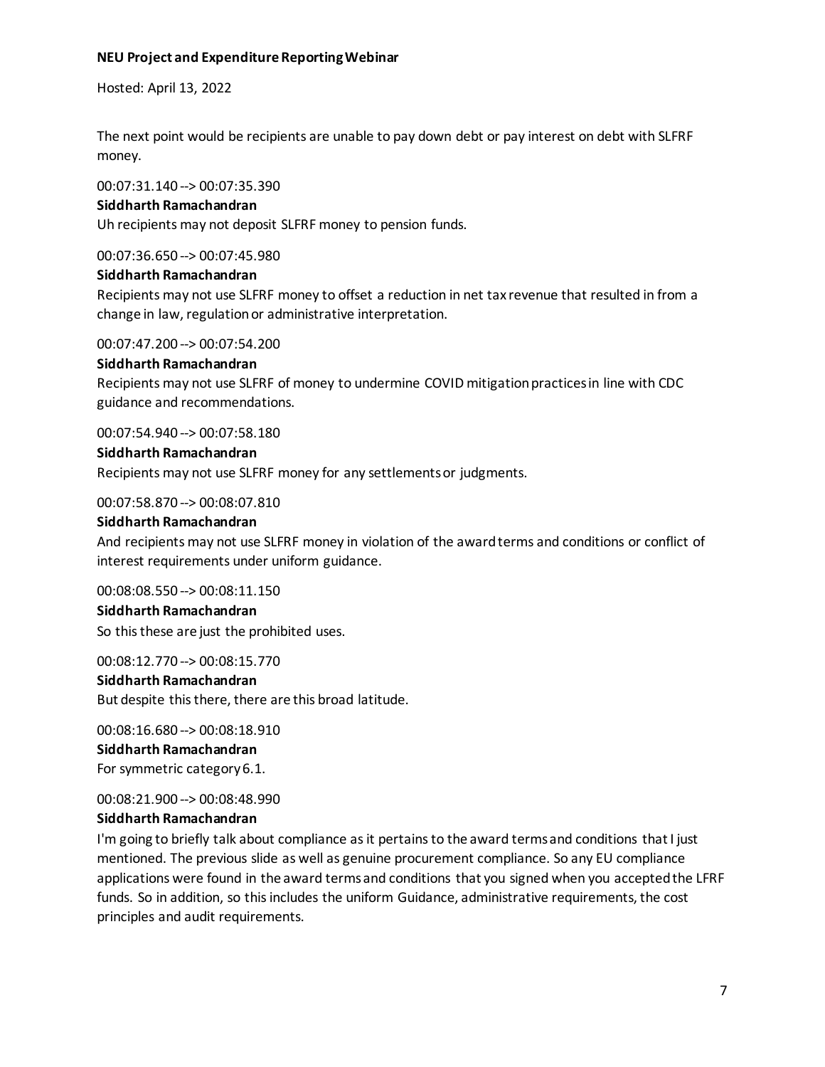The next point would be recipients are unable to pay down debt or pay interest on debt with SLFRF money.

00:07:31.140 --> 00:07:35.390

**Siddharth Ramachandran**

Uh recipients may not deposit SLFRF money to pension funds.

00:07:36.650 --> 00:07:45.980

**Siddharth Ramachandran**

Recipients may not use SLFRF money to offset a reduction in net tax revenue that resulted in from a change in law, regulation or administrative interpretation.

00:07:47.200 --> 00:07:54.200

**Siddharth Ramachandran**

Recipients may not use SLFRF of money to undermine COVID mitigation practices in line with CDC guidance and recommendations.

00:07:54.940 --> 00:07:58.180

**Siddharth Ramachandran**

Recipients may not use SLFRF money for any settlements or judgments.

00:07:58.870 --> 00:08:07.810

**Siddharth Ramachandran**

And recipients may not use SLFRF money in violation of the award terms and conditions or conflict of interest requirements under uniform guidance.

00:08:08.550 --> 00:08:11.150

**Siddharth Ramachandran**

So this these are just the prohibited uses.

00:08:12.770 --> 00:08:15.770

**Siddharth Ramachandran**

But despite this there, there are this broad latitude.

00:08:16.680 --> 00:08:18.910

**Siddharth Ramachandran**

For symmetric category 6.1.

00:08:21.900 --> 00:08:48.990

**Siddharth Ramachandran**

I'm going to briefly talk about compliance as it pertains to the award terms and conditions that I just mentioned. The previous slide as well as genuine procurement compliance. So any EU compliance applications were found in the award terms and conditions that you signed when you accepted the LFRF funds. So in addition, so this includes the uniform Guidance, administrative requirements, the cost principles and audit requirements.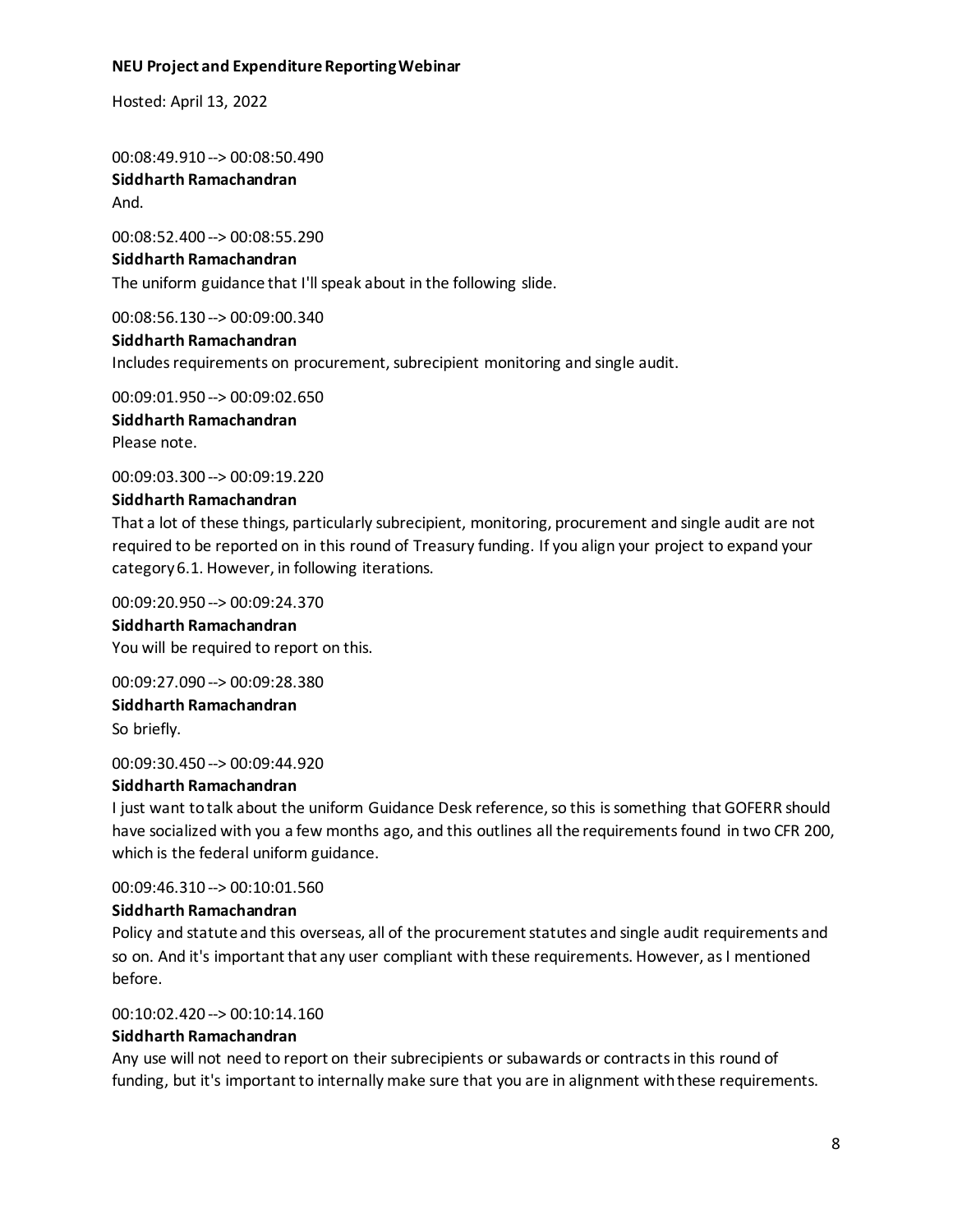00:08:49.910 --> 00:08:50.490

**Siddharth Ramachandran**

And.

00:08:52.400 --> 00:08:55.290

**Siddharth Ramachandran**

The uniform guidance that I'll speak about in the following slide.

00:08:56.130 --> 00:09:00.340

**Siddharth Ramachandran**

Includes requirements on procurement, subrecipient monitoring and single audit.

00:09:01.950 --> 00:09:02.650

**Siddharth Ramachandran**

Please note.

00:09:03.300 --> 00:09:19.220

**Siddharth Ramachandran**

That a lot of these things, particularly subrecipient, monitoring, procurement and single audit are not required to be reported on in this round of Treasury funding. If you align your project to expand your category 6.1. However, in following iterations.

00:09:20.950 --> 00:09:24.370

**Siddharth Ramachandran**

You will be required to report on this.

00:09:27.090 --> 00:09:28.380

**Siddharth Ramachandran**

So briefly.

00:09:30.450 --> 00:09:44.920

**Siddharth Ramachandran**

I just want to talk about the uniform Guidance Desk reference, so this is something that GOFERR should have socialized with you a few months ago, and this outlines all the requirements found in two CFR 200, which is the federal uniform guidance.

00:09:46.310 --> 00:10:01.560

**Siddharth Ramachandran**

Policy and statute and this overseas, all of the procurement statutes and single audit requirements and so on. And it's important that any user compliant with these requirements. However, as I mentioned before.

00:10:02.420 --> 00:10:14.160

**Siddharth Ramachandran**

Any use will not need to report on their subrecipients or subawards or contracts in this round of funding, but it's important to internally make sure that you are in alignment with these requirements.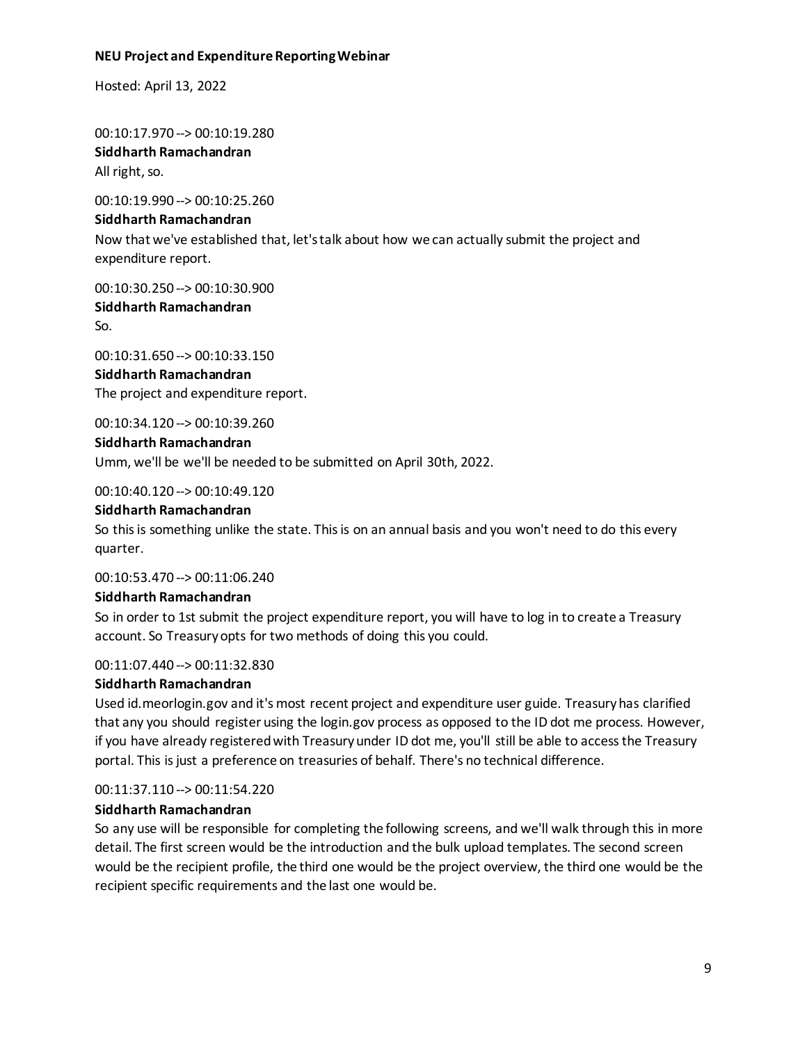00:10:17.970 --> 00:10:19.280
**Siddharth Ramachandran**
All right, so.

00:10:19.990 --> 00:10:25.260
**Siddharth Ramachandran**
Now that we've established that, let's talk about how we can actually submit the project and expenditure report.

00:10:30.250 --> 00:10:30.900
**Siddharth Ramachandran**
So.

00:10:31.650 --> 00:10:33.150
**Siddharth Ramachandran**
The project and expenditure report.

00:10:34.120 --> 00:10:39.260
**Siddharth Ramachandran**
Umm, we'll be we'll be needed to be submitted on April 30th, 2022.

00:10:40.120 --> 00:10:49.120
**Siddharth Ramachandran**
So this is something unlike the state. This is on an annual basis and you won't need to do this every quarter.

00:10:53.470 --> 00:11:06.240
**Siddharth Ramachandran**
So in order to 1st submit the project expenditure report, you will have to log in to create a Treasury account. So Treasury opts for two methods of doing this you could.

00:11:07.440 --> 00:11:32.830
**Siddharth Ramachandran**
Used id.meorlogin.gov and it's most recent project and expenditure user guide. Treasury has clarified that any you should register using the login.gov process as opposed to the ID dot me process. However, if you have already registered with Treasury under ID dot me, you'll still be able to access the Treasury portal. This is just a preference on treasuries of behalf. There's no technical difference.

00:11:37.110 --> 00:11:54.220
**Siddharth Ramachandran**
So any use will be responsible for completing the following screens, and we'll walk through this in more detail. The first screen would be the introduction and the bulk upload templates. The second screen would be the recipient profile, the third one would be the project overview, the third one would be the recipient specific requirements and the last one would be.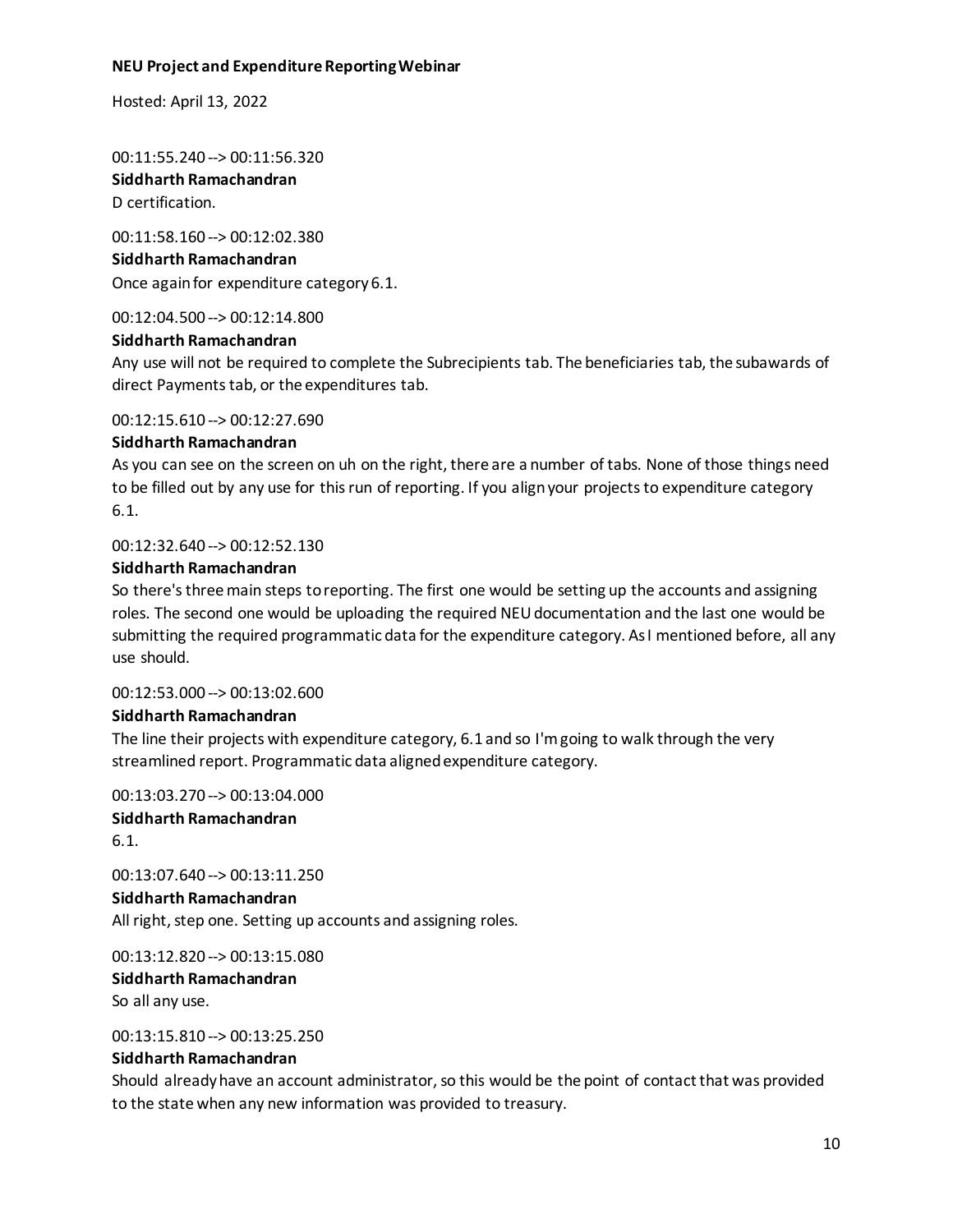00:11:55.240 --> 00:11:56.320

**Siddharth Ramachandran**

D certification.

00:11:58.160 --> 00:12:02.380

**Siddharth Ramachandran**

Once again for expenditure category 6.1.

00:12:04.500 --> 00:12:14.800

**Siddharth Ramachandran**

Any use will not be required to complete the Subrecipients tab. The beneficiaries tab, the subawards of direct Payments tab, or the expenditures tab.

00:12:15.610 --> 00:12:27.690

**Siddharth Ramachandran**

As you can see on the screen on uh on the right, there are a number of tabs. None of those things need to be filled out by any use for this run of reporting. If you align your projects to expenditure category 6.1.

00:12:32.640 --> 00:12:52.130

**Siddharth Ramachandran**

So there's three main steps to reporting. The first one would be setting up the accounts and assigning roles. The second one would be uploading the required NEU documentation and the last one would be submitting the required programmatic data for the expenditure category. As I mentioned before, all any use should.

00:12:53.000 --> 00:13:02.600

**Siddharth Ramachandran**

The line their projects with expenditure category, 6.1 and so I'm going to walk through the very streamlined report. Programmatic data aligned expenditure category.

00:13:03.270 --> 00:13:04.000

**Siddharth Ramachandran**

6.1.

00:13:07.640 --> 00:13:11.250

**Siddharth Ramachandran**

All right, step one. Setting up accounts and assigning roles.

00:13:12.820 --> 00:13:15.080

**Siddharth Ramachandran**

So all any use.

00:13:15.810 --> 00:13:25.250

**Siddharth Ramachandran**

Should already have an account administrator, so this would be the point of contact that was provided to the state when any new information was provided to treasury.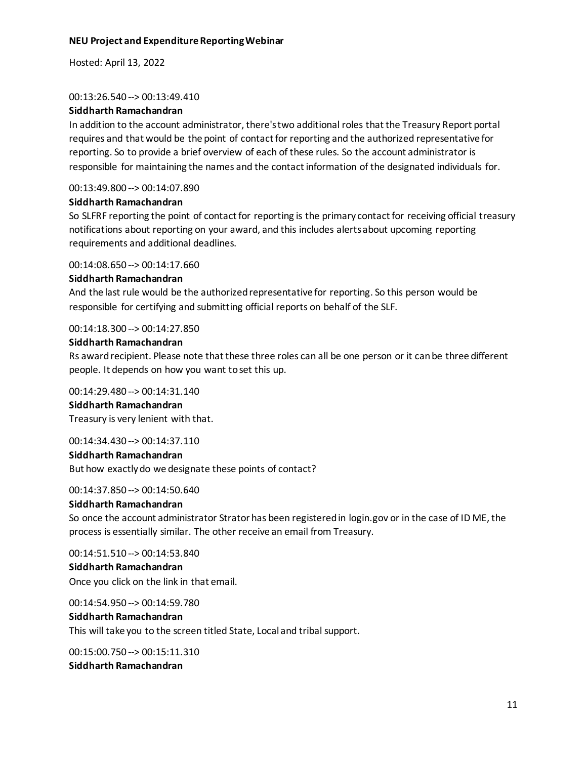**NEU Project and Expenditure Reporting Webinar**

Hosted: April 13, 2022

00:13:26.540 --> 00:13:49.410

**Siddharth Ramachandran**

In addition to the account administrator, there's two additional roles that the Treasury Report portal requires and that would be the point of contact for reporting and the authorized representative for reporting. So to provide a brief overview of each of these rules. So the account administrator is responsible for maintaining the names and the contact information of the designated individuals for.

00:13:49.800 --> 00:14:07.890

**Siddharth Ramachandran**

So SLFRF reporting the point of contact for reporting is the primary contact for receiving official treasury notifications about reporting on your award, and this includes alerts about upcoming reporting requirements and additional deadlines.

00:14:08.650 --> 00:14:17.660

**Siddharth Ramachandran**

And the last rule would be the authorized representative for reporting. So this person would be responsible for certifying and submitting official reports on behalf of the SLF.

00:14:18.300 --> 00:14:27.850

**Siddharth Ramachandran**

Rs award recipient. Please note that these three roles can all be one person or it can be three different people. It depends on how you want to set this up.

00:14:29.480 --> 00:14:31.140

**Siddharth Ramachandran**

Treasury is very lenient with that.

00:14:34.430 --> 00:14:37.110

**Siddharth Ramachandran**

But how exactly do we designate these points of contact?

00:14:37.850 --> 00:14:50.640

**Siddharth Ramachandran**

So once the account administrator Strator has been registered in login.gov or in the case of ID ME, the process is essentially similar. The other receive an email from Treasury.

00:14:51.510 --> 00:14:53.840

**Siddharth Ramachandran**

Once you click on the link in that email.

00:14:54.950 --> 00:14:59.780

**Siddharth Ramachandran**

This will take you to the screen titled State, Local and tribal support.

00:15:00.750 --> 00:15:11.310

**Siddharth Ramachandran**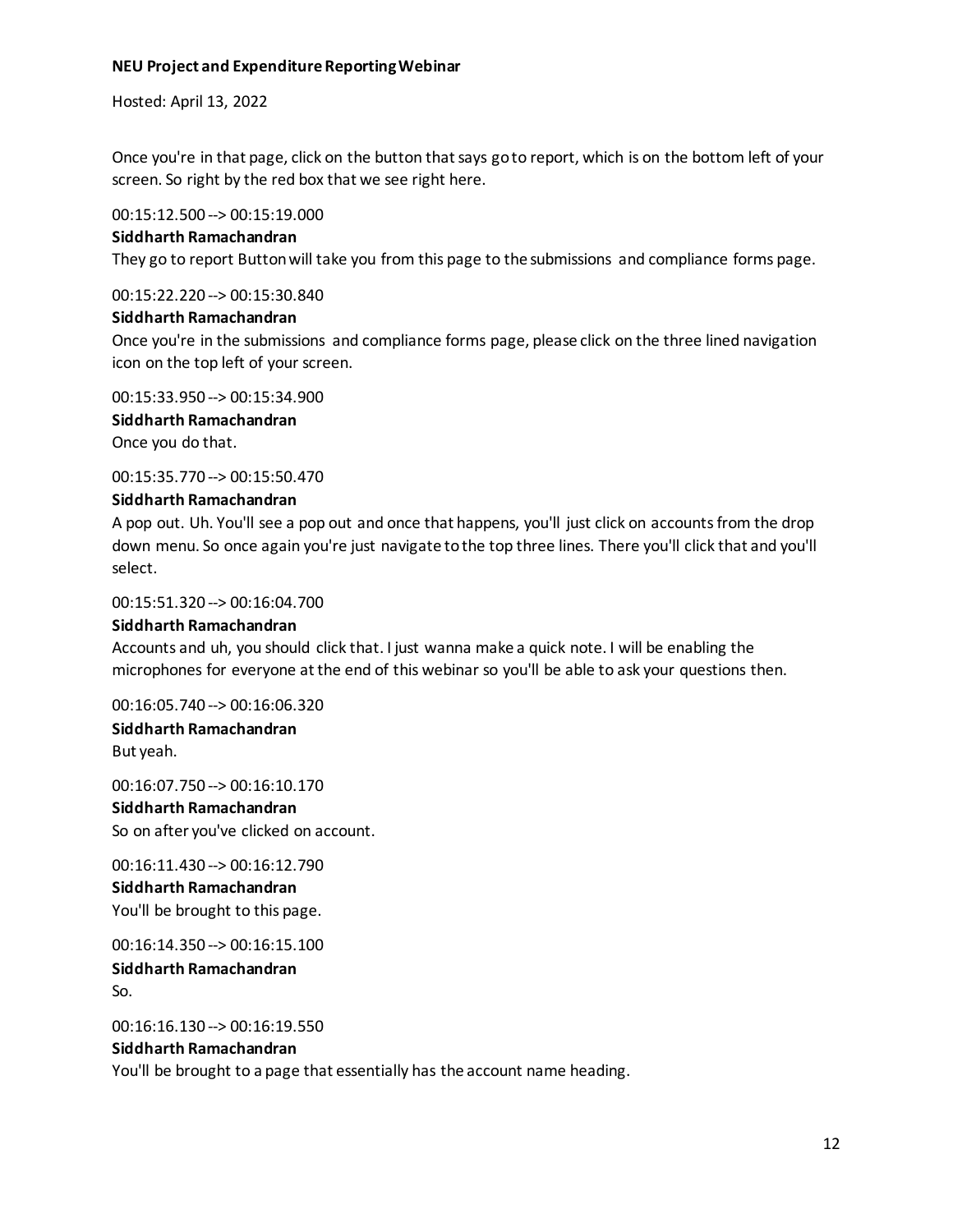Once you're in that page, click on the button that says go to report, which is on the bottom left of your screen. So right by the red box that we see right here.

00:15:12.500 --> 00:15:19.000
**Siddharth Ramachandran**
They go to report Button will take you from this page to the submissions and compliance forms page.

00:15:22.220 --> 00:15:30.840
**Siddharth Ramachandran**
Once you're in the submissions and compliance forms page, please click on the three lined navigation icon on the top left of your screen.

00:15:33.950 --> 00:15:34.900
**Siddharth Ramachandran**
Once you do that.

00:15:35.770 --> 00:15:50.470
**Siddharth Ramachandran**
A pop out. Uh. You'll see a pop out and once that happens, you'll just click on accounts from the drop down menu. So once again you're just navigate to the top three lines. There you'll click that and you'll select.

00:15:51.320 --> 00:16:04.700
**Siddharth Ramachandran**
Accounts and uh, you should click that. I just wanna make a quick note. I will be enabling the microphones for everyone at the end of this webinar so you'll be able to ask your questions then.

00:16:05.740 --> 00:16:06.320
**Siddharth Ramachandran**
But yeah.

00:16:07.750 --> 00:16:10.170
**Siddharth Ramachandran**
So on after you've clicked on account.

00:16:11.430 --> 00:16:12.790
**Siddharth Ramachandran**
You'll be brought to this page.

00:16:14.350 --> 00:16:15.100
**Siddharth Ramachandran**
So.

00:16:16.130 --> 00:16:19.550
**Siddharth Ramachandran**
You'll be brought to a page that essentially has the account name heading.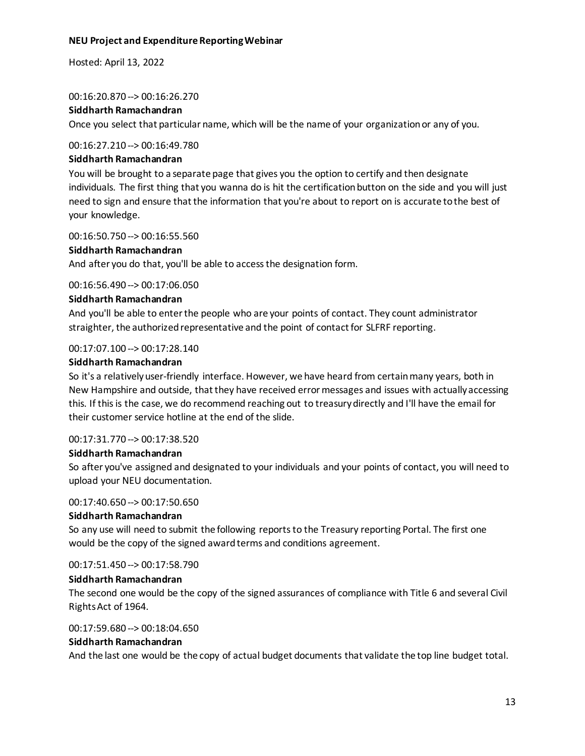00:16:20.870 --> 00:16:26.270

**Siddharth Ramachandran**

Once you select that particular name, which will be the name of your organization or any of you.

00:16:27.210 --> 00:16:49.780

**Siddharth Ramachandran**

You will be brought to a separate page that gives you the option to certify and then designate individuals. The first thing that you wanna do is hit the certification button on the side and you will just need to sign and ensure that the information that you're about to report on is accurate to the best of your knowledge.

00:16:50.750 --> 00:16:55.560

**Siddharth Ramachandran**

And after you do that, you'll be able to access the designation form.

00:16:56.490 --> 00:17:06.050

**Siddharth Ramachandran**

And you'll be able to enter the people who are your points of contact. They count administrator straighter, the authorized representative and the point of contact for SLFRF reporting.

00:17:07.100 --> 00:17:28.140

**Siddharth Ramachandran**

So it's a relatively user-friendly interface. However, we have heard from certain many years, both in New Hampshire and outside, that they have received error messages and issues with actually accessing this. If this is the case, we do recommend reaching out to treasury directly and I'll have the email for their customer service hotline at the end of the slide.

00:17:31.770 --> 00:17:38.520

**Siddharth Ramachandran**

So after you've assigned and designated to your individuals and your points of contact, you will need to upload your NEU documentation.

00:17:40.650 --> 00:17:50.650

**Siddharth Ramachandran**

So any use will need to submit the following reports to the Treasury reporting Portal. The first one would be the copy of the signed award terms and conditions agreement.

00:17:51.450 --> 00:17:58.790

**Siddharth Ramachandran**

The second one would be the copy of the signed assurances of compliance with Title 6 and several Civil Rights Act of 1964.

00:17:59.680 --> 00:18:04.650

**Siddharth Ramachandran**

And the last one would be the copy of actual budget documents that validate the top line budget total.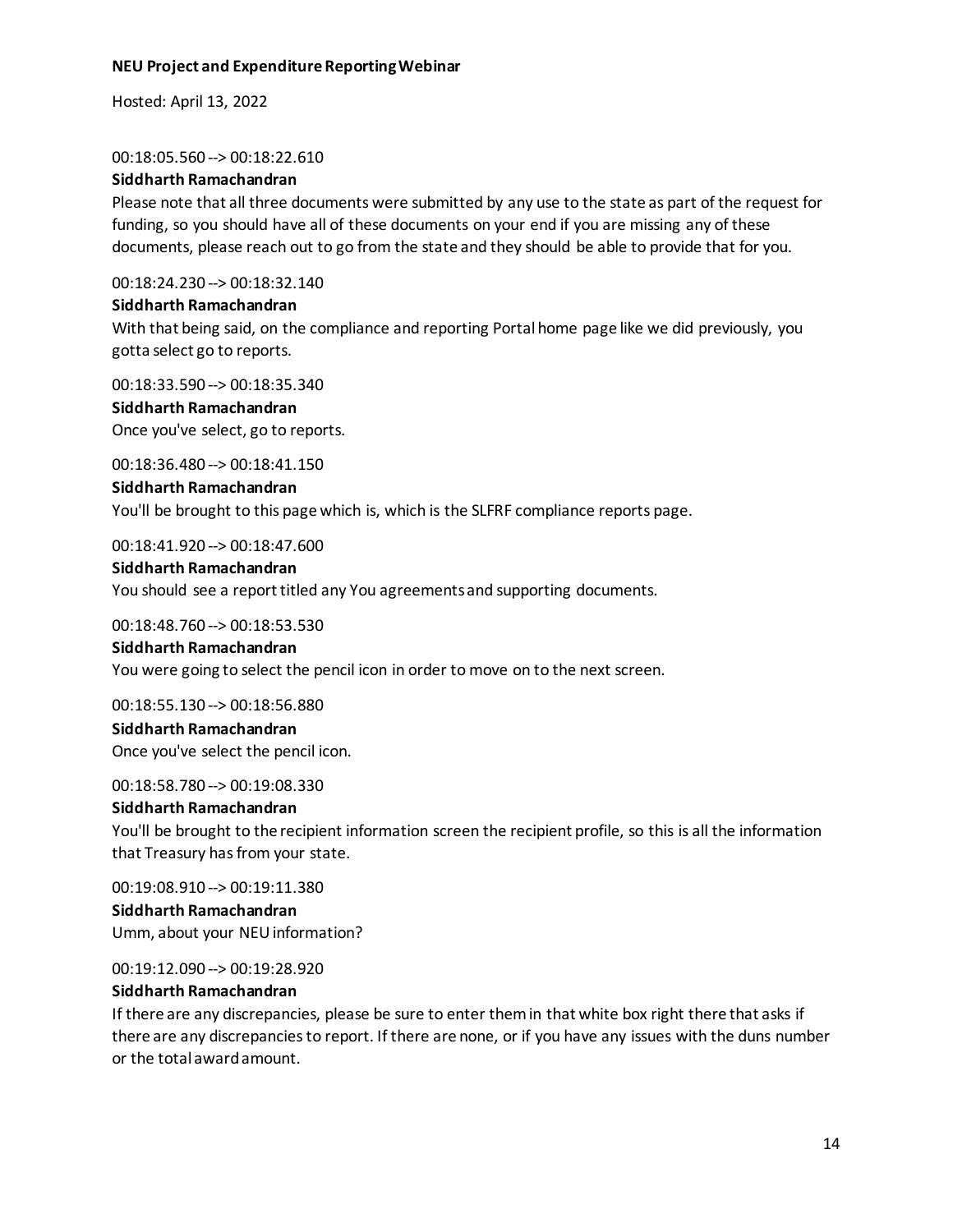00:18:05.560 --> 00:18:22.610

**Siddharth Ramachandran**

Please note that all three documents were submitted by any use to the state as part of the request for funding, so you should have all of these documents on your end if you are missing any of these documents, please reach out to go from the state and they should be able to provide that for you.

00:18:24.230 --> 00:18:32.140

**Siddharth Ramachandran**

With that being said, on the compliance and reporting Portal home page like we did previously, you gotta select go to reports.

00:18:33.590 --> 00:18:35.340

**Siddharth Ramachandran**

Once you've select, go to reports.

00:18:36.480 --> 00:18:41.150

**Siddharth Ramachandran**

You'll be brought to this page which is, which is the SLFRF compliance reports page.

00:18:41.920 --> 00:18:47.600

**Siddharth Ramachandran**

You should see a report titled any You agreements and supporting documents.

00:18:48.760 --> 00:18:53.530

**Siddharth Ramachandran**

You were going to select the pencil icon in order to move on to the next screen.

00:18:55.130 --> 00:18:56.880

**Siddharth Ramachandran**

Once you've select the pencil icon.

00:18:58.780 --> 00:19:08.330

**Siddharth Ramachandran**

You'll be brought to the recipient information screen the recipient profile, so this is all the information that Treasury has from your state.

00:19:08.910 --> 00:19:11.380

**Siddharth Ramachandran**

Umm, about your NEU information?

00:19:12.090 --> 00:19:28.920

**Siddharth Ramachandran**

If there are any discrepancies, please be sure to enter them in that white box right there that asks if there are any discrepancies to report. If there are none, or if you have any issues with the duns number or the total award amount.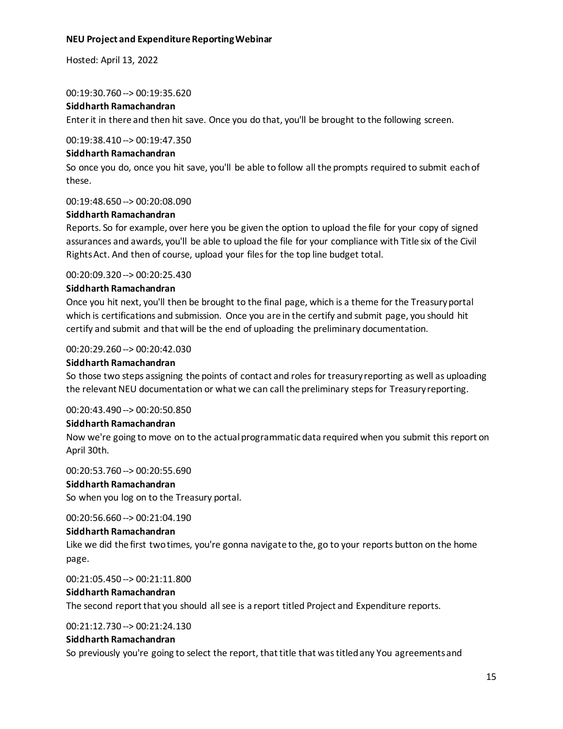00:19:30.760 --> 00:19:35.620

**Siddharth Ramachandran**

Enter it in there and then hit save. Once you do that, you'll be brought to the following screen.

00:19:38.410 --> 00:19:47.350

**Siddharth Ramachandran**

So once you do, once you hit save, you'll be able to follow all the prompts required to submit each of these.

00:19:48.650 --> 00:20:08.090

**Siddharth Ramachandran**

Reports. So for example, over here you be given the option to upload the file for your copy of signed assurances and awards, you'll be able to upload the file for your compliance with Title six of the Civil Rights Act. And then of course, upload your files for the top line budget total.

00:20:09.320 --> 00:20:25.430

**Siddharth Ramachandran**

Once you hit next, you'll then be brought to the final page, which is a theme for the Treasury portal which is certifications and submission. Once you are in the certify and submit page, you should hit certify and submit and that will be the end of uploading the preliminary documentation.

00:20:29.260 --> 00:20:42.030

**Siddharth Ramachandran**

So those two steps assigning the points of contact and roles for treasury reporting as well as uploading the relevant NEU documentation or what we can call the preliminary steps for Treasury reporting.

00:20:43.490 --> 00:20:50.850

**Siddharth Ramachandran**

Now we're going to move on to the actual programmatic data required when you submit this report on April 30th.

00:20:53.760 --> 00:20:55.690

**Siddharth Ramachandran**

So when you log on to the Treasury portal.

00:20:56.660 --> 00:21:04.190

**Siddharth Ramachandran**

Like we did the first two times, you're gonna navigate to the, go to your reports button on the home page.

00:21:05.450 --> 00:21:11.800

**Siddharth Ramachandran**

The second report that you should all see is a report titled Project and Expenditure reports.

00:21:12.730 --> 00:21:24.130

**Siddharth Ramachandran**

So previously you're going to select the report, that title that was titled any You agreements and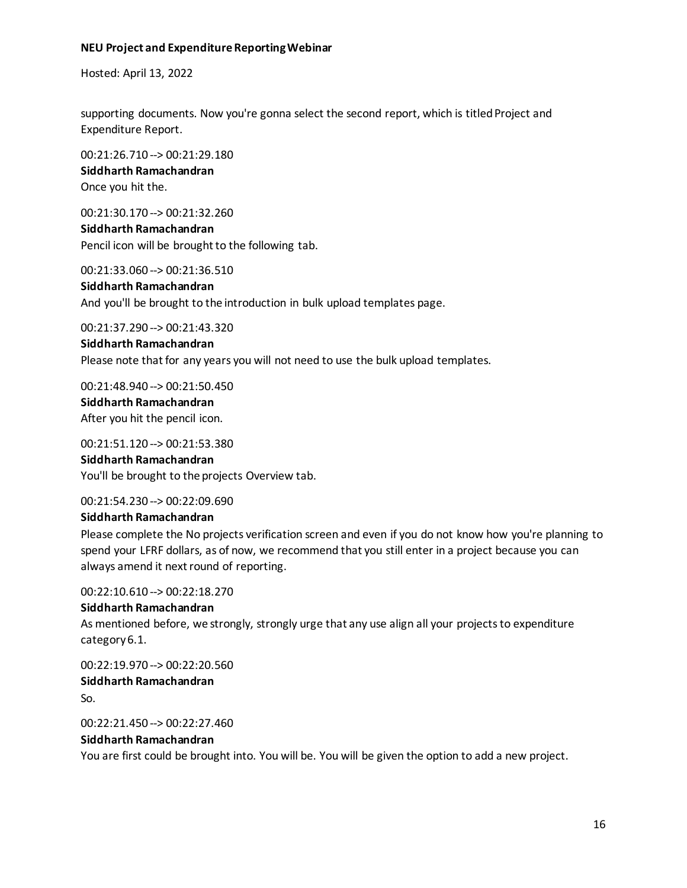supporting documents. Now you're gonna select the second report, which is titled Project and Expenditure Report.

00:21:26.710 --> 00:21:29.180
**Siddharth Ramachandran**
Once you hit the.

00:21:30.170 --> 00:21:32.260
**Siddharth Ramachandran**
Pencil icon will be brought to the following tab.

00:21:33.060 --> 00:21:36.510
**Siddharth Ramachandran**
And you'll be brought to the introduction in bulk upload templates page.

00:21:37.290 --> 00:21:43.320
**Siddharth Ramachandran**
Please note that for any years you will not need to use the bulk upload templates.

00:21:48.940 --> 00:21:50.450
**Siddharth Ramachandran**
After you hit the pencil icon.

00:21:51.120 --> 00:21:53.380
**Siddharth Ramachandran**
You'll be brought to the projects Overview tab.

00:21:54.230 --> 00:22:09.690
**Siddharth Ramachandran**
Please complete the No projects verification screen and even if you do not know how you're planning to spend your LFRF dollars, as of now, we recommend that you still enter in a project because you can always amend it next round of reporting.

00:22:10.610 --> 00:22:18.270
**Siddharth Ramachandran**
As mentioned before, we strongly, strongly urge that any use align all your projects to expenditure category 6.1.

00:22:19.970 --> 00:22:20.560
**Siddharth Ramachandran**
So.

00:22:21.450 --> 00:22:27.460
**Siddharth Ramachandran**
You are first could be brought into. You will be. You will be given the option to add a new project.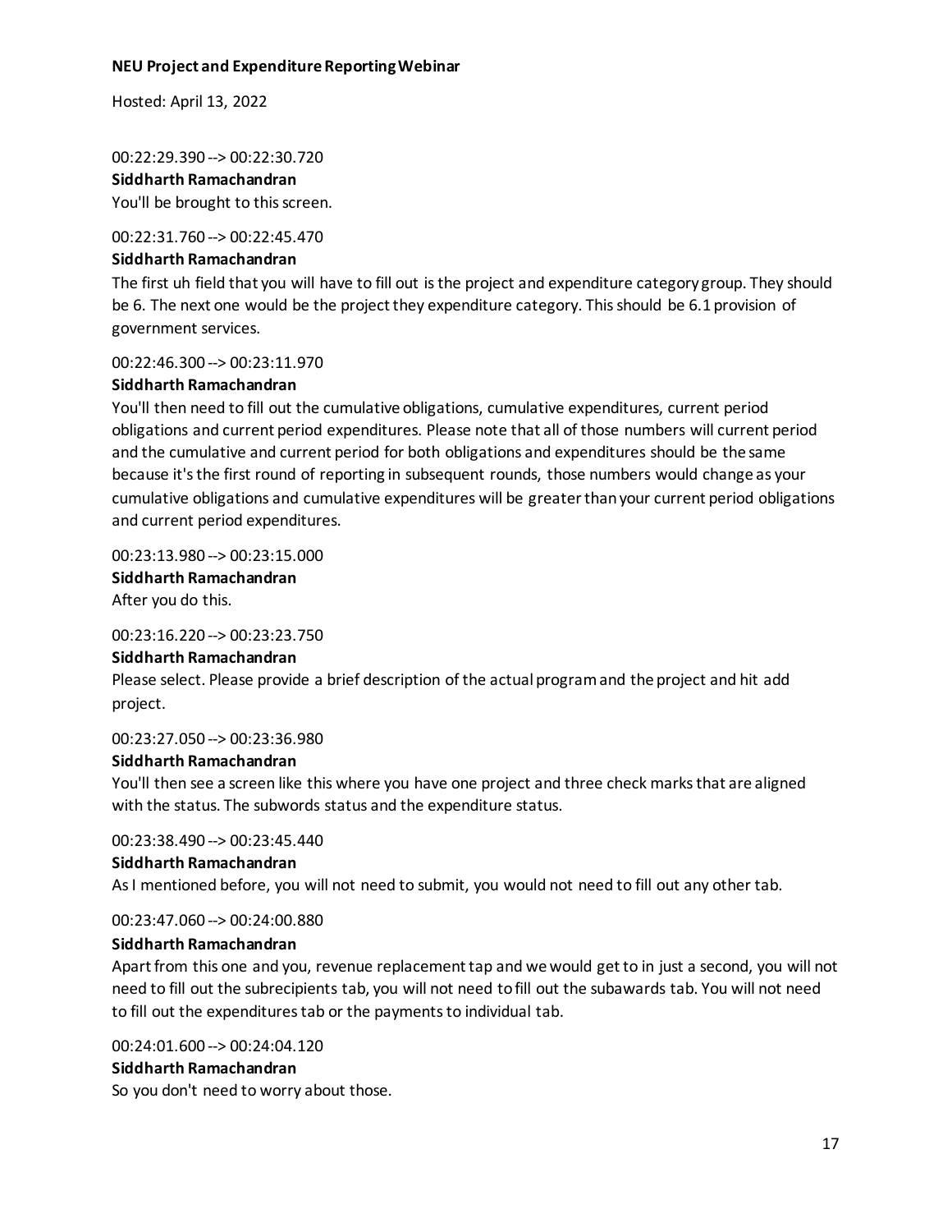00:22:29.390 --> 00:22:30.720

**Siddharth Ramachandran**

You'll be brought to this screen.

00:22:31.760 --> 00:22:45.470

**Siddharth Ramachandran**

The first uh field that you will have to fill out is the project and expenditure category group. They should be 6. The next one would be the project they expenditure category. This should be 6.1 provision of government services.

00:22:46.300 --> 00:23:11.970

**Siddharth Ramachandran**

You'll then need to fill out the cumulative obligations, cumulative expenditures, current period obligations and current period expenditures. Please note that all of those numbers will current period and the cumulative and current period for both obligations and expenditures should be the same because it's the first round of reporting in subsequent rounds, those numbers would change as your cumulative obligations and cumulative expenditures will be greater than your current period obligations and current period expenditures.

00:23:13.980 --> 00:23:15.000

**Siddharth Ramachandran**

After you do this.

00:23:16.220 --> 00:23:23.750

**Siddharth Ramachandran**

Please select. Please provide a brief description of the actual program and the project and hit add project.

00:23:27.050 --> 00:23:36.980

**Siddharth Ramachandran**

You'll then see a screen like this where you have one project and three check marks that are aligned with the status. The subwords status and the expenditure status.

00:23:38.490 --> 00:23:45.440

**Siddharth Ramachandran**

As I mentioned before, you will not need to submit, you would not need to fill out any other tab.

00:23:47.060 --> 00:24:00.880

**Siddharth Ramachandran**

Apart from this one and you, revenue replacement tap and we would get to in just a second, you will not need to fill out the subrecipients tab, you will not need to fill out the subawards tab. You will not need to fill out the expenditures tab or the payments to individual tab.

00:24:01.600 --> 00:24:04.120

**Siddharth Ramachandran**

So you don't need to worry about those.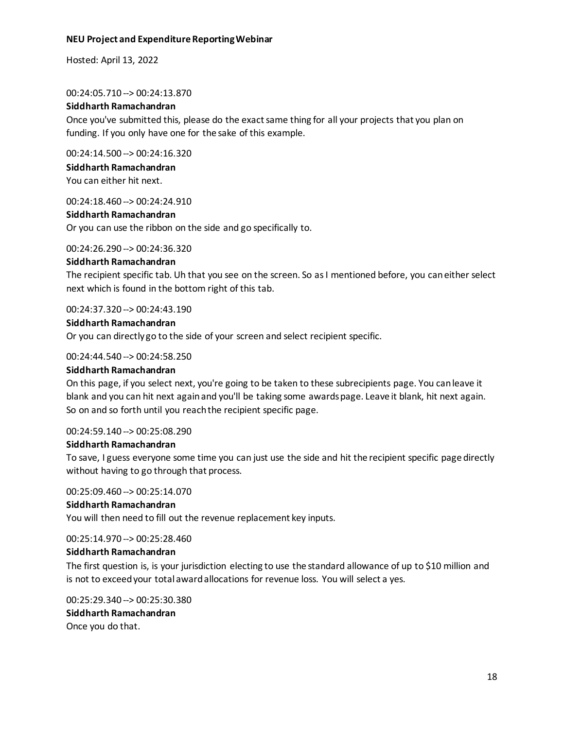00:24:05.710 --> 00:24:13.870

**Siddharth Ramachandran**

Once you've submitted this, please do the exact same thing for all your projects that you plan on funding. If you only have one for the sake of this example.

00:24:14.500 --> 00:24:16.320

**Siddharth Ramachandran**

You can either hit next.

00:24:18.460 --> 00:24:24.910

**Siddharth Ramachandran**

Or you can use the ribbon on the side and go specifically to.

00:24:26.290 --> 00:24:36.320

**Siddharth Ramachandran**

The recipient specific tab. Uh that you see on the screen. So as I mentioned before, you can either select next which is found in the bottom right of this tab.

00:24:37.320 --> 00:24:43.190

**Siddharth Ramachandran**

Or you can directly go to the side of your screen and select recipient specific.

00:24:44.540 --> 00:24:58.250

**Siddharth Ramachandran**

On this page, if you select next, you're going to be taken to these subrecipients page. You can leave it blank and you can hit next again and you'll be taking some awards page. Leave it blank, hit next again. So on and so forth until you reach the recipient specific page.

00:24:59.140 --> 00:25:08.290

**Siddharth Ramachandran**

To save, I guess everyone some time you can just use the side and hit the recipient specific page directly without having to go through that process.

00:25:09.460 --> 00:25:14.070

**Siddharth Ramachandran**

You will then need to fill out the revenue replacement key inputs.

00:25:14.970 --> 00:25:28.460

**Siddharth Ramachandran**

The first question is, is your jurisdiction electing to use the standard allowance of up to $10 million and is not to exceed your total award allocations for revenue loss. You will select a yes.

00:25:29.340 --> 00:25:30.380

**Siddharth Ramachandran**

Once you do that.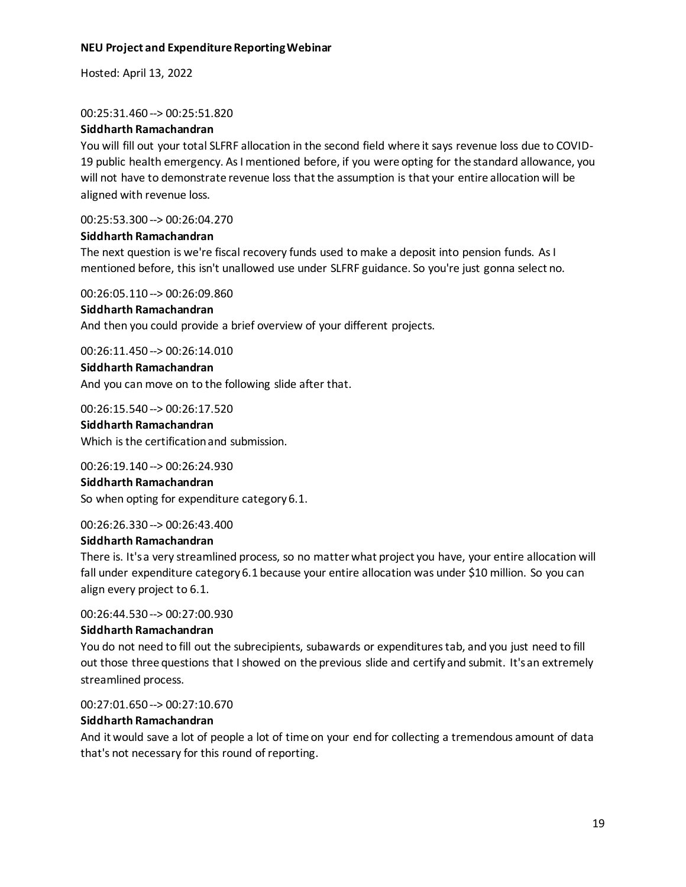00:25:31.460 --> 00:25:51.820

**Siddharth Ramachandran**

You will fill out your total SLFRF allocation in the second field where it says revenue loss due to COVID-19 public health emergency. As I mentioned before, if you were opting for the standard allowance, you will not have to demonstrate revenue loss that the assumption is that your entire allocation will be aligned with revenue loss.

00:25:53.300 --> 00:26:04.270

**Siddharth Ramachandran**

The next question is we're fiscal recovery funds used to make a deposit into pension funds. As I mentioned before, this isn't unallowed use under SLFRF guidance. So you're just gonna select no.

00:26:05.110 --> 00:26:09.860

**Siddharth Ramachandran**

And then you could provide a brief overview of your different projects.

00:26:11.450 --> 00:26:14.010

**Siddharth Ramachandran**

And you can move on to the following slide after that.

00:26:15.540 --> 00:26:17.520

**Siddharth Ramachandran**

Which is the certification and submission.

00:26:19.140 --> 00:26:24.930

**Siddharth Ramachandran**

So when opting for expenditure category 6.1.

00:26:26.330 --> 00:26:43.400

**Siddharth Ramachandran**

There is. It's a very streamlined process, so no matter what project you have, your entire allocation will fall under expenditure category 6.1 because your entire allocation was under $10 million. So you can align every project to 6.1.

00:26:44.530 --> 00:27:00.930

**Siddharth Ramachandran**

You do not need to fill out the subrecipients, subawards or expenditures tab, and you just need to fill out those three questions that I showed on the previous slide and certify and submit. It's an extremely streamlined process.

00:27:01.650 --> 00:27:10.670

**Siddharth Ramachandran**

And it would save a lot of people a lot of time on your end for collecting a tremendous amount of data that's not necessary for this round of reporting.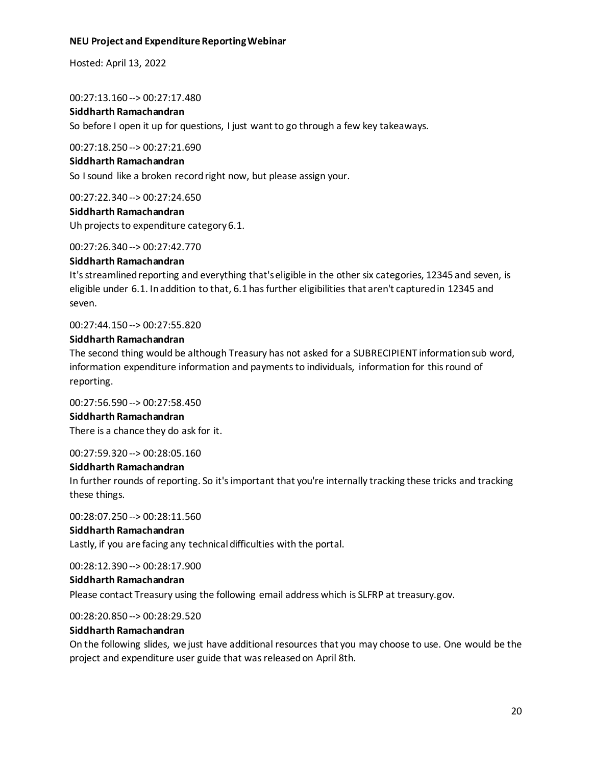00:27:13.160 --> 00:27:17.480

**Siddharth Ramachandran**

So before I open it up for questions, I just want to go through a few key takeaways.

00:27:18.250 --> 00:27:21.690

**Siddharth Ramachandran**

So I sound like a broken record right now, but please assign your.

00:27:22.340 --> 00:27:24.650

**Siddharth Ramachandran**

Uh projects to expenditure category 6.1.

00:27:26.340 --> 00:27:42.770

**Siddharth Ramachandran**

It's streamlined reporting and everything that's eligible in the other six categories, 12345 and seven, is eligible under 6.1. In addition to that, 6.1 has further eligibilities that aren't captured in 12345 and seven.

00:27:44.150 --> 00:27:55.820

**Siddharth Ramachandran**

The second thing would be although Treasury has not asked for a SUBRECIPIENT information sub word, information expenditure information and payments to individuals, information for this round of reporting.

00:27:56.590 --> 00:27:58.450

**Siddharth Ramachandran**

There is a chance they do ask for it.

00:27:59.320 --> 00:28:05.160

**Siddharth Ramachandran**

In further rounds of reporting. So it's important that you're internally tracking these tricks and tracking these things.

00:28:07.250 --> 00:28:11.560

**Siddharth Ramachandran**

Lastly, if you are facing any technical difficulties with the portal.

00:28:12.390 --> 00:28:17.900

**Siddharth Ramachandran**

Please contact Treasury using the following email address which is SLFRP at treasury.gov.

00:28:20.850 --> 00:28:29.520

**Siddharth Ramachandran**

On the following slides, we just have additional resources that you may choose to use. One would be the project and expenditure user guide that was released on April 8th.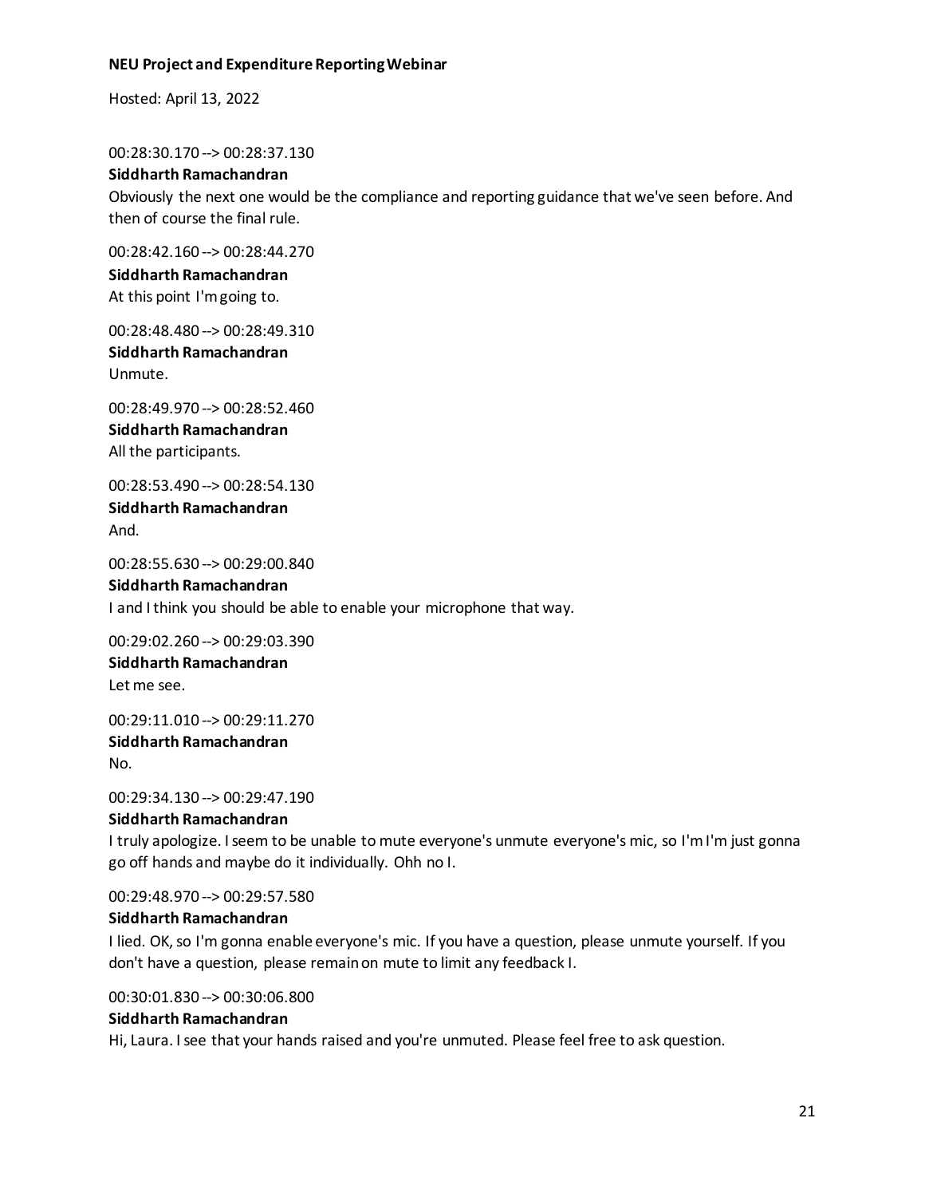00:28:30.170 --> 00:28:37.130

**Siddharth Ramachandran**

Obviously the next one would be the compliance and reporting guidance that we've seen before. And then of course the final rule.

00:28:42.160 --> 00:28:44.270

**Siddharth Ramachandran**

At this point I'm going to.

00:28:48.480 --> 00:28:49.310

**Siddharth Ramachandran**

Unmute.

00:28:49.970 --> 00:28:52.460

**Siddharth Ramachandran**

All the participants.

00:28:53.490 --> 00:28:54.130

**Siddharth Ramachandran**

And.

00:28:55.630 --> 00:29:00.840

**Siddharth Ramachandran**

I and I think you should be able to enable your microphone that way.

00:29:02.260 --> 00:29:03.390

**Siddharth Ramachandran**

Let me see.

00:29:11.010 --> 00:29:11.270

**Siddharth Ramachandran**

No.

00:29:34.130 --> 00:29:47.190

**Siddharth Ramachandran**

I truly apologize. I seem to be unable to mute everyone's unmute everyone's mic, so I'm I'm just gonna go off hands and maybe do it individually. Ohh no I.

00:29:48.970 --> 00:29:57.580

**Siddharth Ramachandran**

I lied. OK, so I'm gonna enable everyone's mic. If you have a question, please unmute yourself. If you don't have a question, please remain on mute to limit any feedback I.

00:30:01.830 --> 00:30:06.800

**Siddharth Ramachandran**

Hi, Laura. I see that your hands raised and you're unmuted. Please feel free to ask question.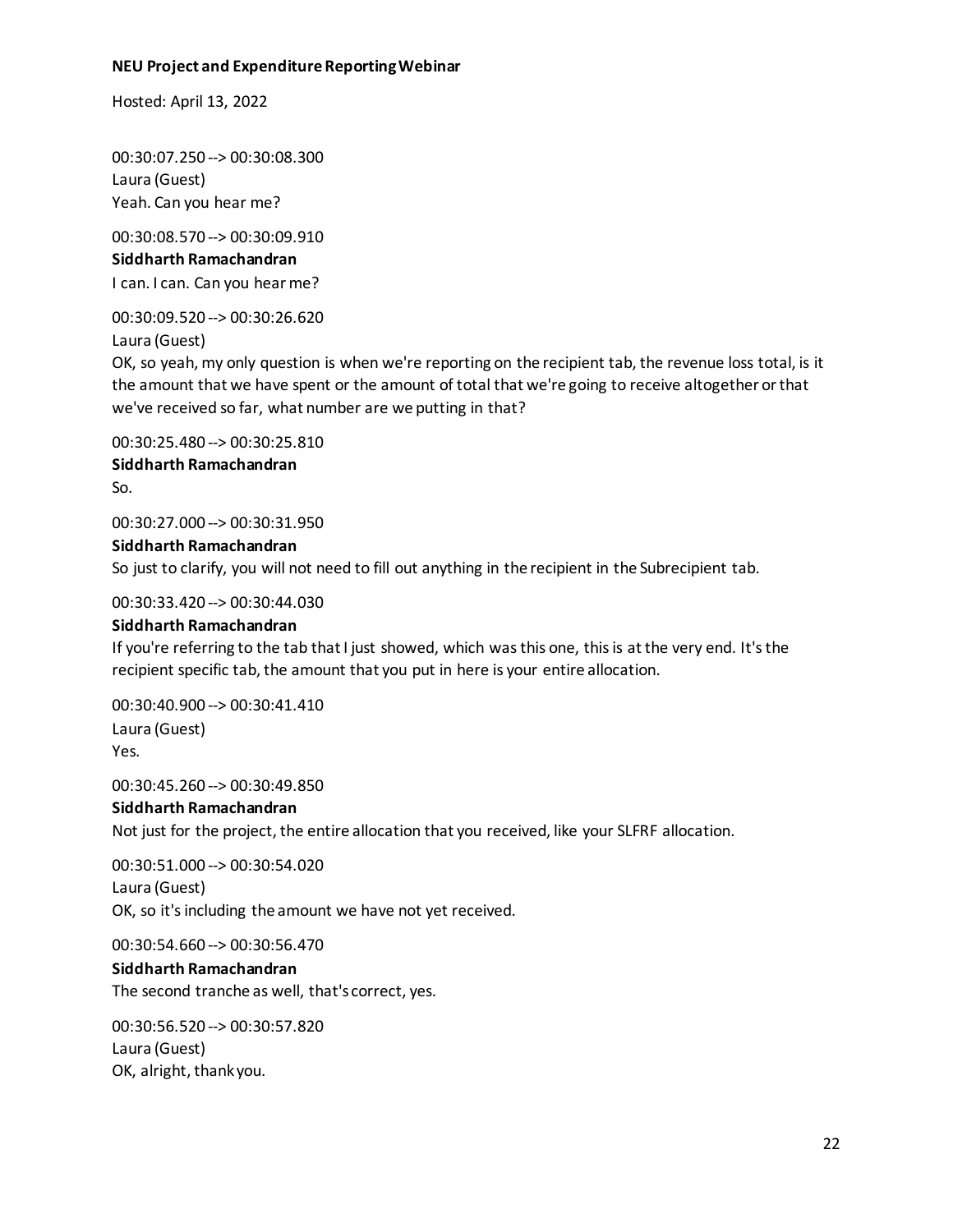00:30:07.250 --> 00:30:08.300
Laura (Guest)
Yeah. Can you hear me?

00:30:08.570 --> 00:30:09.910
**Siddharth Ramachandran**
I can. I can. Can you hear me?

00:30:09.520 --> 00:30:26.620
Laura (Guest)
OK, so yeah, my only question is when we're reporting on the recipient tab, the revenue loss total, is it the amount that we have spent or the amount of total that we're going to receive altogether or that we've received so far, what number are we putting in that?

00:30:25.480 --> 00:30:25.810
**Siddharth Ramachandran**
So.

00:30:27.000 --> 00:30:31.950
**Siddharth Ramachandran**
So just to clarify, you will not need to fill out anything in the recipient in the Subrecipient tab.

00:30:33.420 --> 00:30:44.030
**Siddharth Ramachandran**
If you're referring to the tab that I just showed, which was this one, this is at the very end. It's the recipient specific tab, the amount that you put in here is your entire allocation.

00:30:40.900 --> 00:30:41.410
Laura (Guest)
Yes.

00:30:45.260 --> 00:30:49.850
**Siddharth Ramachandran**
Not just for the project, the entire allocation that you received, like your SLFRF allocation.

00:30:51.000 --> 00:30:54.020
Laura (Guest)
OK, so it's including the amount we have not yet received.

00:30:54.660 --> 00:30:56.470
**Siddharth Ramachandran**
The second tranche as well, that's correct, yes.

00:30:56.520 --> 00:30:57.820
Laura (Guest)
OK, alright, thank you.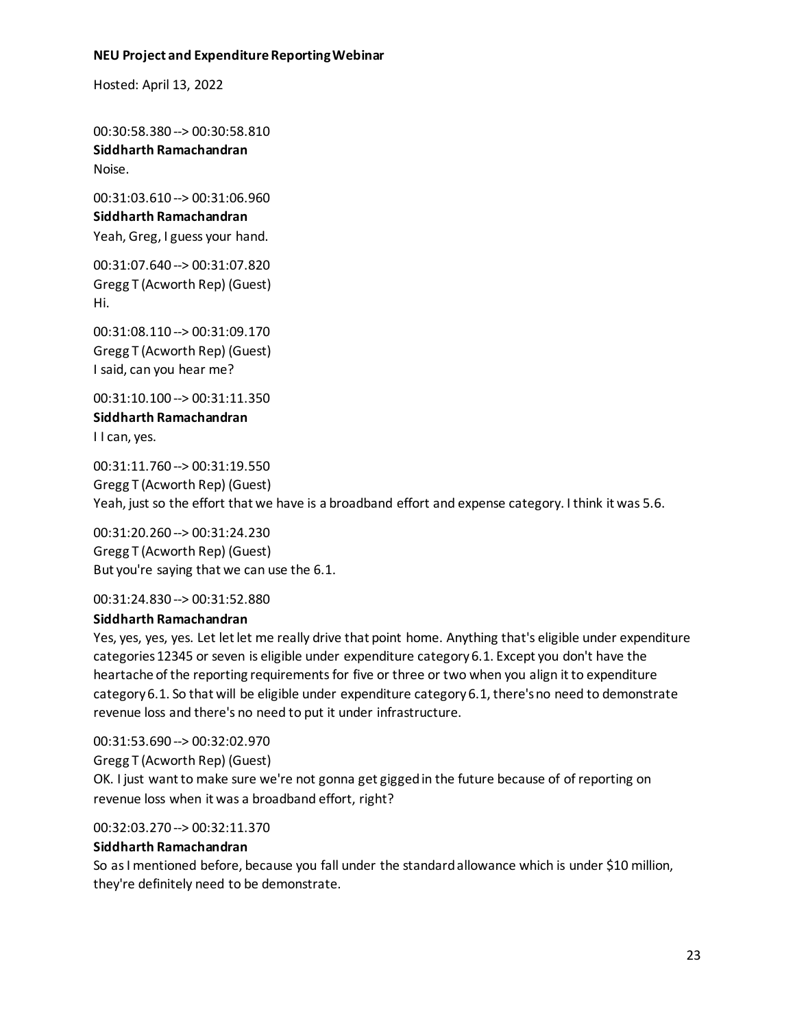00:30:58.380 --> 00:30:58.810
**Siddharth Ramachandran**
Noise.

00:31:03.610 --> 00:31:06.960
**Siddharth Ramachandran**
Yeah, Greg, I guess your hand.

00:31:07.640 --> 00:31:07.820
Gregg T (Acworth Rep) (Guest)
Hi.

00:31:08.110 --> 00:31:09.170
Gregg T (Acworth Rep) (Guest)
I said, can you hear me?

00:31:10.100 --> 00:31:11.350
**Siddharth Ramachandran**
I I can, yes.

00:31:11.760 --> 00:31:19.550
Gregg T (Acworth Rep) (Guest)
Yeah, just so the effort that we have is a broadband effort and expense category. I think it was 5.6.

00:31:20.260 --> 00:31:24.230
Gregg T (Acworth Rep) (Guest)
But you're saying that we can use the 6.1.

00:31:24.830 --> 00:31:52.880
**Siddharth Ramachandran**
Yes, yes, yes, yes. Let let let me really drive that point home. Anything that's eligible under expenditure categories 12345 or seven is eligible under expenditure category 6.1. Except you don't have the heartache of the reporting requirements for five or three or two when you align it to expenditure category 6.1. So that will be eligible under expenditure category 6.1, there's no need to demonstrate revenue loss and there's no need to put it under infrastructure.

00:31:53.690 --> 00:32:02.970
Gregg T (Acworth Rep) (Guest)
OK. I just want to make sure we're not gonna get gigged in the future because of of reporting on revenue loss when it was a broadband effort, right?

00:32:03.270 --> 00:32:11.370
**Siddharth Ramachandran**
So as I mentioned before, because you fall under the standard allowance which is under $10 million, they're definitely need to be demonstrate.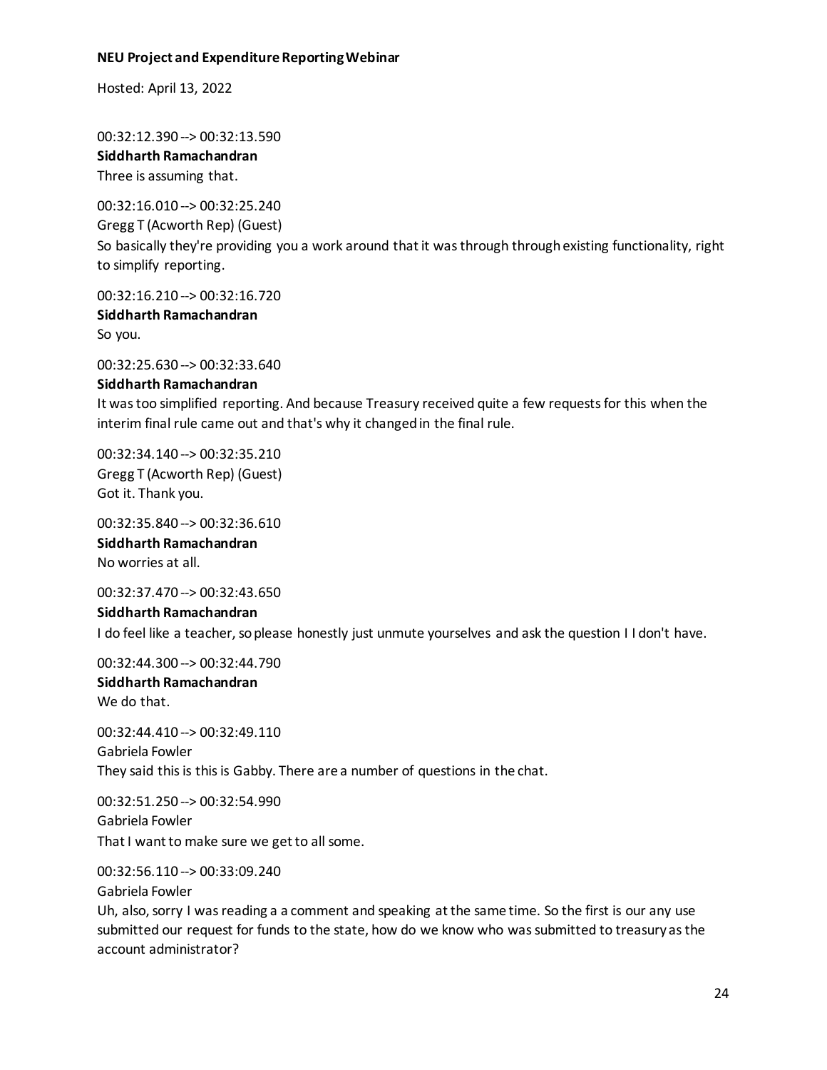00:32:12.390 --> 00:32:13.590
**Siddharth Ramachandran**
Three is assuming that.

00:32:16.010 --> 00:32:25.240
Gregg T (Acworth Rep) (Guest)
So basically they're providing you a work around that it was through through existing functionality, right to simplify reporting.

00:32:16.210 --> 00:32:16.720
**Siddharth Ramachandran**
So you.

00:32:25.630 --> 00:32:33.640
**Siddharth Ramachandran**
It was too simplified reporting. And because Treasury received quite a few requests for this when the interim final rule came out and that's why it changed in the final rule.

00:32:34.140 --> 00:32:35.210
Gregg T (Acworth Rep) (Guest)
Got it. Thank you.

00:32:35.840 --> 00:32:36.610
**Siddharth Ramachandran**
No worries at all.

00:32:37.470 --> 00:32:43.650
**Siddharth Ramachandran**
I do feel like a teacher, so please honestly just unmute yourselves and ask the question I I don't have.

00:32:44.300 --> 00:32:44.790
**Siddharth Ramachandran**
We do that.

00:32:44.410 --> 00:32:49.110
Gabriela Fowler
They said this is this is Gabby. There are a number of questions in the chat.

00:32:51.250 --> 00:32:54.990
Gabriela Fowler
That I want to make sure we get to all some.

00:32:56.110 --> 00:33:09.240
Gabriela Fowler
Uh, also, sorry I was reading a a comment and speaking at the same time. So the first is our any use submitted our request for funds to the state, how do we know who was submitted to treasury as the account administrator?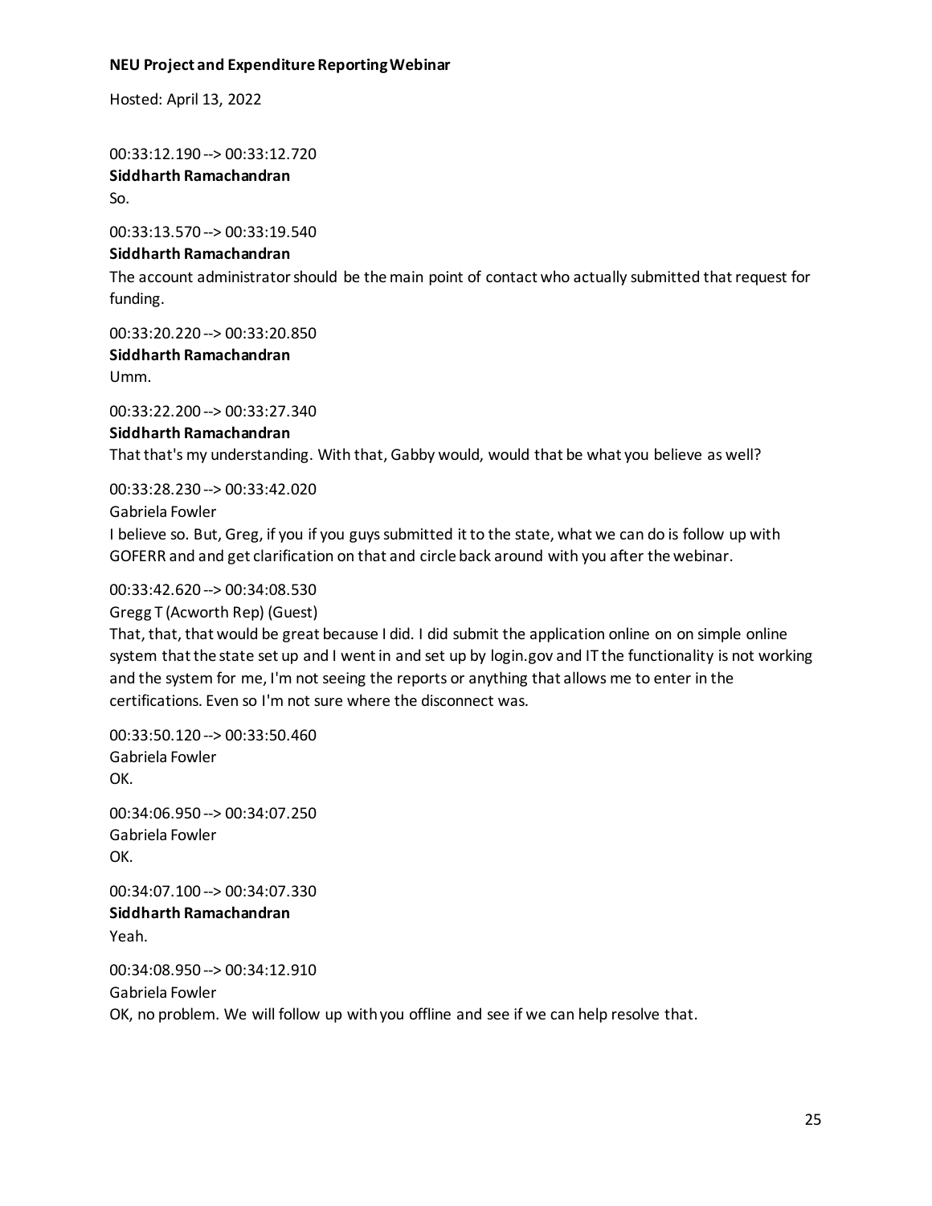00:33:12.190 --> 00:33:12.720
**Siddharth Ramachandran**
So.

00:33:13.570 --> 00:33:19.540
**Siddharth Ramachandran**
The account administrator should be the main point of contact who actually submitted that request for funding.

00:33:20.220 --> 00:33:20.850
**Siddharth Ramachandran**
Umm.

00:33:22.200 --> 00:33:27.340
**Siddharth Ramachandran**
That that's my understanding. With that, Gabby would, would that be what you believe as well?

00:33:28.230 --> 00:33:42.020
Gabriela Fowler
I believe so. But, Greg, if you if you guys submitted it to the state, what we can do is follow up with GOFERR and and get clarification on that and circle back around with you after the webinar.

00:33:42.620 --> 00:34:08.530
Gregg T (Acworth Rep) (Guest)
That, that, that would be great because I did. I did submit the application online on on simple online system that the state set up and I went in and set up by login.gov and IT the functionality is not working and the system for me, I'm not seeing the reports or anything that allows me to enter in the certifications. Even so I'm not sure where the disconnect was.

00:33:50.120 --> 00:33:50.460
Gabriela Fowler
OK.

00:34:06.950 --> 00:34:07.250
Gabriela Fowler
OK.

00:34:07.100 --> 00:34:07.330
**Siddharth Ramachandran**
Yeah.

00:34:08.950 --> 00:34:12.910
Gabriela Fowler
OK, no problem. We will follow up with you offline and see if we can help resolve that.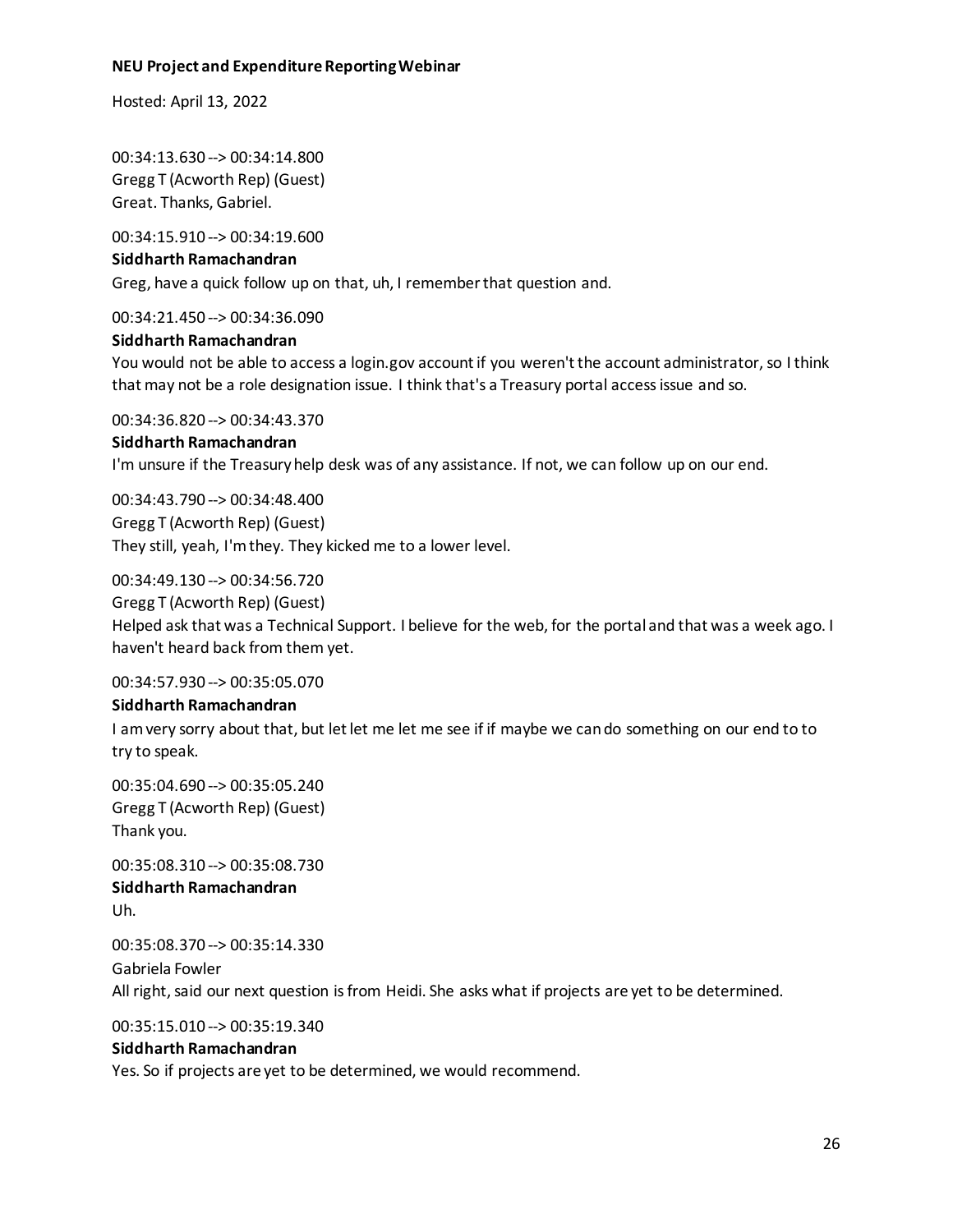00:34:13.630 --> 00:34:14.800
Gregg T (Acworth Rep) (Guest)
Great. Thanks, Gabriel.

00:34:15.910 --> 00:34:19.600
**Siddharth Ramachandran**
Greg, have a quick follow up on that, uh, I remember that question and.

00:34:21.450 --> 00:34:36.090
**Siddharth Ramachandran**
You would not be able to access a login.gov account if you weren't the account administrator, so I think that may not be a role designation issue. I think that's a Treasury portal access issue and so.

00:34:36.820 --> 00:34:43.370
**Siddharth Ramachandran**
I'm unsure if the Treasury help desk was of any assistance. If not, we can follow up on our end.

00:34:43.790 --> 00:34:48.400
Gregg T (Acworth Rep) (Guest)
They still, yeah, I'm they. They kicked me to a lower level.

00:34:49.130 --> 00:34:56.720
Gregg T (Acworth Rep) (Guest)
Helped ask that was a Technical Support. I believe for the web, for the portal and that was a week ago. I haven't heard back from them yet.

00:34:57.930 --> 00:35:05.070
**Siddharth Ramachandran**
I am very sorry about that, but let let me let me see if if maybe we can do something on our end to to try to speak.

00:35:04.690 --> 00:35:05.240
Gregg T (Acworth Rep) (Guest)
Thank you.

00:35:08.310 --> 00:35:08.730
**Siddharth Ramachandran**
Uh.

00:35:08.370 --> 00:35:14.330
Gabriela Fowler
All right, said our next question is from Heidi. She asks what if projects are yet to be determined.

00:35:15.010 --> 00:35:19.340
**Siddharth Ramachandran**
Yes. So if projects are yet to be determined, we would recommend.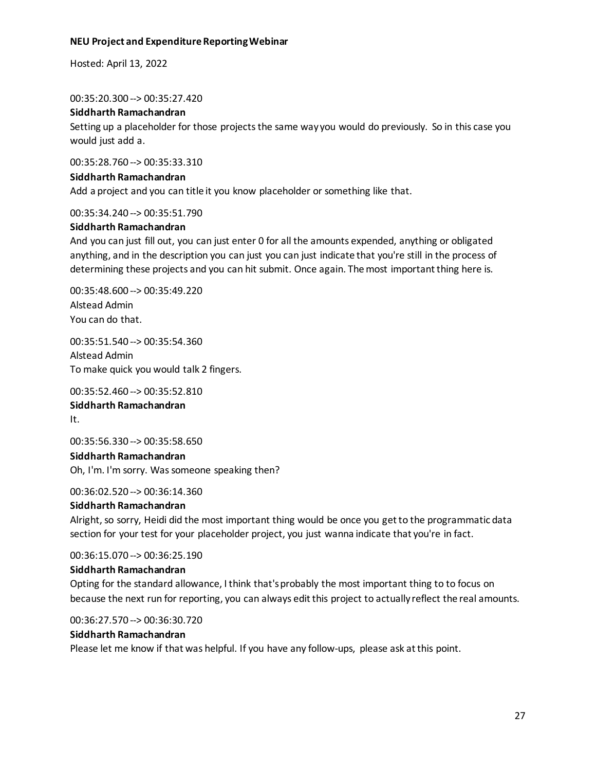00:35:20.300 --> 00:35:27.420

**Siddharth Ramachandran**

Setting up a placeholder for those projects the same way you would do previously. So in this case you would just add a.

00:35:28.760 --> 00:35:33.310

**Siddharth Ramachandran**

Add a project and you can title it you know placeholder or something like that.

00:35:34.240 --> 00:35:51.790

**Siddharth Ramachandran**

And you can just fill out, you can just enter 0 for all the amounts expended, anything or obligated anything, and in the description you can just you can just indicate that you're still in the process of determining these projects and you can hit submit. Once again. The most important thing here is.

00:35:48.600 --> 00:35:49.220

Alstead Admin

You can do that.

00:35:51.540 --> 00:35:54.360

Alstead Admin

To make quick you would talk 2 fingers.

00:35:52.460 --> 00:35:52.810

**Siddharth Ramachandran**

It.

00:35:56.330 --> 00:35:58.650

**Siddharth Ramachandran**

Oh, I'm. I'm sorry. Was someone speaking then?

00:36:02.520 --> 00:36:14.360

**Siddharth Ramachandran**

Alright, so sorry, Heidi did the most important thing would be once you get to the programmatic data section for your test for your placeholder project, you just wanna indicate that you're in fact.

00:36:15.070 --> 00:36:25.190

**Siddharth Ramachandran**

Opting for the standard allowance, I think that's probably the most important thing to to focus on because the next run for reporting, you can always edit this project to actually reflect the real amounts.

00:36:27.570 --> 00:36:30.720

**Siddharth Ramachandran**

Please let me know if that was helpful. If you have any follow-ups, please ask at this point.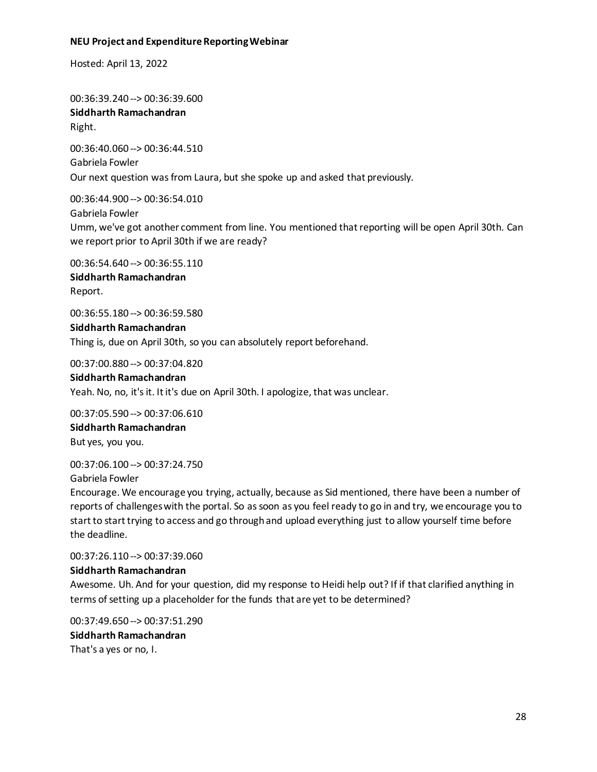00:36:39.240 --> 00:36:39.600
**Siddharth Ramachandran**
Right.

00:36:40.060 --> 00:36:44.510
Gabriela Fowler
Our next question was from Laura, but she spoke up and asked that previously.

00:36:44.900 --> 00:36:54.010
Gabriela Fowler
Umm, we've got another comment from line. You mentioned that reporting will be open April 30th. Can we report prior to April 30th if we are ready?

00:36:54.640 --> 00:36:55.110
**Siddharth Ramachandran**
Report.

00:36:55.180 --> 00:36:59.580
**Siddharth Ramachandran**
Thing is, due on April 30th, so you can absolutely report beforehand.

00:37:00.880 --> 00:37:04.820
**Siddharth Ramachandran**
Yeah. No, no, it's it. It it's due on April 30th. I apologize, that was unclear.

00:37:05.590 --> 00:37:06.610
**Siddharth Ramachandran**
But yes, you you.

00:37:06.100 --> 00:37:24.750
Gabriela Fowler
Encourage. We encourage you trying, actually, because as Sid mentioned, there have been a number of reports of challenges with the portal. So as soon as you feel ready to go in and try, we encourage you to start to start trying to access and go through and upload everything just to allow yourself time before the deadline.

00:37:26.110 --> 00:37:39.060
**Siddharth Ramachandran**
Awesome. Uh. And for your question, did my response to Heidi help out? If if that clarified anything in terms of setting up a placeholder for the funds that are yet to be determined?

00:37:49.650 --> 00:37:51.290
**Siddharth Ramachandran**
That's a yes or no, I.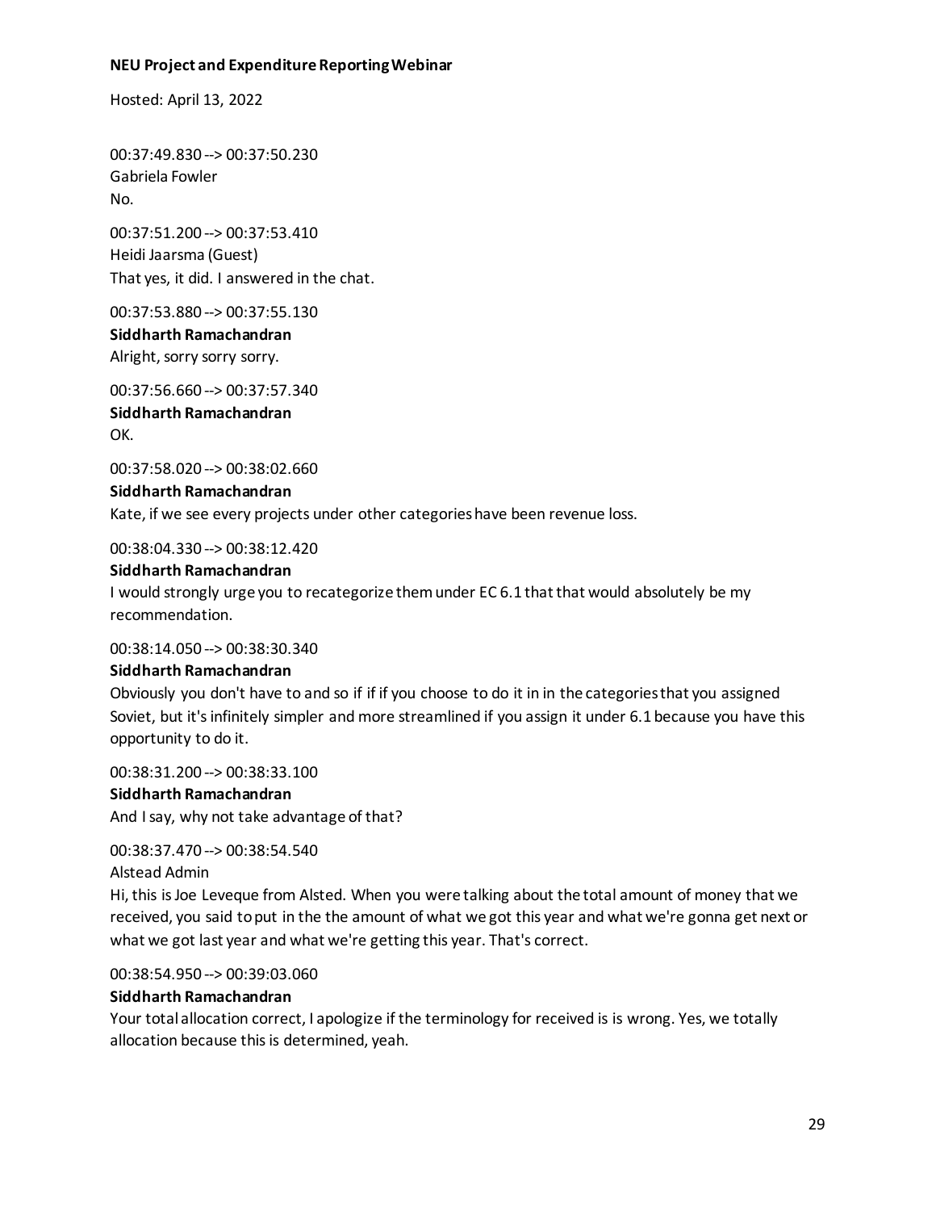00:37:49.830 --> 00:37:50.230
Gabriela Fowler
No.

00:37:51.200 --> 00:37:53.410
Heidi Jaarsma (Guest)
That yes, it did. I answered in the chat.

00:37:53.880 --> 00:37:55.130
**Siddharth Ramachandran**
Alright, sorry sorry sorry.

00:37:56.660 --> 00:37:57.340
**Siddharth Ramachandran**
OK.

00:37:58.020 --> 00:38:02.660
**Siddharth Ramachandran**
Kate, if we see every projects under other categories have been revenue loss.

00:38:04.330 --> 00:38:12.420
**Siddharth Ramachandran**
I would strongly urge you to recategorize them under EC 6.1 that that would absolutely be my recommendation.

00:38:14.050 --> 00:38:30.340
**Siddharth Ramachandran**
Obviously you don't have to and so if if if you choose to do it in in the categories that you assigned Soviet, but it's infinitely simpler and more streamlined if you assign it under 6.1 because you have this opportunity to do it.

00:38:31.200 --> 00:38:33.100
**Siddharth Ramachandran**
And I say, why not take advantage of that?

00:38:37.470 --> 00:38:54.540
Alstead Admin
Hi, this is Joe Leveque from Alsted. When you were talking about the total amount of money that we received, you said to put in the the amount of what we got this year and what we're gonna get next or what we got last year and what we're getting this year. That's correct.

00:38:54.950 --> 00:39:03.060
**Siddharth Ramachandran**
Your total allocation correct, I apologize if the terminology for received is is wrong. Yes, we totally allocation because this is determined, yeah.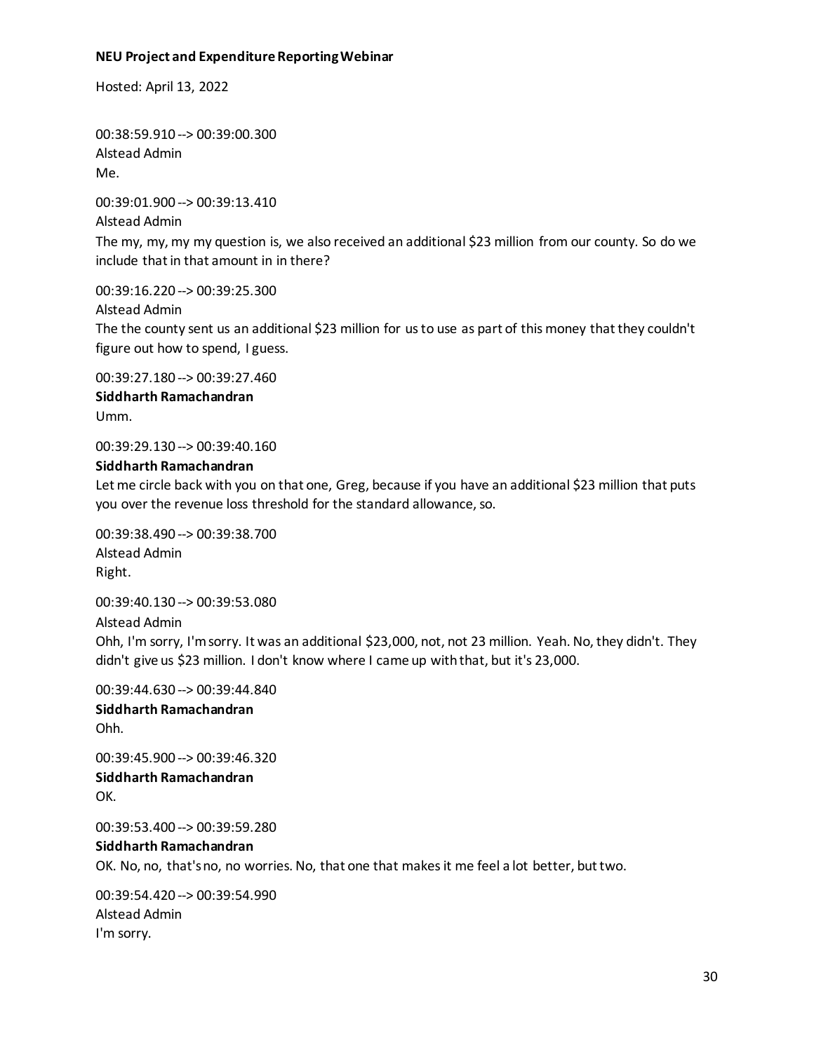00:38:59.910 --> 00:39:00.300
Alstead Admin
Me.

00:39:01.900 --> 00:39:13.410
Alstead Admin
The my, my, my my question is, we also received an additional $23 million from our county. So do we include that in that amount in in there?

00:39:16.220 --> 00:39:25.300
Alstead Admin
The the county sent us an additional $23 million for us to use as part of this money that they couldn't figure out how to spend, I guess.

00:39:27.180 --> 00:39:27.460
**Siddharth Ramachandran**
Umm.

00:39:29.130 --> 00:39:40.160
**Siddharth Ramachandran**
Let me circle back with you on that one, Greg, because if you have an additional $23 million that puts you over the revenue loss threshold for the standard allowance, so.

00:39:38.490 --> 00:39:38.700
Alstead Admin
Right.

00:39:40.130 --> 00:39:53.080
Alstead Admin
Ohh, I'm sorry, I'm sorry. It was an additional $23,000, not, not 23 million. Yeah. No, they didn't. They didn't give us $23 million. I don't know where I came up with that, but it's 23,000.

00:39:44.630 --> 00:39:44.840
**Siddharth Ramachandran**
Ohh.

00:39:45.900 --> 00:39:46.320
**Siddharth Ramachandran**
OK.

00:39:53.400 --> 00:39:59.280
**Siddharth Ramachandran**
OK. No, no, that's no, no worries. No, that one that makes it me feel a lot better, but two.

00:39:54.420 --> 00:39:54.990
Alstead Admin
I'm sorry.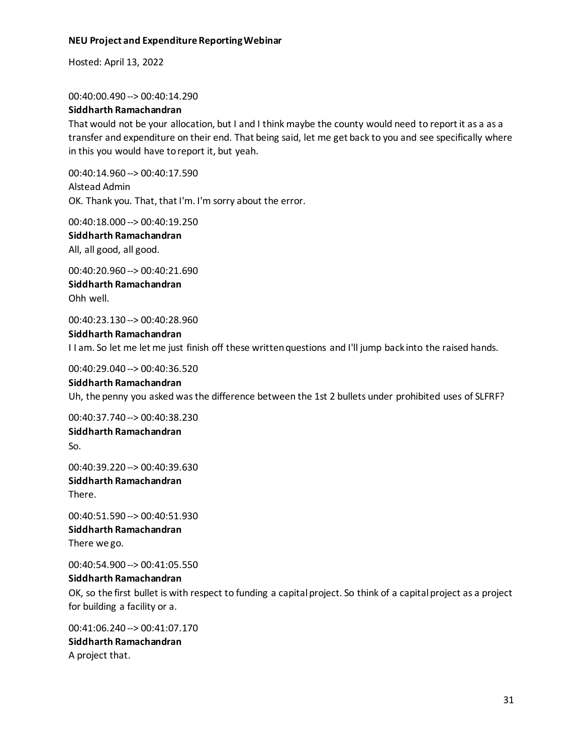00:40:00.490 --> 00:40:14.290
**Siddharth Ramachandran**
That would not be your allocation, but I and I think maybe the county would need to report it as a as a transfer and expenditure on their end. That being said, let me get back to you and see specifically where in this you would have to report it, but yeah.

00:40:14.960 --> 00:40:17.590
Alstead Admin
OK. Thank you. That, that I'm. I'm sorry about the error.

00:40:18.000 --> 00:40:19.250
**Siddharth Ramachandran**
All, all good, all good.

00:40:20.960 --> 00:40:21.690
**Siddharth Ramachandran**
Ohh well.

00:40:23.130 --> 00:40:28.960
**Siddharth Ramachandran**
I I am. So let me let me just finish off these written questions and I'll jump back into the raised hands.

00:40:29.040 --> 00:40:36.520
**Siddharth Ramachandran**
Uh, the penny you asked was the difference between the 1st 2 bullets under prohibited uses of SLFRF?

00:40:37.740 --> 00:40:38.230
**Siddharth Ramachandran**
So.

00:40:39.220 --> 00:40:39.630
**Siddharth Ramachandran**
There.

00:40:51.590 --> 00:40:51.930
**Siddharth Ramachandran**
There we go.

00:40:54.900 --> 00:41:05.550
**Siddharth Ramachandran**
OK, so the first bullet is with respect to funding a capital project. So think of a capital project as a project for building a facility or a.

00:41:06.240 --> 00:41:07.170
**Siddharth Ramachandran**
A project that.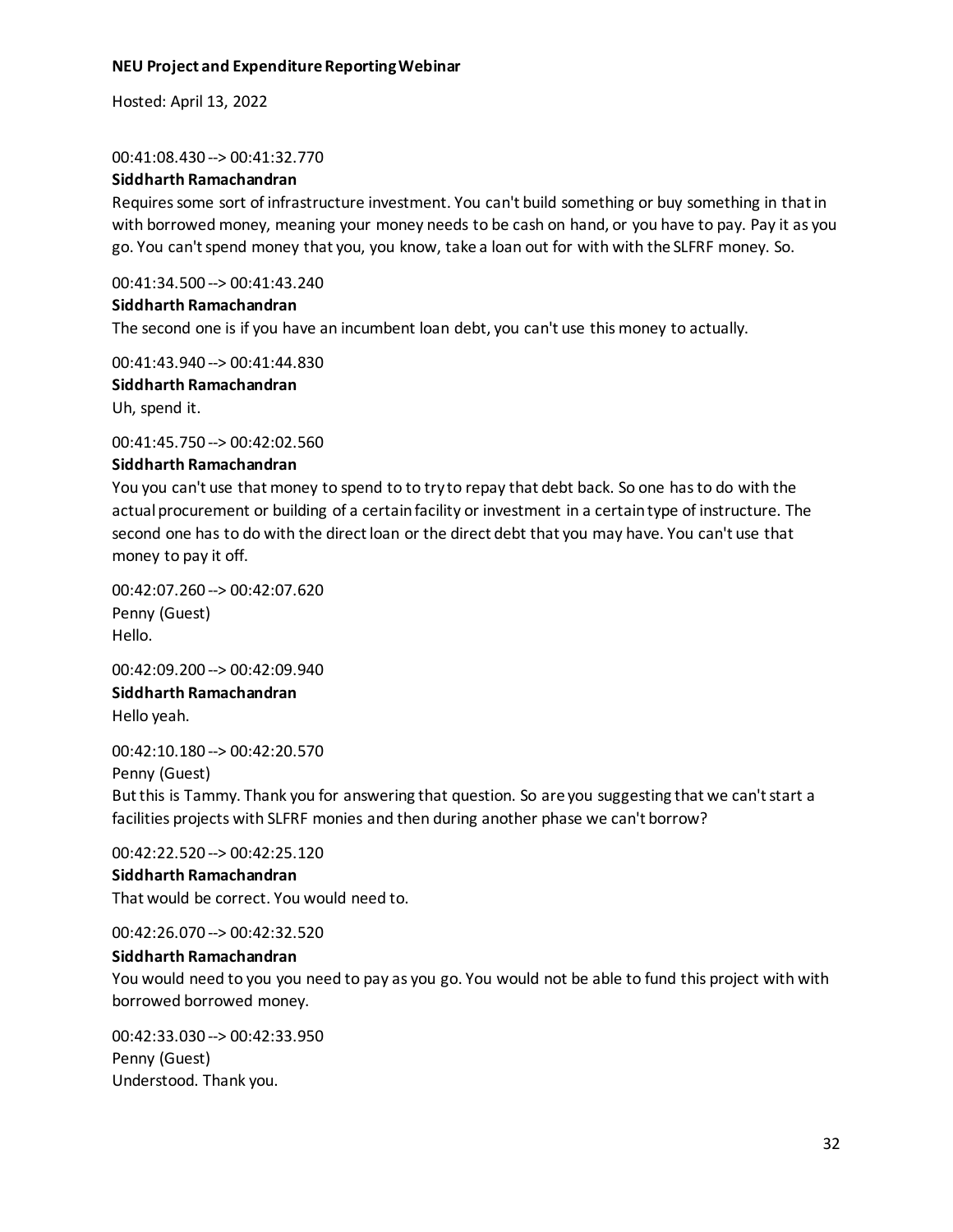00:41:08.430 --> 00:41:32.770

**Siddharth Ramachandran**

Requires some sort of infrastructure investment. You can't build something or buy something in that in with borrowed money, meaning your money needs to be cash on hand, or you have to pay. Pay it as you go. You can't spend money that you, you know, take a loan out for with with the SLFRF money. So.

00:41:34.500 --> 00:41:43.240

**Siddharth Ramachandran**

The second one is if you have an incumbent loan debt, you can't use this money to actually.

00:41:43.940 --> 00:41:44.830

**Siddharth Ramachandran**

Uh, spend it.

00:41:45.750 --> 00:42:02.560

**Siddharth Ramachandran**

You you can't use that money to spend to to try to repay that debt back. So one has to do with the actual procurement or building of a certain facility or investment in a certain type of instructure. The second one has to do with the direct loan or the direct debt that you may have. You can't use that money to pay it off.

00:42:07.260 --> 00:42:07.620

Penny (Guest)

Hello.

00:42:09.200 --> 00:42:09.940

**Siddharth Ramachandran**

Hello yeah.

00:42:10.180 --> 00:42:20.570

Penny (Guest)

But this is Tammy. Thank you for answering that question. So are you suggesting that we can't start a facilities projects with SLFRF monies and then during another phase we can't borrow?

00:42:22.520 --> 00:42:25.120

**Siddharth Ramachandran**

That would be correct. You would need to.

00:42:26.070 --> 00:42:32.520

**Siddharth Ramachandran**

You would need to you you need to pay as you go. You would not be able to fund this project with with borrowed borrowed money.

00:42:33.030 --> 00:42:33.950

Penny (Guest)

Understood. Thank you.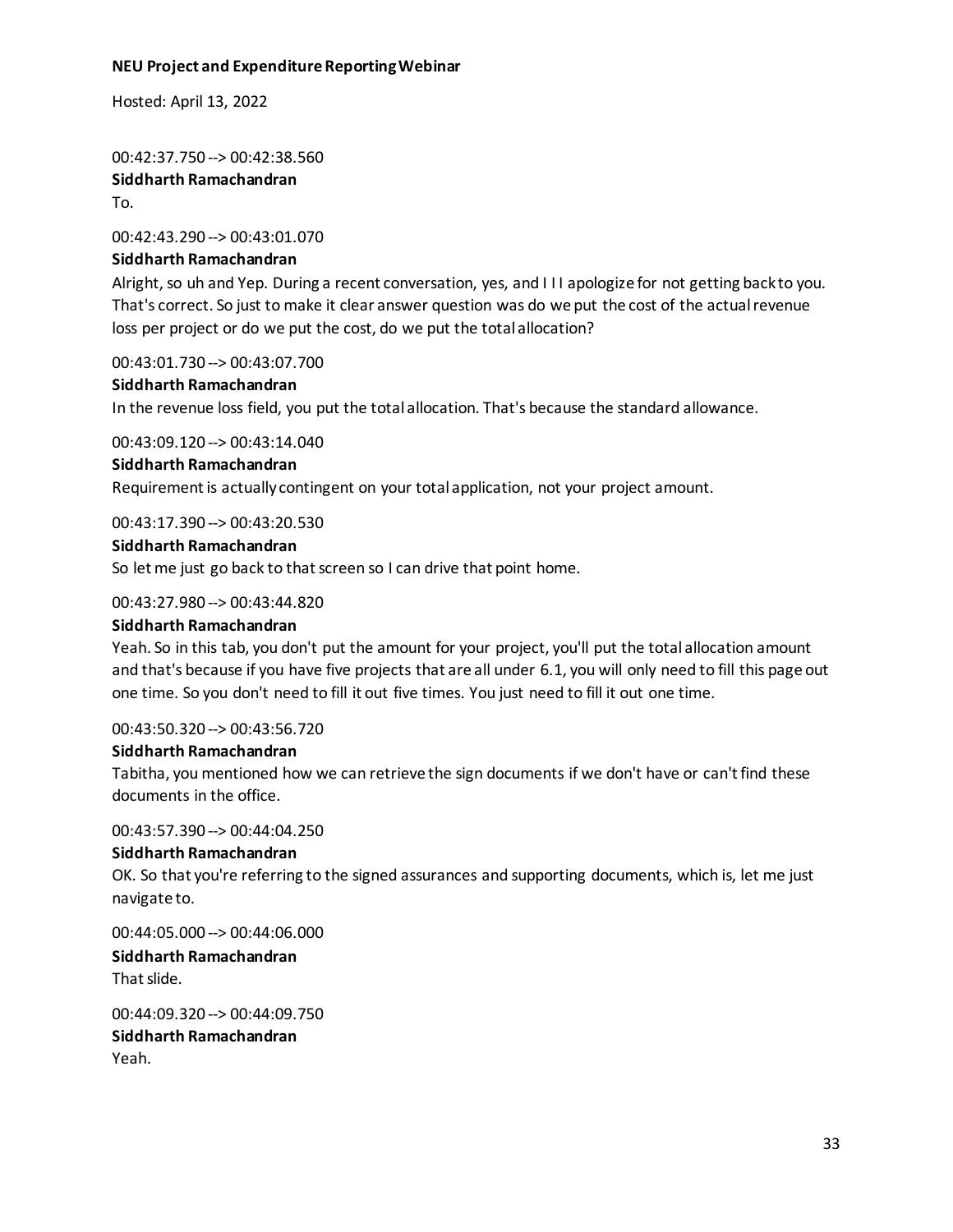00:42:37.750 --> 00:42:38.560
**Siddharth Ramachandran**
To.

00:42:43.290 --> 00:43:01.070
**Siddharth Ramachandran**
Alright, so uh and Yep. During a recent conversation, yes, and I I I apologize for not getting back to you. That's correct. So just to make it clear answer question was do we put the cost of the actual revenue loss per project or do we put the cost, do we put the total allocation?

00:43:01.730 --> 00:43:07.700
**Siddharth Ramachandran**
In the revenue loss field, you put the total allocation. That's because the standard allowance.

00:43:09.120 --> 00:43:14.040
**Siddharth Ramachandran**
Requirement is actually contingent on your total application, not your project amount.

00:43:17.390 --> 00:43:20.530
**Siddharth Ramachandran**
So let me just go back to that screen so I can drive that point home.

00:43:27.980 --> 00:43:44.820
**Siddharth Ramachandran**
Yeah. So in this tab, you don't put the amount for your project, you'll put the total allocation amount and that's because if you have five projects that are all under 6.1, you will only need to fill this page out one time. So you don't need to fill it out five times. You just need to fill it out one time.

00:43:50.320 --> 00:43:56.720
**Siddharth Ramachandran**
Tabitha, you mentioned how we can retrieve the sign documents if we don't have or can't find these documents in the office.

00:43:57.390 --> 00:44:04.250
**Siddharth Ramachandran**
OK. So that you're referring to the signed assurances and supporting documents, which is, let me just navigate to.

00:44:05.000 --> 00:44:06.000
**Siddharth Ramachandran**
That slide.

00:44:09.320 --> 00:44:09.750
**Siddharth Ramachandran**
Yeah.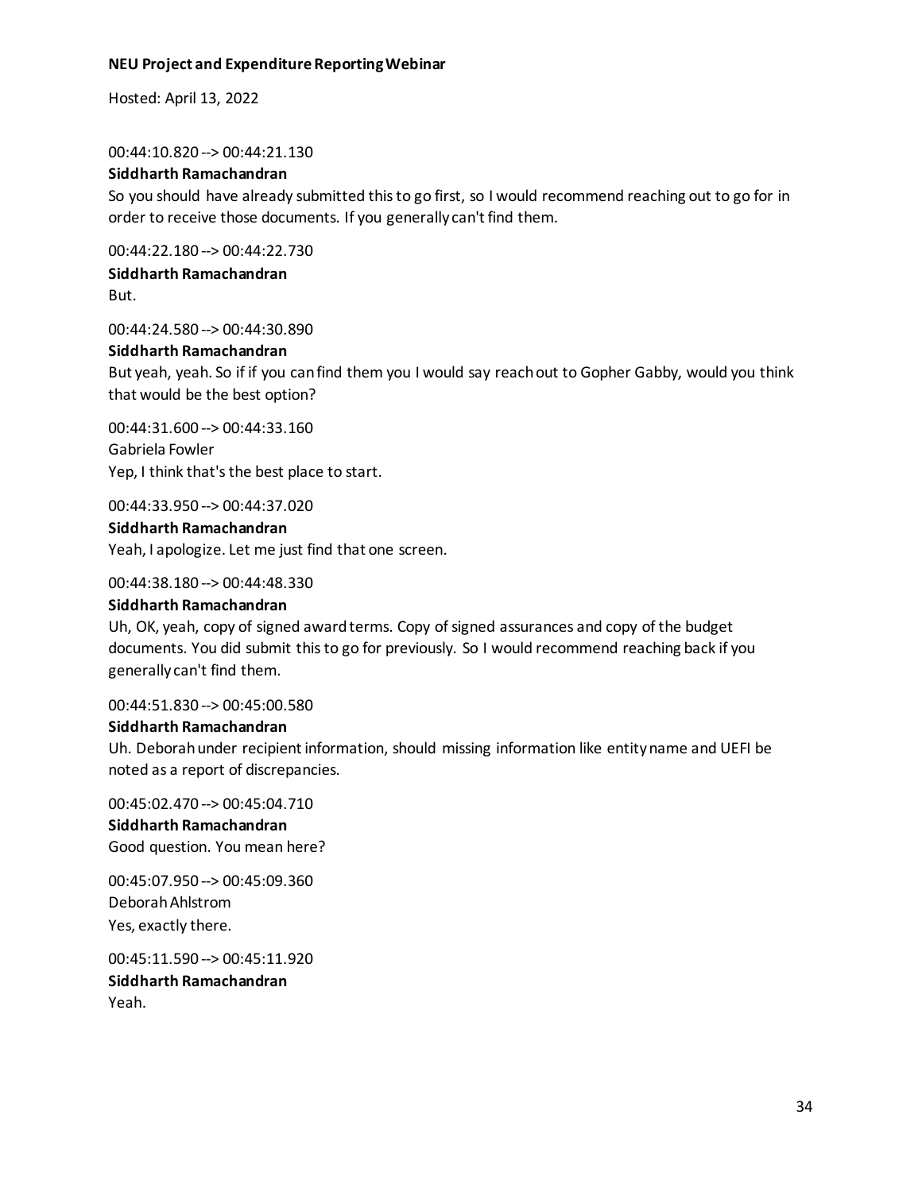00:44:10.820 --> 00:44:21.130

**Siddharth Ramachandran**

So you should have already submitted this to go first, so I would recommend reaching out to go for in order to receive those documents. If you generally can't find them.

00:44:22.180 --> 00:44:22.730

**Siddharth Ramachandran**

But.

00:44:24.580 --> 00:44:30.890

**Siddharth Ramachandran**

But yeah, yeah. So if if you can find them you I would say reach out to Gopher Gabby, would you think that would be the best option?

00:44:31.600 --> 00:44:33.160

Gabriela Fowler

Yep, I think that's the best place to start.

00:44:33.950 --> 00:44:37.020

**Siddharth Ramachandran**

Yeah, I apologize. Let me just find that one screen.

00:44:38.180 --> 00:44:48.330

**Siddharth Ramachandran**

Uh, OK, yeah, copy of signed award terms. Copy of signed assurances and copy of the budget documents. You did submit this to go for previously. So I would recommend reaching back if you generally can't find them.

00:44:51.830 --> 00:45:00.580

**Siddharth Ramachandran**

Uh. Deborah under recipient information, should missing information like entity name and UEFI be noted as a report of discrepancies.

00:45:02.470 --> 00:45:04.710

**Siddharth Ramachandran**

Good question. You mean here?

00:45:07.950 --> 00:45:09.360

Deborah Ahlstrom

Yes, exactly there.

00:45:11.590 --> 00:45:11.920

**Siddharth Ramachandran**

Yeah.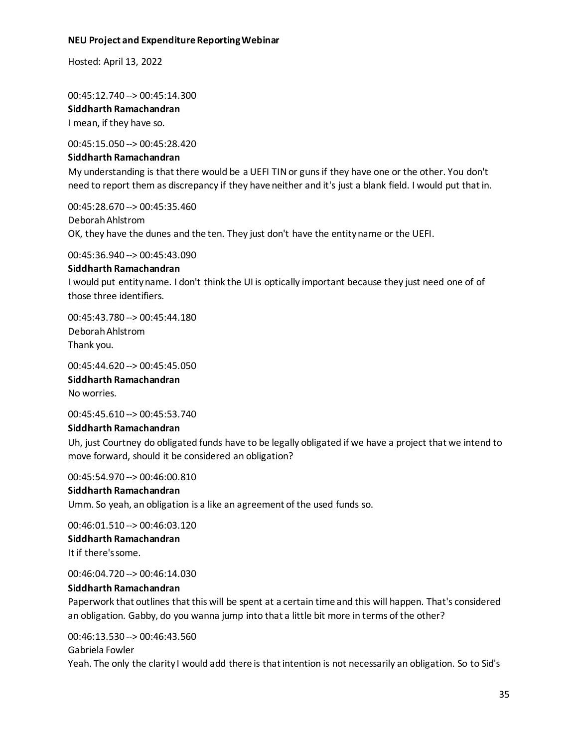00:45:12.740 --> 00:45:14.300
**Siddharth Ramachandran**
I mean, if they have so.

00:45:15.050 --> 00:45:28.420
**Siddharth Ramachandran**
My understanding is that there would be a UEFI TIN or guns if they have one or the other. You don't need to report them as discrepancy if they have neither and it's just a blank field. I would put that in.

00:45:28.670 --> 00:45:35.460
Deborah Ahlstrom
OK, they have the dunes and the ten. They just don't have the entity name or the UEFI.

00:45:36.940 --> 00:45:43.090
**Siddharth Ramachandran**
I would put entity name. I don't think the UI is optically important because they just need one of of those three identifiers.

00:45:43.780 --> 00:45:44.180
Deborah Ahlstrom
Thank you.

00:45:44.620 --> 00:45:45.050
**Siddharth Ramachandran**
No worries.

00:45:45.610 --> 00:45:53.740
**Siddharth Ramachandran**
Uh, just Courtney do obligated funds have to be legally obligated if we have a project that we intend to move forward, should it be considered an obligation?

00:45:54.970 --> 00:46:00.810
**Siddharth Ramachandran**
Umm. So yeah, an obligation is a like an agreement of the used funds so.

00:46:01.510 --> 00:46:03.120
**Siddharth Ramachandran**
It if there's some.

00:46:04.720 --> 00:46:14.030
**Siddharth Ramachandran**
Paperwork that outlines that this will be spent at a certain time and this will happen. That's considered an obligation. Gabby, do you wanna jump into that a little bit more in terms of the other?

00:46:13.530 --> 00:46:43.560
Gabriela Fowler
Yeah. The only the clarity I would add there is that intention is not necessarily an obligation. So to Sid's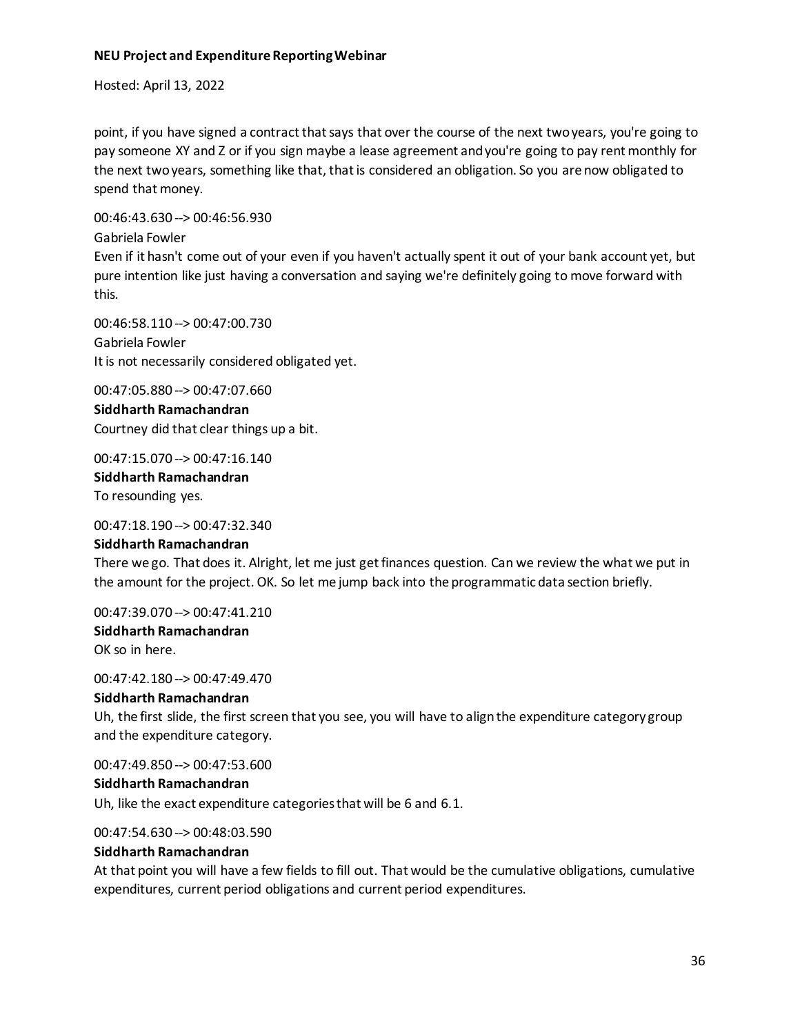point, if you have signed a contract that says that over the course of the next two years, you're going to pay someone XY and Z or if you sign maybe a lease agreement and you're going to pay rent monthly for the next two years, something like that, that is considered an obligation. So you are now obligated to spend that money.

00:46:43.630 --> 00:46:56.930

Gabriela Fowler

Even if it hasn't come out of your even if you haven't actually spent it out of your bank account yet, but pure intention like just having a conversation and saying we're definitely going to move forward with this.

00:46:58.110 --> 00:47:00.730

Gabriela Fowler

It is not necessarily considered obligated yet.

00:47:05.880 --> 00:47:07.660

**Siddharth Ramachandran**

Courtney did that clear things up a bit.

00:47:15.070 --> 00:47:16.140

**Siddharth Ramachandran**

To resounding yes.

00:47:18.190 --> 00:47:32.340

**Siddharth Ramachandran**

There we go. That does it. Alright, let me just get finances question. Can we review the what we put in the amount for the project. OK. So let me jump back into the programmatic data section briefly.

00:47:39.070 --> 00:47:41.210

**Siddharth Ramachandran**

OK so in here.

00:47:42.180 --> 00:47:49.470

**Siddharth Ramachandran**

Uh, the first slide, the first screen that you see, you will have to align the expenditure category group and the expenditure category.

00:47:49.850 --> 00:47:53.600

**Siddharth Ramachandran**

Uh, like the exact expenditure categories that will be 6 and 6.1.

00:47:54.630 --> 00:48:03.590

**Siddharth Ramachandran**

At that point you will have a few fields to fill out. That would be the cumulative obligations, cumulative expenditures, current period obligations and current period expenditures.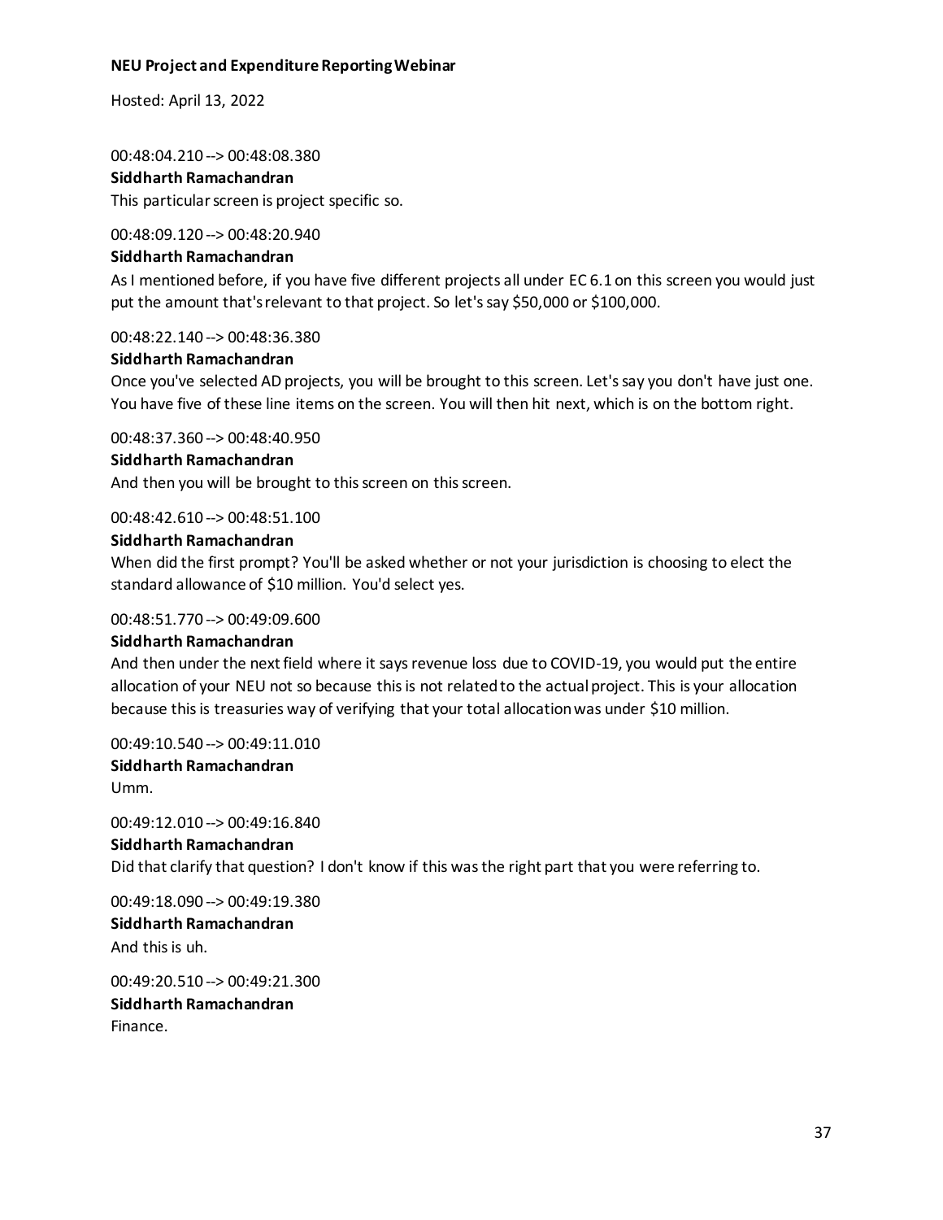00:48:04.210 --> 00:48:08.380

**Siddharth Ramachandran**

This particular screen is project specific so.

00:48:09.120 --> 00:48:20.940

**Siddharth Ramachandran**

As I mentioned before, if you have five different projects all under EC 6.1 on this screen you would just put the amount that's relevant to that project. So let's say $50,000 or $100,000.

00:48:22.140 --> 00:48:36.380

**Siddharth Ramachandran**

Once you've selected AD projects, you will be brought to this screen. Let's say you don't have just one. You have five of these line items on the screen. You will then hit next, which is on the bottom right.

00:48:37.360 --> 00:48:40.950

**Siddharth Ramachandran**

And then you will be brought to this screen on this screen.

00:48:42.610 --> 00:48:51.100

**Siddharth Ramachandran**

When did the first prompt? You'll be asked whether or not your jurisdiction is choosing to elect the standard allowance of $10 million. You'd select yes.

00:48:51.770 --> 00:49:09.600

**Siddharth Ramachandran**

And then under the next field where it says revenue loss due to COVID-19, you would put the entire allocation of your NEU not so because this is not related to the actual project. This is your allocation because this is treasuries way of verifying that your total allocation was under $10 million.

00:49:10.540 --> 00:49:11.010

**Siddharth Ramachandran**

Umm.

00:49:12.010 --> 00:49:16.840

**Siddharth Ramachandran**

Did that clarify that question? I don't know if this was the right part that you were referring to.

00:49:18.090 --> 00:49:19.380

**Siddharth Ramachandran**

And this is uh.

00:49:20.510 --> 00:49:21.300

**Siddharth Ramachandran**

Finance.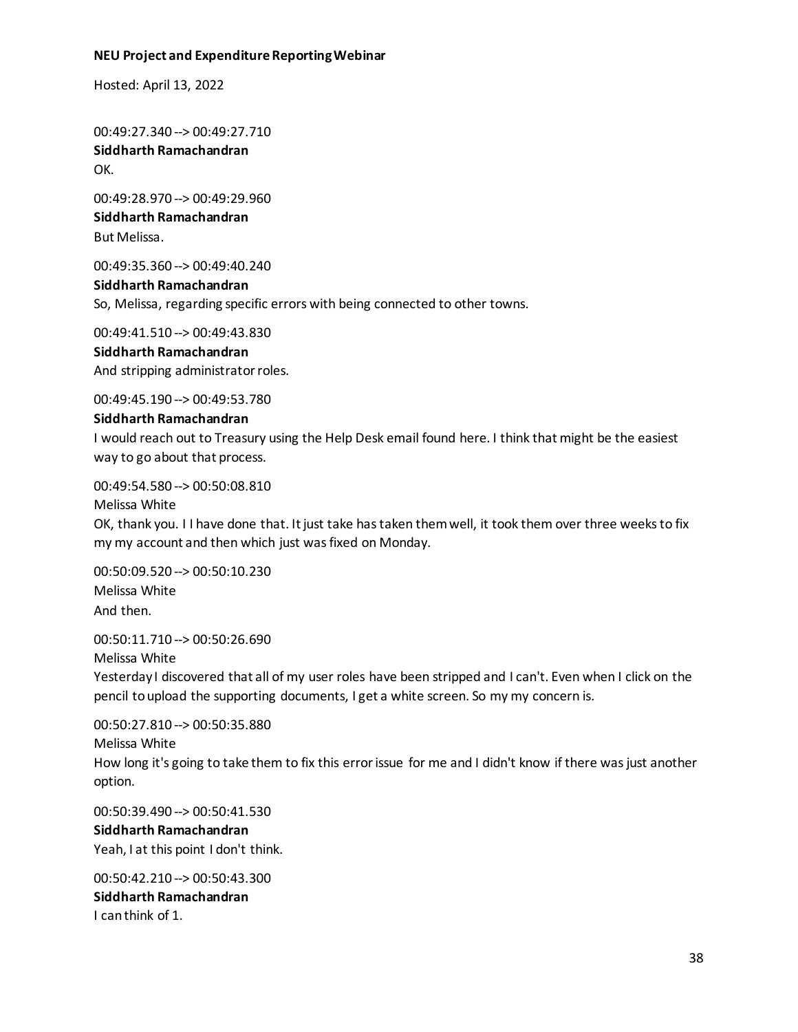00:49:27.340 --> 00:49:27.710
**Siddharth Ramachandran**
OK.

00:49:28.970 --> 00:49:29.960
**Siddharth Ramachandran**
But Melissa.

00:49:35.360 --> 00:49:40.240
**Siddharth Ramachandran**
So, Melissa, regarding specific errors with being connected to other towns.

00:49:41.510 --> 00:49:43.830
**Siddharth Ramachandran**
And stripping administrator roles.

00:49:45.190 --> 00:49:53.780
**Siddharth Ramachandran**
I would reach out to Treasury using the Help Desk email found here. I think that might be the easiest way to go about that process.

00:49:54.580 --> 00:50:08.810
Melissa White
OK, thank you. I I have done that. It just take has taken them well, it took them over three weeks to fix my my account and then which just was fixed on Monday.

00:50:09.520 --> 00:50:10.230
Melissa White
And then.

00:50:11.710 --> 00:50:26.690
Melissa White
Yesterday I discovered that all of my user roles have been stripped and I can't. Even when I click on the pencil to upload the supporting documents, I get a white screen. So my my concern is.

00:50:27.810 --> 00:50:35.880
Melissa White
How long it's going to take them to fix this error issue for me and I didn't know if there was just another option.

00:50:39.490 --> 00:50:41.530
**Siddharth Ramachandran**
Yeah, I at this point I don't think.

00:50:42.210 --> 00:50:43.300
**Siddharth Ramachandran**
I can think of 1.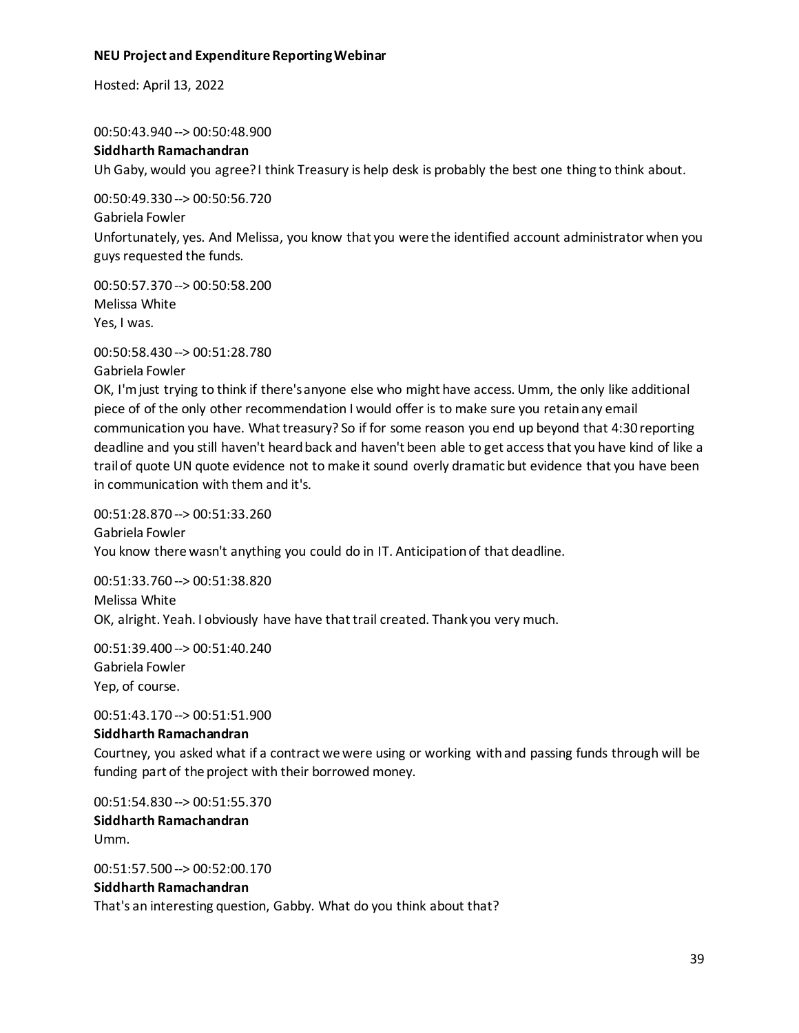00:50:43.940 --> 00:50:48.900

**Siddharth Ramachandran**

Uh Gaby, would you agree? I think Treasury is help desk is probably the best one thing to think about.

00:50:49.330 --> 00:50:56.720

Gabriela Fowler

Unfortunately, yes. And Melissa, you know that you were the identified account administrator when you guys requested the funds.

00:50:57.370 --> 00:50:58.200

Melissa White

Yes, I was.

00:50:58.430 --> 00:51:28.780

Gabriela Fowler

OK, I'm just trying to think if there's anyone else who might have access. Umm, the only like additional piece of of the only other recommendation I would offer is to make sure you retain any email communication you have. What treasury? So if for some reason you end up beyond that 4:30 reporting deadline and you still haven't heard back and haven't been able to get access that you have kind of like a trail of quote UN quote evidence not to make it sound overly dramatic but evidence that you have been in communication with them and it's.

00:51:28.870 --> 00:51:33.260

Gabriela Fowler

You know there wasn't anything you could do in IT. Anticipation of that deadline.

00:51:33.760 --> 00:51:38.820

Melissa White

OK, alright. Yeah. I obviously have have that trail created. Thank you very much.

00:51:39.400 --> 00:51:40.240

Gabriela Fowler

Yep, of course.

00:51:43.170 --> 00:51:51.900

**Siddharth Ramachandran**

Courtney, you asked what if a contract we were using or working with and passing funds through will be funding part of the project with their borrowed money.

00:51:54.830 --> 00:51:55.370

**Siddharth Ramachandran**

Umm.

00:51:57.500 --> 00:52:00.170

**Siddharth Ramachandran**

That's an interesting question, Gabby. What do you think about that?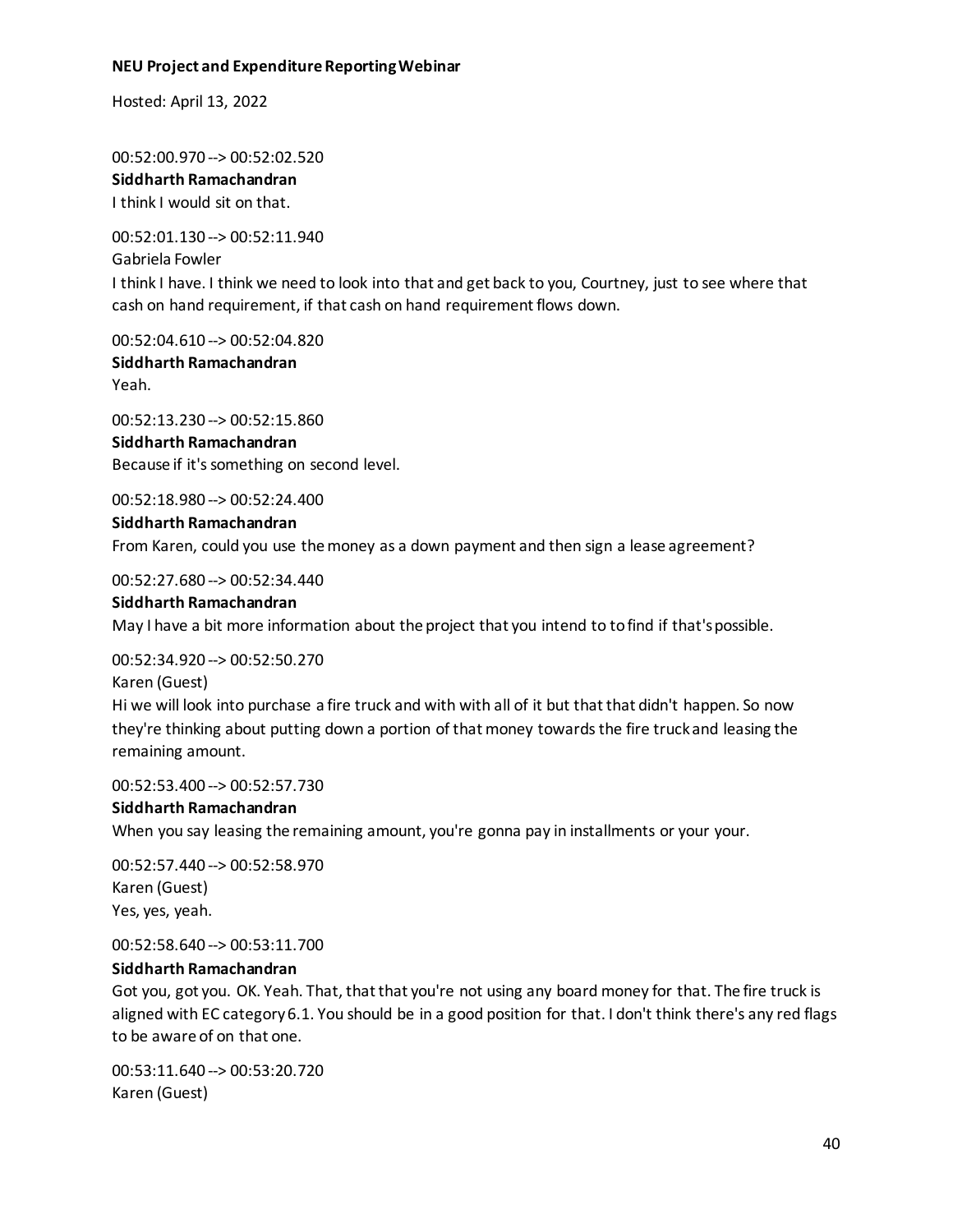00:52:00.970 --> 00:52:02.520
**Siddharth Ramachandran**
I think I would sit on that.

00:52:01.130 --> 00:52:11.940
Gabriela Fowler
I think I have. I think we need to look into that and get back to you, Courtney, just to see where that cash on hand requirement, if that cash on hand requirement flows down.

00:52:04.610 --> 00:52:04.820
**Siddharth Ramachandran**
Yeah.

00:52:13.230 --> 00:52:15.860
**Siddharth Ramachandran**
Because if it's something on second level.

00:52:18.980 --> 00:52:24.400
**Siddharth Ramachandran**
From Karen, could you use the money as a down payment and then sign a lease agreement?

00:52:27.680 --> 00:52:34.440
**Siddharth Ramachandran**
May I have a bit more information about the project that you intend to to find if that's possible.

00:52:34.920 --> 00:52:50.270
Karen (Guest)
Hi we will look into purchase a fire truck and with with all of it but that that didn't happen. So now they're thinking about putting down a portion of that money towards the fire truck and leasing the remaining amount.

00:52:53.400 --> 00:52:57.730
**Siddharth Ramachandran**
When you say leasing the remaining amount, you're gonna pay in installments or your your.

00:52:57.440 --> 00:52:58.970
Karen (Guest)
Yes, yes, yeah.

00:52:58.640 --> 00:53:11.700
**Siddharth Ramachandran**
Got you, got you. OK. Yeah. That, that that you're not using any board money for that. The fire truck is aligned with EC category 6.1. You should be in a good position for that. I don't think there's any red flags to be aware of on that one.

00:53:11.640 --> 00:53:20.720
Karen (Guest)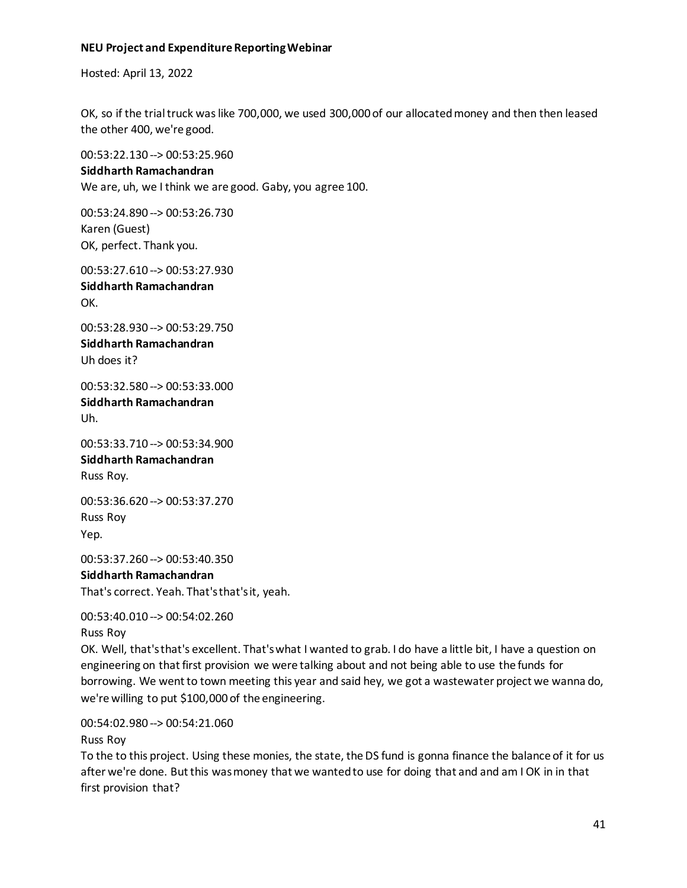OK, so if the trial truck was like 700,000, we used 300,000 of our allocated money and then then leased the other 400, we're good.

00:53:22.130 --> 00:53:25.960
**Siddharth Ramachandran**
We are, uh, we I think we are good. Gaby, you agree 100.

00:53:24.890 --> 00:53:26.730
Karen (Guest)
OK, perfect. Thank you.

00:53:27.610 --> 00:53:27.930
**Siddharth Ramachandran**
OK.

00:53:28.930 --> 00:53:29.750
**Siddharth Ramachandran**
Uh does it?

00:53:32.580 --> 00:53:33.000
**Siddharth Ramachandran**
Uh.

00:53:33.710 --> 00:53:34.900
**Siddharth Ramachandran**
Russ Roy.

00:53:36.620 --> 00:53:37.270
Russ Roy
Yep.

00:53:37.260 --> 00:53:40.350
**Siddharth Ramachandran**
That's correct. Yeah. That's that's it, yeah.

00:53:40.010 --> 00:54:02.260
Russ Roy
OK. Well, that's that's excellent. That's what I wanted to grab. I do have a little bit, I have a question on engineering on that first provision we were talking about and not being able to use the funds for borrowing. We went to town meeting this year and said hey, we got a wastewater project we wanna do, we're willing to put $100,000 of the engineering.

00:54:02.980 --> 00:54:21.060
Russ Roy
To the to this project. Using these monies, the state, the DS fund is gonna finance the balance of it for us after we're done. But this was money that we wanted to use for doing that and and am I OK in in that first provision that?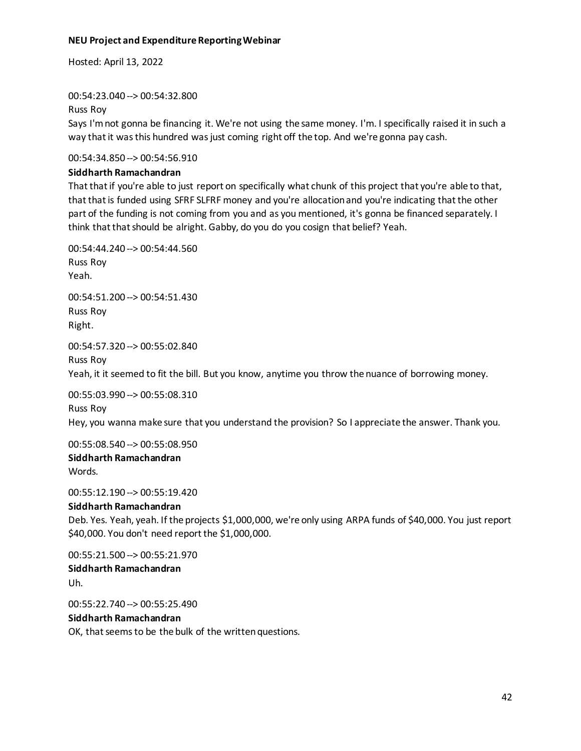00:54:23.040 --> 00:54:32.800

Russ Roy

Says I'm not gonna be financing it. We're not using the same money. I'm. I specifically raised it in such a way that it was this hundred was just coming right off the top. And we're gonna pay cash.

00:54:34.850 --> 00:54:56.910

**Siddharth Ramachandran**

That that if you're able to just report on specifically what chunk of this project that you're able to that, that that is funded using SFRF SLFRF money and you're allocation and you're indicating that the other part of the funding is not coming from you and as you mentioned, it's gonna be financed separately. I think that that should be alright. Gabby, do you do you cosign that belief? Yeah.

00:54:44.240 --> 00:54:44.560

Russ Roy

Yeah.

00:54:51.200 --> 00:54:51.430

Russ Roy

Right.

00:54:57.320 --> 00:55:02.840

Russ Roy

Yeah, it it seemed to fit the bill. But you know, anytime you throw the nuance of borrowing money.

00:55:03.990 --> 00:55:08.310

Russ Roy

Hey, you wanna make sure that you understand the provision? So I appreciate the answer. Thank you.

00:55:08.540 --> 00:55:08.950

**Siddharth Ramachandran**

Words.

00:55:12.190 --> 00:55:19.420

**Siddharth Ramachandran**

Deb. Yes. Yeah, yeah. If the projects $1,000,000, we're only using ARPA funds of $40,000. You just report $40,000. You don't need report the $1,000,000.

00:55:21.500 --> 00:55:21.970

**Siddharth Ramachandran**

Uh.

00:55:22.740 --> 00:55:25.490

**Siddharth Ramachandran**

OK, that seems to be the bulk of the written questions.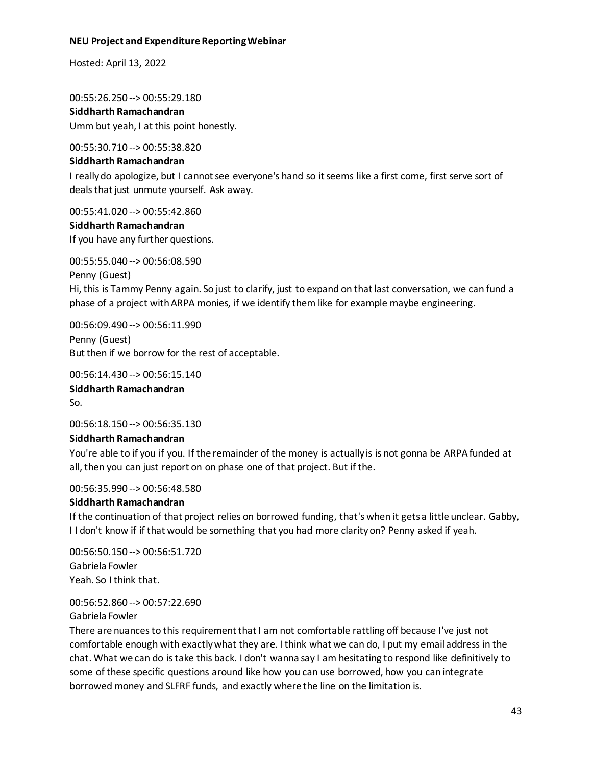00:55:26.250 --> 00:55:29.180
**Siddharth Ramachandran**
Umm but yeah, I at this point honestly.

00:55:30.710 --> 00:55:38.820
**Siddharth Ramachandran**
I really do apologize, but I cannot see everyone's hand so it seems like a first come, first serve sort of deals that just unmute yourself. Ask away.

00:55:41.020 --> 00:55:42.860
**Siddharth Ramachandran**
If you have any further questions.

00:55:55.040 --> 00:56:08.590
Penny (Guest)
Hi, this is Tammy Penny again. So just to clarify, just to expand on that last conversation, we can fund a phase of a project with ARPA monies, if we identify them like for example maybe engineering.

00:56:09.490 --> 00:56:11.990
Penny (Guest)
But then if we borrow for the rest of acceptable.

00:56:14.430 --> 00:56:15.140
**Siddharth Ramachandran**
So.

00:56:18.150 --> 00:56:35.130
**Siddharth Ramachandran**
You're able to if you if you. If the remainder of the money is actually is is not gonna be ARPA funded at all, then you can just report on on phase one of that project. But if the.

00:56:35.990 --> 00:56:48.580
**Siddharth Ramachandran**
If the continuation of that project relies on borrowed funding, that's when it gets a little unclear. Gabby, I I don't know if if that would be something that you had more clarity on? Penny asked if yeah.

00:56:50.150 --> 00:56:51.720
Gabriela Fowler
Yeah. So I think that.

00:56:52.860 --> 00:57:22.690
Gabriela Fowler
There are nuances to this requirement that I am not comfortable rattling off because I've just not comfortable enough with exactly what they are. I think what we can do, I put my email address in the chat. What we can do is take this back. I don't wanna say I am hesitating to respond like definitively to some of these specific questions around like how you can use borrowed, how you can integrate borrowed money and SLFRF funds, and exactly where the line on the limitation is.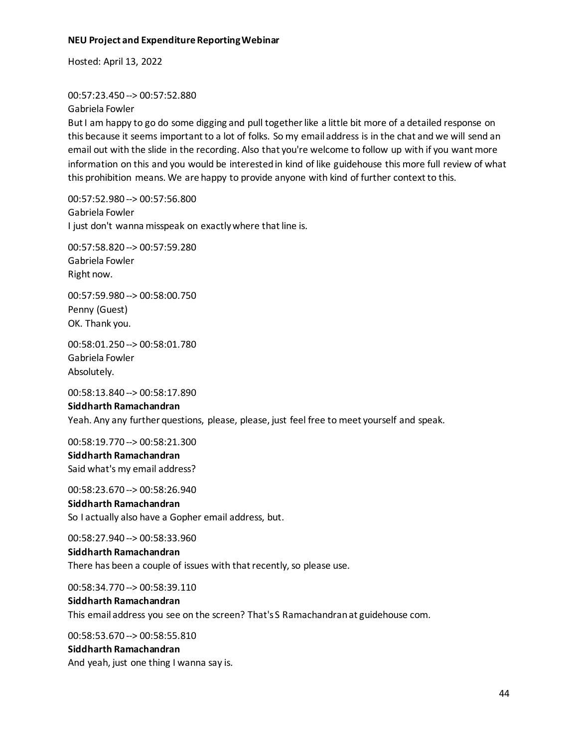00:57:23.450 --> 00:57:52.880
Gabriela Fowler
But I am happy to go do some digging and pull together like a little bit more of a detailed response on this because it seems important to a lot of folks. So my email address is in the chat and we will send an email out with the slide in the recording. Also that you're welcome to follow up with if you want more information on this and you would be interested in kind of like guidehouse this more full review of what this prohibition means. We are happy to provide anyone with kind of further context to this.

00:57:52.980 --> 00:57:56.800
Gabriela Fowler
I just don't wanna misspeak on exactly where that line is.

00:57:58.820 --> 00:57:59.280
Gabriela Fowler
Right now.

00:57:59.980 --> 00:58:00.750
Penny (Guest)
OK. Thank you.

00:58:01.250 --> 00:58:01.780
Gabriela Fowler
Absolutely.

00:58:13.840 --> 00:58:17.890
**Siddharth Ramachandran**
Yeah. Any any further questions, please, please, just feel free to meet yourself and speak.

00:58:19.770 --> 00:58:21.300
**Siddharth Ramachandran**
Said what's my email address?

00:58:23.670 --> 00:58:26.940
**Siddharth Ramachandran**
So I actually also have a Gopher email address, but.

00:58:27.940 --> 00:58:33.960
**Siddharth Ramachandran**
There has been a couple of issues with that recently, so please use.

00:58:34.770 --> 00:58:39.110
**Siddharth Ramachandran**
This email address you see on the screen? That's S Ramachandran at guidehouse com.

00:58:53.670 --> 00:58:55.810
**Siddharth Ramachandran**
And yeah, just one thing I wanna say is.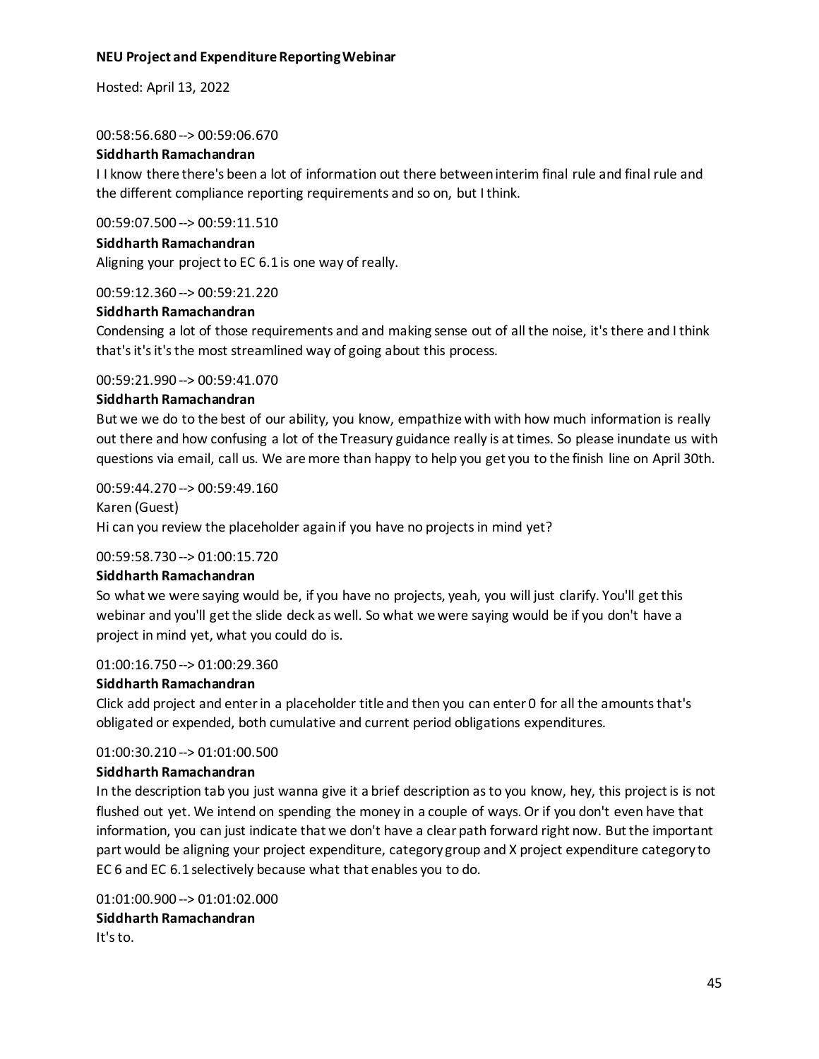**NEU Project and Expenditure Reporting Webinar**

Hosted: April 13, 2022

00:58:56.680 --> 00:59:06.670

**Siddharth Ramachandran**

I I know there there's been a lot of information out there between interim final rule and final rule and the different compliance reporting requirements and so on, but I think.

00:59:07.500 --> 00:59:11.510

**Siddharth Ramachandran**

Aligning your project to EC 6.1 is one way of really.

00:59:12.360 --> 00:59:21.220

**Siddharth Ramachandran**

Condensing a lot of those requirements and and making sense out of all the noise, it's there and I think that's it's it's the most streamlined way of going about this process.

00:59:21.990 --> 00:59:41.070

**Siddharth Ramachandran**

But we we do to the best of our ability, you know, empathize with with how much information is really out there and how confusing a lot of the Treasury guidance really is at times. So please inundate us with questions via email, call us. We are more than happy to help you get you to the finish line on April 30th.

00:59:44.270 --> 00:59:49.160

Karen (Guest)

Hi can you review the placeholder again if you have no projects in mind yet?

00:59:58.730 --> 01:00:15.720

**Siddharth Ramachandran**

So what we were saying would be, if you have no projects, yeah, you will just clarify. You'll get this webinar and you'll get the slide deck as well. So what we were saying would be if you don't have a project in mind yet, what you could do is.

01:00:16.750 --> 01:00:29.360

**Siddharth Ramachandran**

Click add project and enter in a placeholder title and then you can enter 0 for all the amounts that's obligated or expended, both cumulative and current period obligations expenditures.

01:00:30.210 --> 01:01:00.500

**Siddharth Ramachandran**

In the description tab you just wanna give it a brief description as to you know, hey, this project is is not flushed out yet. We intend on spending the money in a couple of ways. Or if you don't even have that information, you can just indicate that we don't have a clear path forward right now. But the important part would be aligning your project expenditure, category group and X project expenditure category to EC 6 and EC 6.1 selectively because what that enables you to do.

01:01:00.900 --> 01:01:02.000

**Siddharth Ramachandran**

It's to.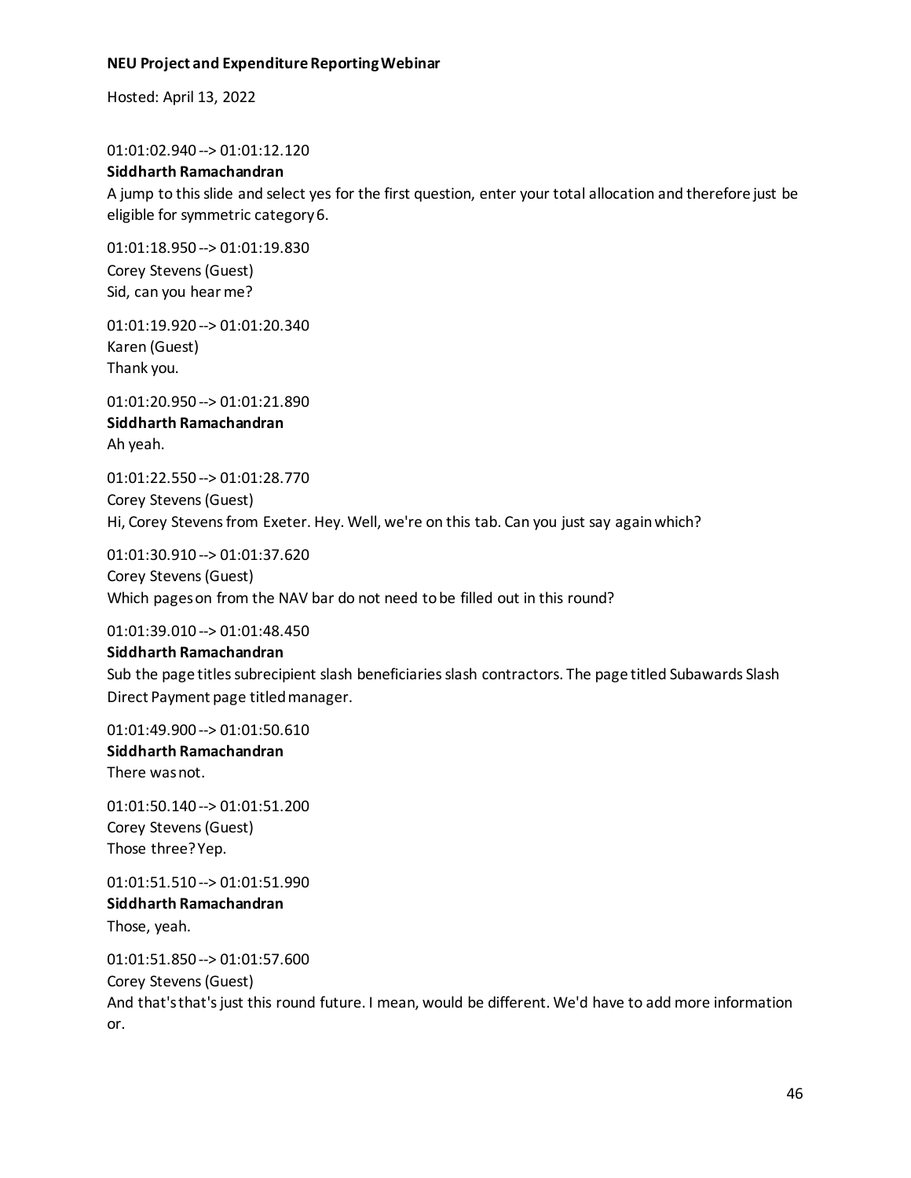01:01:02.940 --> 01:01:12.120

**Siddharth Ramachandran**

A jump to this slide and select yes for the first question, enter your total allocation and therefore just be eligible for symmetric category 6.

01:01:18.950 --> 01:01:19.830

Corey Stevens (Guest)

Sid, can you hear me?

01:01:19.920 --> 01:01:20.340

Karen (Guest)

Thank you.

01:01:20.950 --> 01:01:21.890

**Siddharth Ramachandran**

Ah yeah.

01:01:22.550 --> 01:01:28.770

Corey Stevens (Guest)

Hi, Corey Stevens from Exeter. Hey. Well, we're on this tab. Can you just say again which?

01:01:30.910 --> 01:01:37.620

Corey Stevens (Guest)

Which pages on from the NAV bar do not need to be filled out in this round?

01:01:39.010 --> 01:01:48.450

**Siddharth Ramachandran**

Sub the page titles subrecipient slash beneficiaries slash contractors. The page titled Subawards Slash Direct Payment page titled manager.

01:01:49.900 --> 01:01:50.610

**Siddharth Ramachandran**

There was not.

01:01:50.140 --> 01:01:51.200

Corey Stevens (Guest)

Those three? Yep.

01:01:51.510 --> 01:01:51.990

**Siddharth Ramachandran**

Those, yeah.

01:01:51.850 --> 01:01:57.600

Corey Stevens (Guest)

And that's that's just this round future. I mean, would be different. We'd have to add more information or.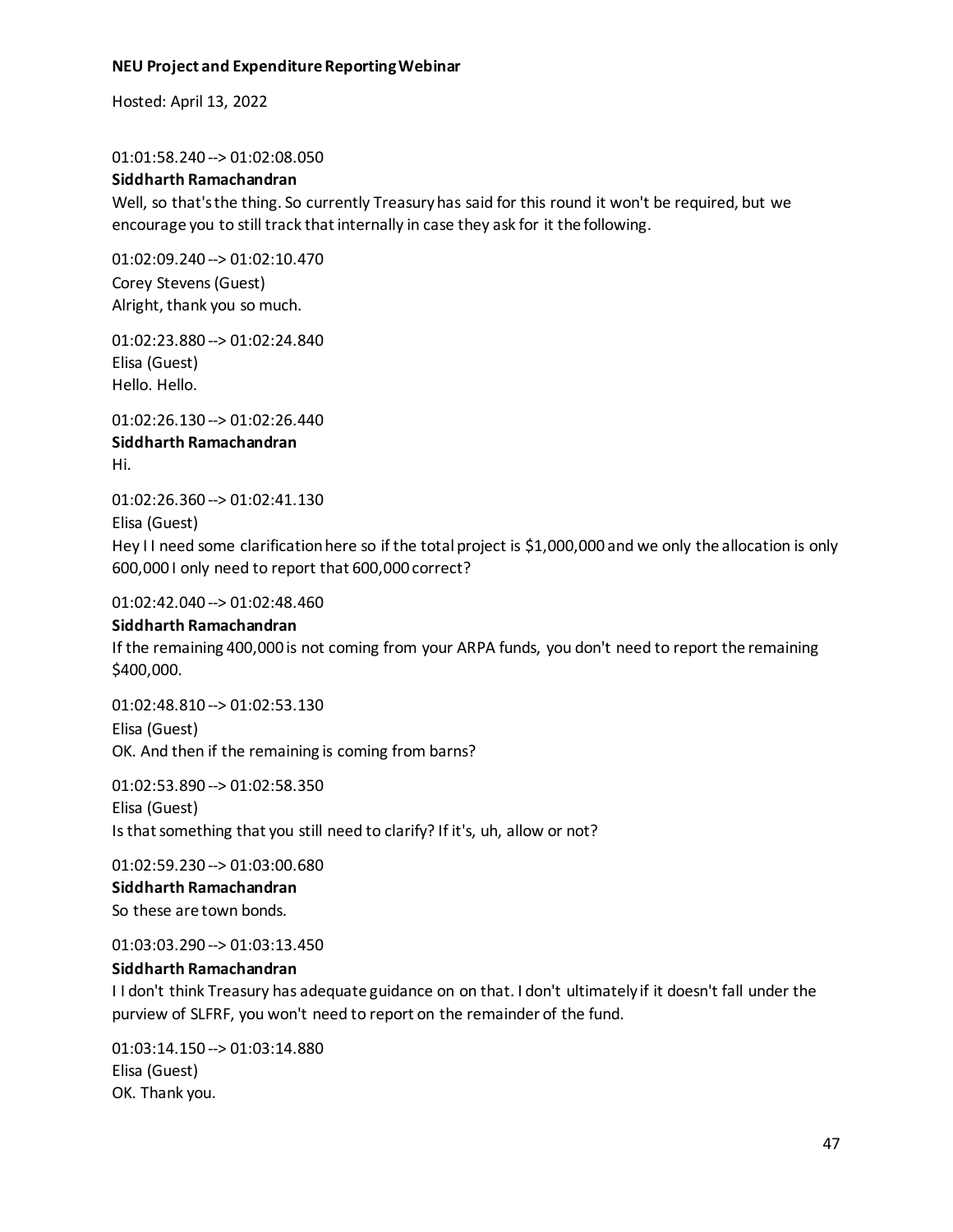**NEU Project and Expenditure Reporting Webinar**

Hosted: April 13, 2022

01:01:58.240 --> 01:02:08.050

**Siddharth Ramachandran**

Well, so that's the thing. So currently Treasury has said for this round it won't be required, but we encourage you to still track that internally in case they ask for it the following.

01:02:09.240 --> 01:02:10.470

Corey Stevens (Guest)

Alright, thank you so much.

01:02:23.880 --> 01:02:24.840

Elisa (Guest)

Hello. Hello.

01:02:26.130 --> 01:02:26.440

**Siddharth Ramachandran**

Hi.

01:02:26.360 --> 01:02:41.130

Elisa (Guest)

Hey I I need some clarification here so if the total project is $1,000,000 and we only the allocation is only 600,000 I only need to report that 600,000 correct?

01:02:42.040 --> 01:02:48.460

**Siddharth Ramachandran**

If the remaining 400,000 is not coming from your ARPA funds, you don't need to report the remaining $400,000.

01:02:48.810 --> 01:02:53.130

Elisa (Guest)

OK. And then if the remaining is coming from barns?

01:02:53.890 --> 01:02:58.350

Elisa (Guest)

Is that something that you still need to clarify? If it's, uh, allow or not?

01:02:59.230 --> 01:03:00.680

**Siddharth Ramachandran**

So these are town bonds.

01:03:03.290 --> 01:03:13.450

**Siddharth Ramachandran**

I I don't think Treasury has adequate guidance on on that. I don't ultimately if it doesn't fall under the purview of SLFRF, you won't need to report on the remainder of the fund.

01:03:14.150 --> 01:03:14.880

Elisa (Guest)

OK. Thank you.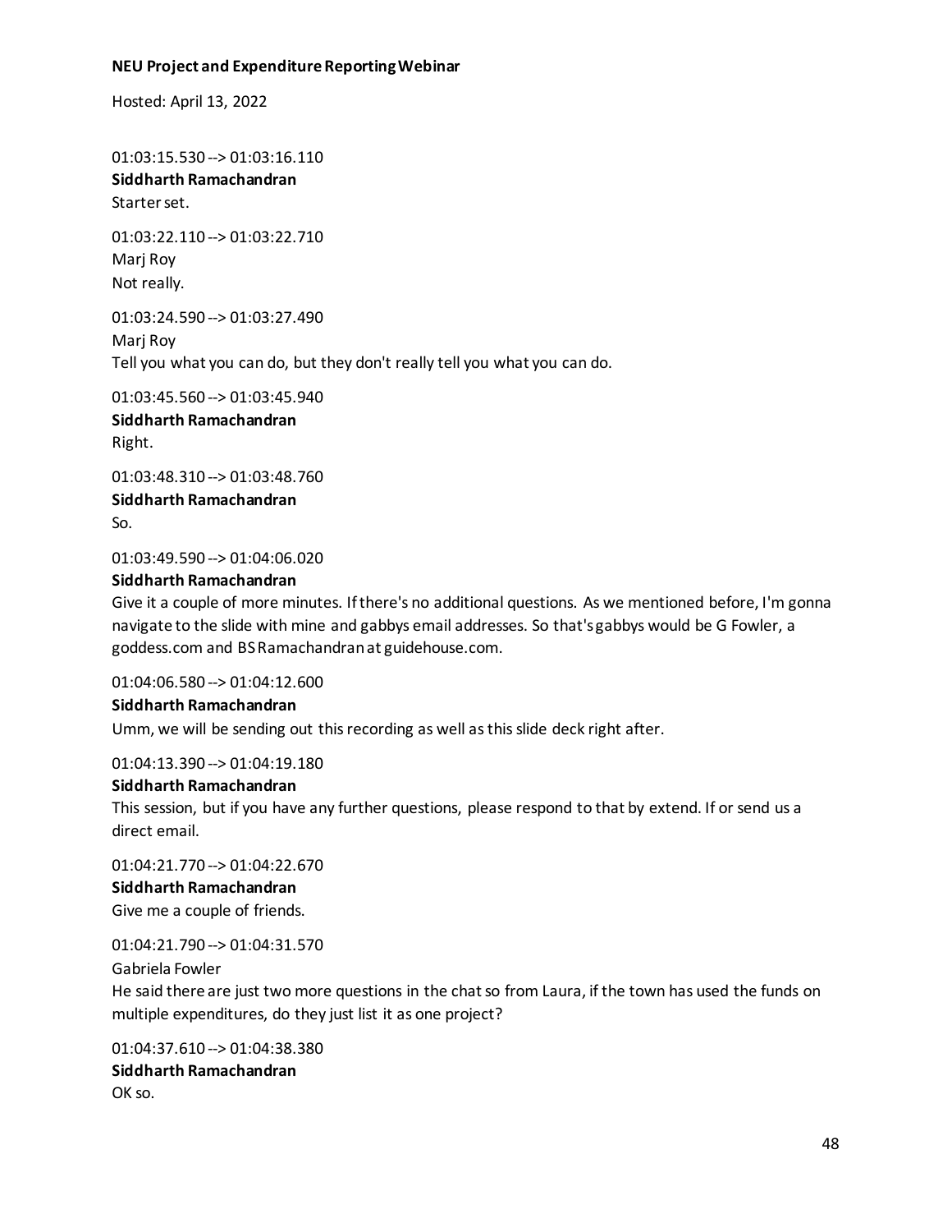01:03:15.530 --> 01:03:16.110
**Siddharth Ramachandran**
Starter set.

01:03:22.110 --> 01:03:22.710
Marj Roy
Not really.

01:03:24.590 --> 01:03:27.490
Marj Roy
Tell you what you can do, but they don't really tell you what you can do.

01:03:45.560 --> 01:03:45.940
**Siddharth Ramachandran**
Right.

01:03:48.310 --> 01:03:48.760
**Siddharth Ramachandran**
So.

01:03:49.590 --> 01:04:06.020
**Siddharth Ramachandran**
Give it a couple of more minutes. If there's no additional questions. As we mentioned before, I'm gonna navigate to the slide with mine and gabbys email addresses. So that's gabbys would be G Fowler, a goddess.com and BS Ramachandran at guidehouse.com.

01:04:06.580 --> 01:04:12.600
**Siddharth Ramachandran**
Umm, we will be sending out this recording as well as this slide deck right after.

01:04:13.390 --> 01:04:19.180
**Siddharth Ramachandran**
This session, but if you have any further questions, please respond to that by extend. If or send us a direct email.

01:04:21.770 --> 01:04:22.670
**Siddharth Ramachandran**
Give me a couple of friends.

01:04:21.790 --> 01:04:31.570
Gabriela Fowler
He said there are just two more questions in the chat so from Laura, if the town has used the funds on multiple expenditures, do they just list it as one project?

01:04:37.610 --> 01:04:38.380
**Siddharth Ramachandran**
OK so.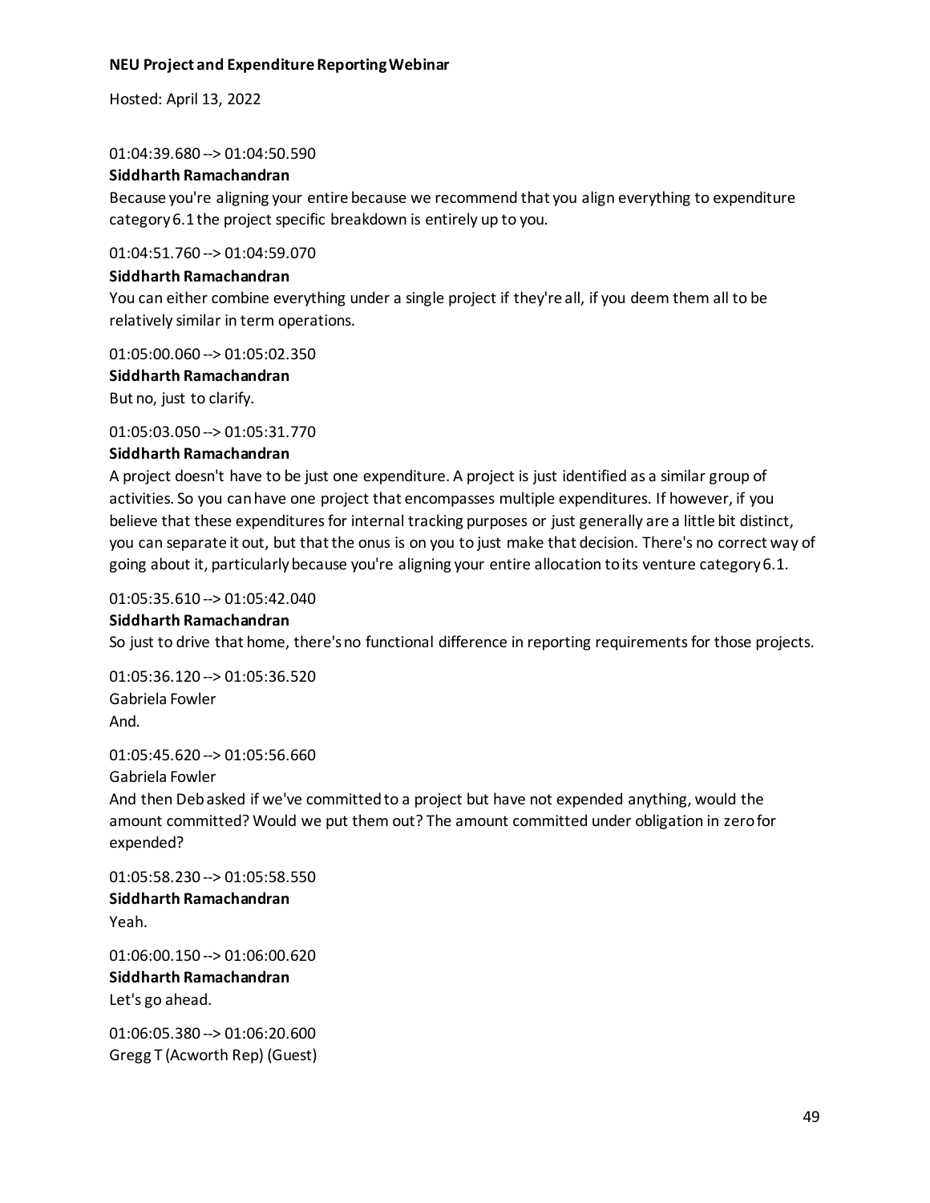01:04:39.680 --> 01:04:50.590

**Siddharth Ramachandran**

Because you're aligning your entire because we recommend that you align everything to expenditure category 6.1 the project specific breakdown is entirely up to you.

01:04:51.760 --> 01:04:59.070

**Siddharth Ramachandran**

You can either combine everything under a single project if they're all, if you deem them all to be relatively similar in term operations.

01:05:00.060 --> 01:05:02.350

**Siddharth Ramachandran**

But no, just to clarify.

01:05:03.050 --> 01:05:31.770

**Siddharth Ramachandran**

A project doesn't have to be just one expenditure. A project is just identified as a similar group of activities. So you can have one project that encompasses multiple expenditures. If however, if you believe that these expenditures for internal tracking purposes or just generally are a little bit distinct, you can separate it out, but that the onus is on you to just make that decision. There's no correct way of going about it, particularly because you're aligning your entire allocation to its venture category 6.1.

01:05:35.610 --> 01:05:42.040

**Siddharth Ramachandran**

So just to drive that home, there's no functional difference in reporting requirements for those projects.

01:05:36.120 --> 01:05:36.520

Gabriela Fowler

And.

01:05:45.620 --> 01:05:56.660

Gabriela Fowler

And then Deb asked if we've committed to a project but have not expended anything, would the amount committed? Would we put them out? The amount committed under obligation in zero for expended?

01:05:58.230 --> 01:05:58.550

**Siddharth Ramachandran**

Yeah.

01:06:00.150 --> 01:06:00.620

**Siddharth Ramachandran**

Let's go ahead.

01:06:05.380 --> 01:06:20.600

Gregg T (Acworth Rep) (Guest)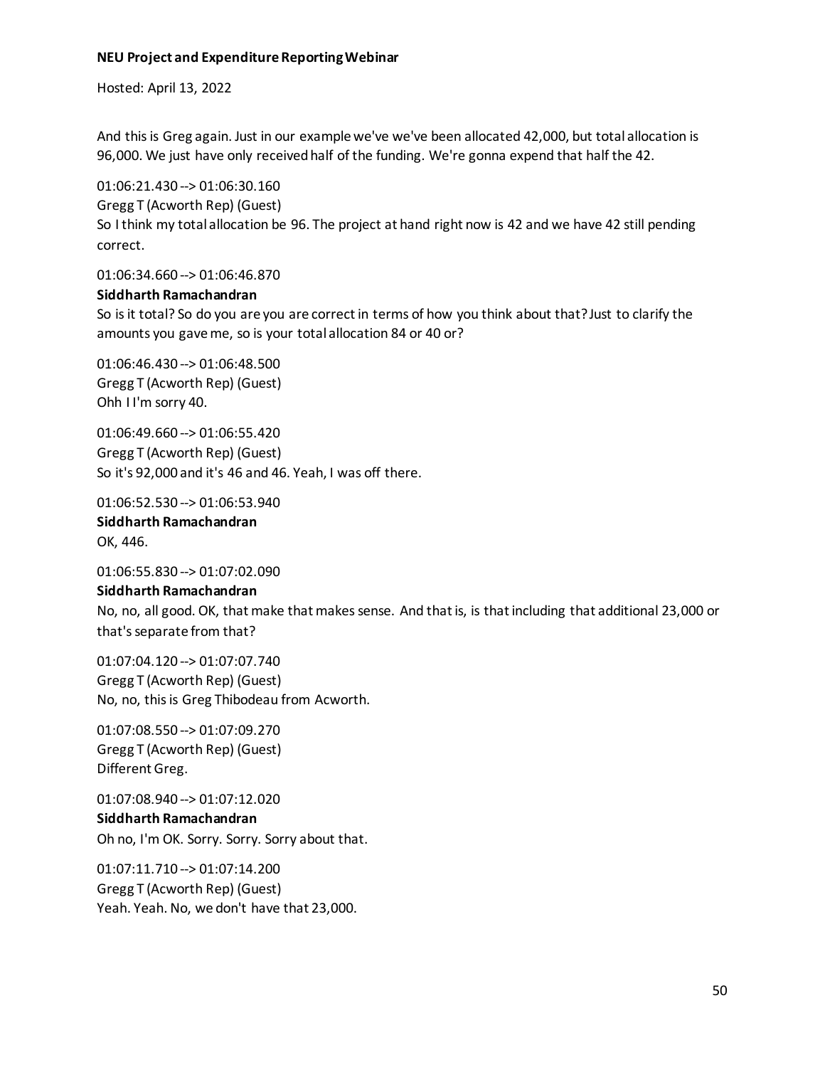And this is Greg again. Just in our example we've we've been allocated 42,000, but total allocation is 96,000. We just have only received half of the funding. We're gonna expend that half the 42.

01:06:21.430 --> 01:06:30.160
Gregg T (Acworth Rep) (Guest)
So I think my total allocation be 96. The project at hand right now is 42 and we have 42 still pending correct.

01:06:34.660 --> 01:06:46.870
**Siddharth Ramachandran**
So is it total? So do you are you are correct in terms of how you think about that? Just to clarify the amounts you gave me, so is your total allocation 84 or 40 or?

01:06:46.430 --> 01:06:48.500
Gregg T (Acworth Rep) (Guest)
Ohh I I'm sorry 40.

01:06:49.660 --> 01:06:55.420
Gregg T (Acworth Rep) (Guest)
So it's 92,000 and it's 46 and 46. Yeah, I was off there.

01:06:52.530 --> 01:06:53.940
**Siddharth Ramachandran**
OK, 446.

01:06:55.830 --> 01:07:02.090
**Siddharth Ramachandran**
No, no, all good. OK, that make that makes sense. And that is, is that including that additional 23,000 or that's separate from that?

01:07:04.120 --> 01:07:07.740
Gregg T (Acworth Rep) (Guest)
No, no, this is Greg Thibodeau from Acworth.

01:07:08.550 --> 01:07:09.270
Gregg T (Acworth Rep) (Guest)
Different Greg.

01:07:08.940 --> 01:07:12.020
**Siddharth Ramachandran**
Oh no, I'm OK. Sorry. Sorry. Sorry about that.

01:07:11.710 --> 01:07:14.200
Gregg T (Acworth Rep) (Guest)
Yeah. Yeah. No, we don't have that 23,000.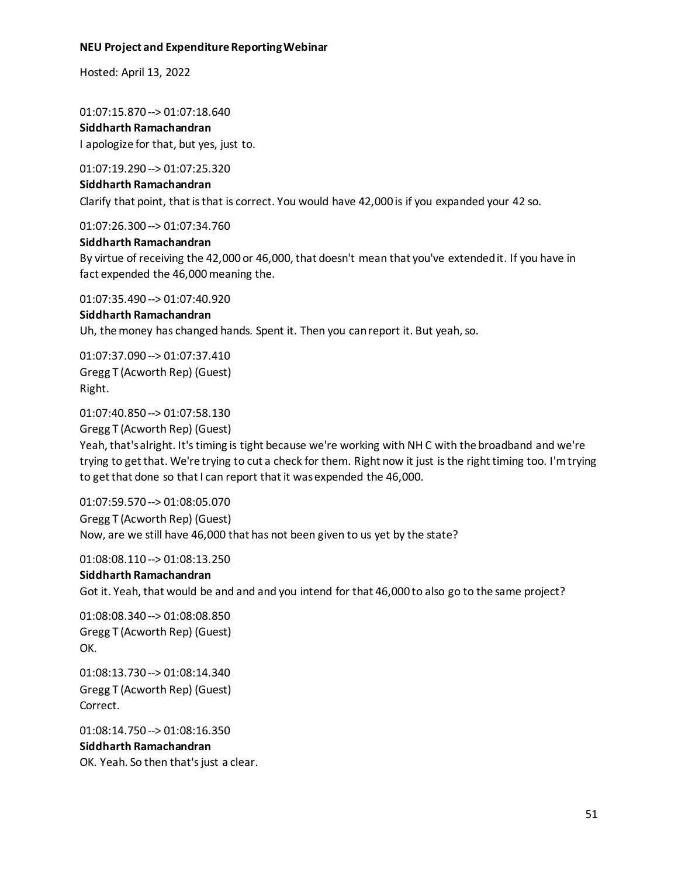01:07:15.870 --> 01:07:18.640
**Siddharth Ramachandran**
I apologize for that, but yes, just to.

01:07:19.290 --> 01:07:25.320
**Siddharth Ramachandran**
Clarify that point, that is that is correct. You would have 42,000 is if you expanded your 42 so.

01:07:26.300 --> 01:07:34.760
**Siddharth Ramachandran**
By virtue of receiving the 42,000 or 46,000, that doesn't mean that you've extended it. If you have in fact expended the 46,000 meaning the.

01:07:35.490 --> 01:07:40.920
**Siddharth Ramachandran**
Uh, the money has changed hands. Spent it. Then you can report it. But yeah, so.

01:07:37.090 --> 01:07:37.410
Gregg T (Acworth Rep) (Guest)
Right.

01:07:40.850 --> 01:07:58.130
Gregg T (Acworth Rep) (Guest)
Yeah, that's alright. It's timing is tight because we're working with NH C with the broadband and we're trying to get that. We're trying to cut a check for them. Right now it just is the right timing too. I'm trying to get that done so that I can report that it was expended the 46,000.

01:07:59.570 --> 01:08:05.070
Gregg T (Acworth Rep) (Guest)
Now, are we still have 46,000 that has not been given to us yet by the state?

01:08:08.110 --> 01:08:13.250
**Siddharth Ramachandran**
Got it. Yeah, that would be and and and you intend for that 46,000 to also go to the same project?

01:08:08.340 --> 01:08:08.850
Gregg T (Acworth Rep) (Guest)
OK.

01:08:13.730 --> 01:08:14.340
Gregg T (Acworth Rep) (Guest)
Correct.

01:08:14.750 --> 01:08:16.350
**Siddharth Ramachandran**
OK. Yeah. So then that's just a clear.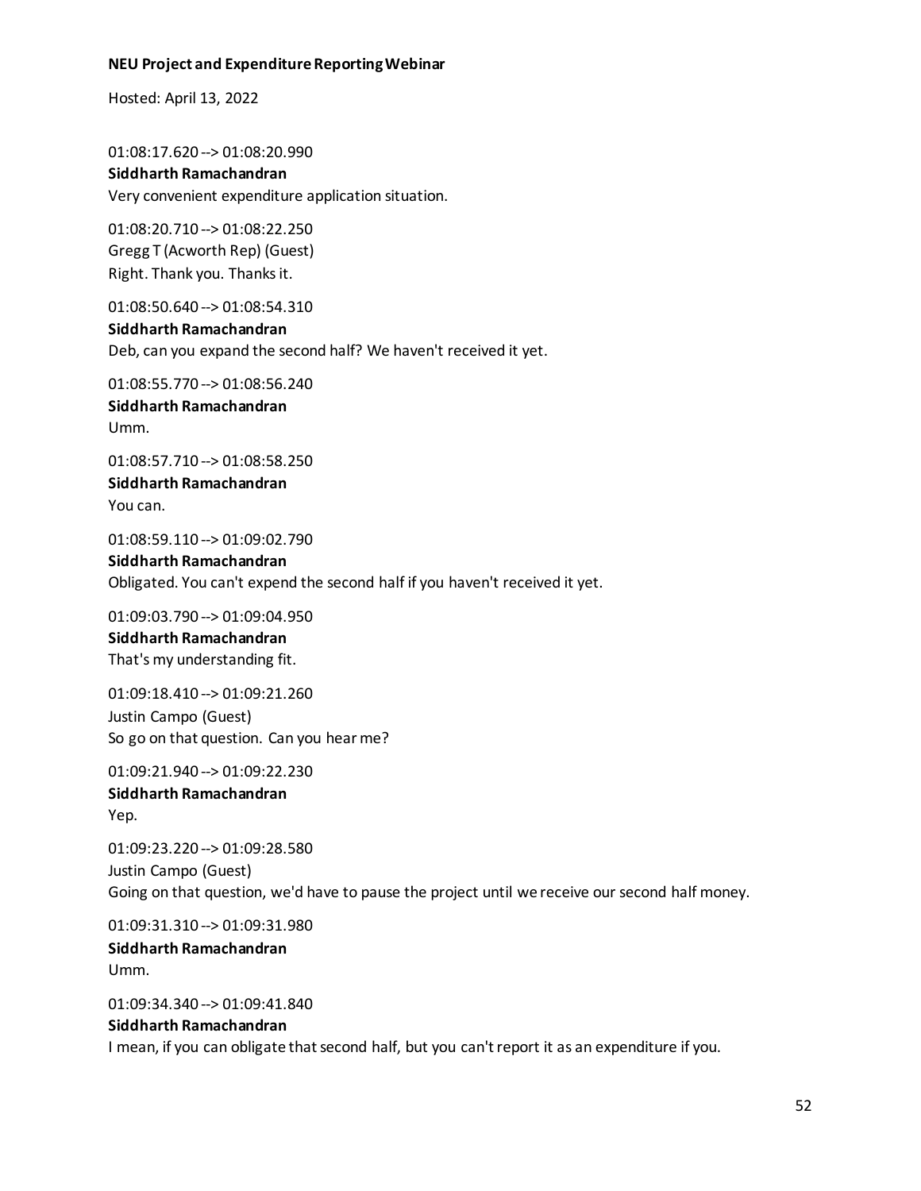01:08:17.620 --> 01:08:20.990
**Siddharth Ramachandran**
Very convenient expenditure application situation.

01:08:20.710 --> 01:08:22.250
Gregg T (Acworth Rep) (Guest)
Right. Thank you. Thanks it.

01:08:50.640 --> 01:08:54.310
**Siddharth Ramachandran**
Deb, can you expand the second half? We haven't received it yet.

01:08:55.770 --> 01:08:56.240
**Siddharth Ramachandran**
Umm.

01:08:57.710 --> 01:08:58.250
**Siddharth Ramachandran**
You can.

01:08:59.110 --> 01:09:02.790
**Siddharth Ramachandran**
Obligated. You can't expend the second half if you haven't received it yet.

01:09:03.790 --> 01:09:04.950
**Siddharth Ramachandran**
That's my understanding fit.

01:09:18.410 --> 01:09:21.260
Justin Campo (Guest)
So go on that question. Can you hear me?

01:09:21.940 --> 01:09:22.230
**Siddharth Ramachandran**
Yep.

01:09:23.220 --> 01:09:28.580
Justin Campo (Guest)
Going on that question, we'd have to pause the project until we receive our second half money.

01:09:31.310 --> 01:09:31.980
**Siddharth Ramachandran**
Umm.

01:09:34.340 --> 01:09:41.840
**Siddharth Ramachandran**
I mean, if you can obligate that second half, but you can't report it as an expenditure if you.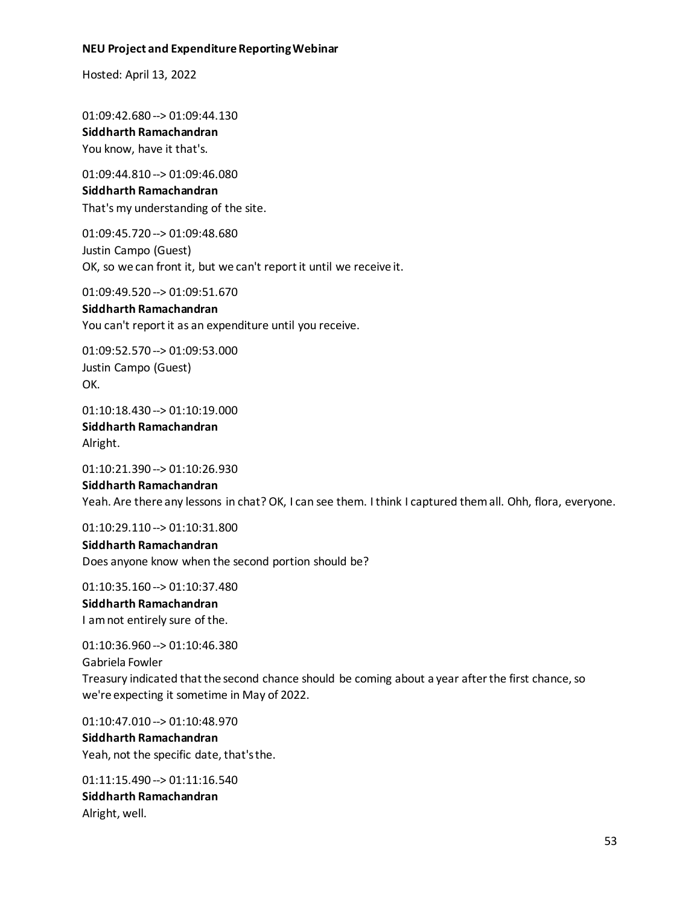01:09:42.680 --> 01:09:44.130
**Siddharth Ramachandran**
You know, have it that's.

01:09:44.810 --> 01:09:46.080
**Siddharth Ramachandran**
That's my understanding of the site.

01:09:45.720 --> 01:09:48.680
Justin Campo (Guest)
OK, so we can front it, but we can't report it until we receive it.

01:09:49.520 --> 01:09:51.670
**Siddharth Ramachandran**
You can't report it as an expenditure until you receive.

01:09:52.570 --> 01:09:53.000
Justin Campo (Guest)
OK.

01:10:18.430 --> 01:10:19.000
**Siddharth Ramachandran**
Alright.

01:10:21.390 --> 01:10:26.930
**Siddharth Ramachandran**
Yeah. Are there any lessons in chat? OK, I can see them. I think I captured them all. Ohh, flora, everyone.

01:10:29.110 --> 01:10:31.800
**Siddharth Ramachandran**
Does anyone know when the second portion should be?

01:10:35.160 --> 01:10:37.480
**Siddharth Ramachandran**
I am not entirely sure of the.

01:10:36.960 --> 01:10:46.380
Gabriela Fowler
Treasury indicated that the second chance should be coming about a year after the first chance, so we're expecting it sometime in May of 2022.

01:10:47.010 --> 01:10:48.970
**Siddharth Ramachandran**
Yeah, not the specific date, that's the.

01:11:15.490 --> 01:11:16.540
**Siddharth Ramachandran**
Alright, well.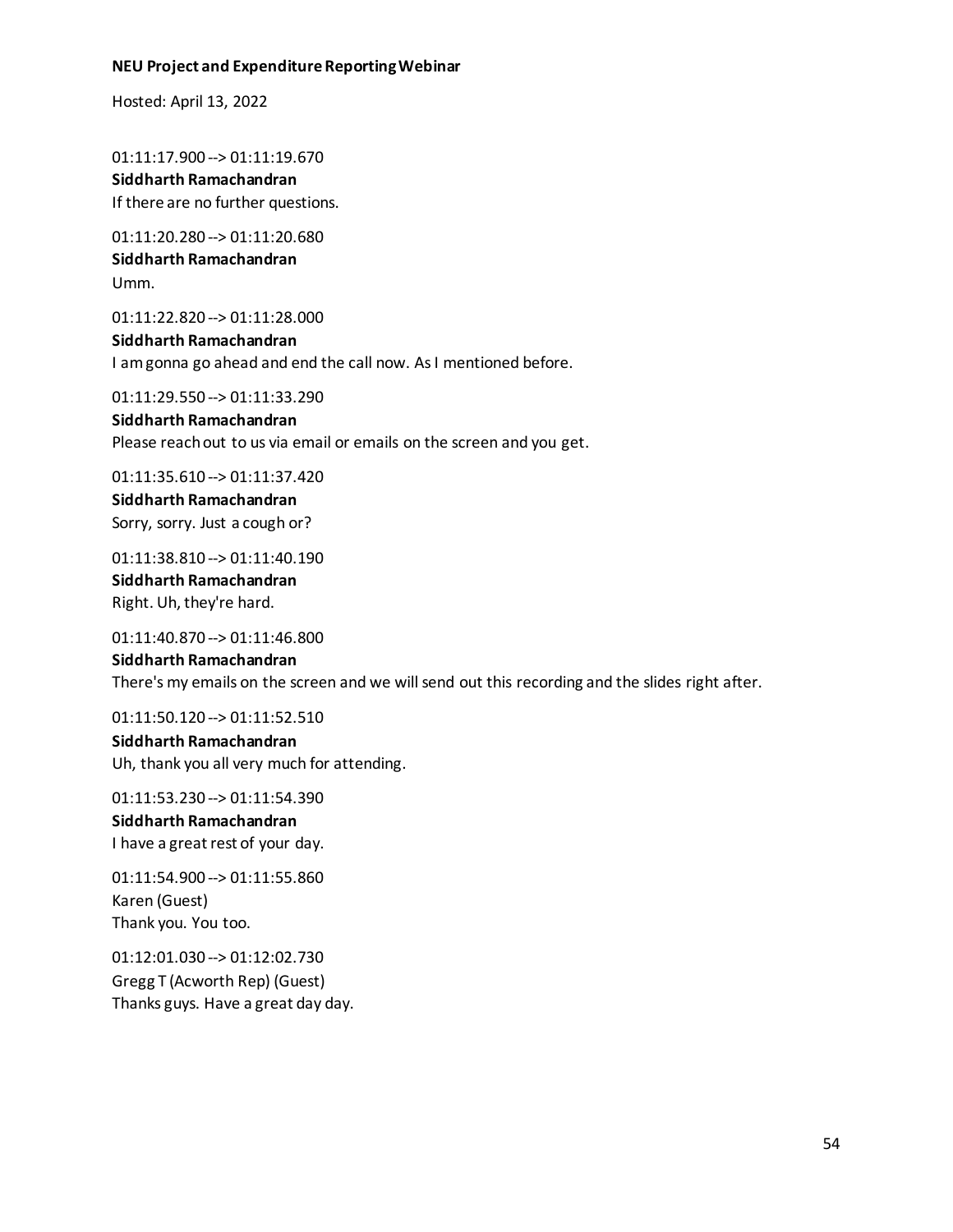01:11:17.900 --> 01:11:19.670
**Siddharth Ramachandran**
If there are no further questions.

01:11:20.280 --> 01:11:20.680
**Siddharth Ramachandran**
Umm.

01:11:22.820 --> 01:11:28.000
**Siddharth Ramachandran**
I am gonna go ahead and end the call now. As I mentioned before.

01:11:29.550 --> 01:11:33.290
**Siddharth Ramachandran**
Please reach out to us via email or emails on the screen and you get.

01:11:35.610 --> 01:11:37.420
**Siddharth Ramachandran**
Sorry, sorry. Just a cough or?

01:11:38.810 --> 01:11:40.190
**Siddharth Ramachandran**
Right. Uh, they're hard.

01:11:40.870 --> 01:11:46.800
**Siddharth Ramachandran**
There's my emails on the screen and we will send out this recording and the slides right after.

01:11:50.120 --> 01:11:52.510
**Siddharth Ramachandran**
Uh, thank you all very much for attending.

01:11:53.230 --> 01:11:54.390
**Siddharth Ramachandran**
I have a great rest of your day.

01:11:54.900 --> 01:11:55.860
Karen (Guest)
Thank you. You too.

01:12:01.030 --> 01:12:02.730
Gregg T (Acworth Rep) (Guest)
Thanks guys. Have a great day day.